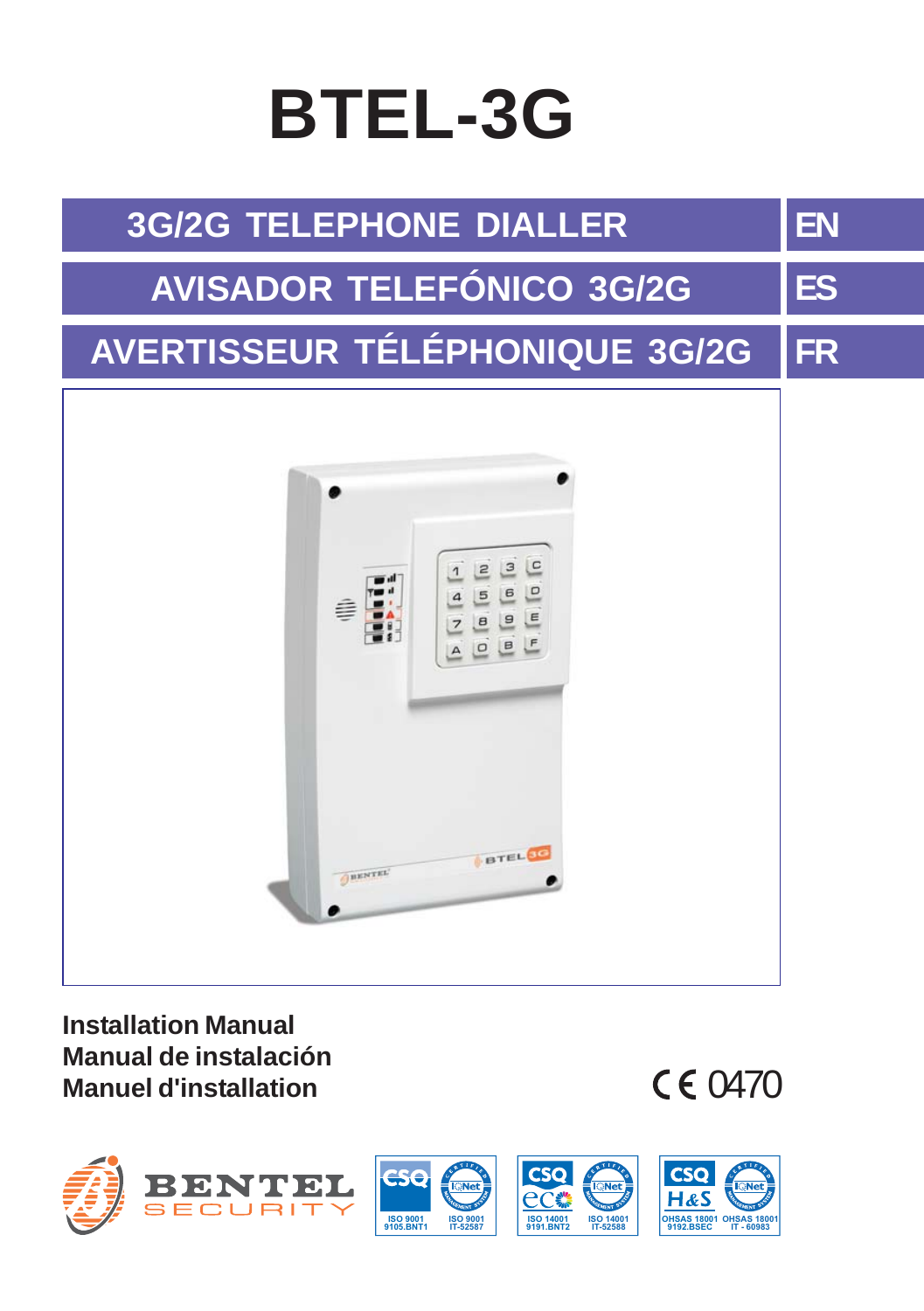# BTEL-3G

## 3G/2G TELEPHONE DIALLER — EN

## AVISADOR TELEFÓNICO 3G/2G — ES

## AVERTISSEUR TÉLÉPHONIQUE 3G/2G — FR

**Installation Manual**
**Manual de instalación**
**Manuel d'installation**

CE 0470

BENTEL SECURITY

ISO 9001 9105.BNT1 | ISO 9001 IT-52587 | ISO 14001 9191.BNT2 | ISO 14001 IT-52588 | OHSAS 18001 9192.BSEC | OHSAS 18001 IT - 60983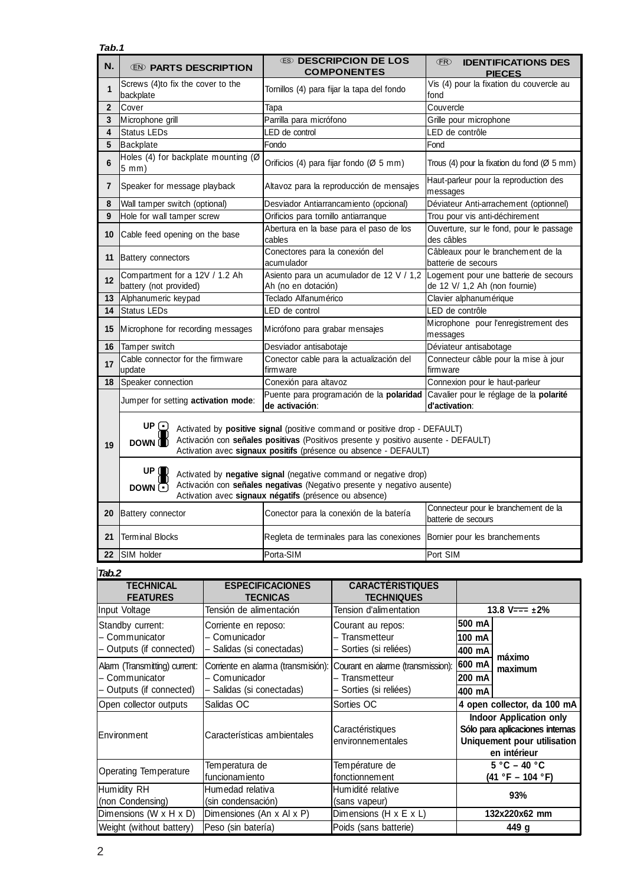*Tab.1*

| N. | (EN) PARTS DESCRIPTION | (ES) DESCRIPCION DE LOS COMPONENTES | (FR) IDENTIFICATIONS DES PIECES |
|---|---|---|---|
| 1 | Screws (4)to fix the cover to the backplate | Tornillos (4) para fijar la tapa del fondo | Vis (4) pour la fixation du couvercle au fond |
| 2 | Cover | Tapa | Couvercle |
| 3 | Microphone grill | Parrilla para micrófono | Grille pour microphone |
| 4 | Status LEDs | LED de control | LED de contrôle |
| 5 | Backplate | Fondo | Fond |
| 6 | Holes (4) for backplate mounting (Ø 5 mm) | Orificios (4) para fijar fondo (Ø 5 mm) | Trous (4) pour la fixation du fond (Ø 5 mm) |
| 7 | Speaker for message playback | Altavoz para la reproducción de mensajes | Haut-parleur pour la reproduction des messages |
| 8 | Wall tamper switch (optional) | Desviador Antiarrancamiento (opcional) | Déviateur Anti-arrachement (optionnel) |
| 9 | Hole for wall tamper screw | Orificios para tornillo antiarranque | Trou pour vis anti-déchirement |
| 10 | Cable feed opening on the base | Abertura en la base para el paso de los cables | Ouverture, sur le fond, pour le passage des câbles |
| 11 | Battery connectors | Conectores para la conexión del acumulador | Câbleaux pour le branchement de la batterie de secours |
| 12 | Compartment for a 12V / 1.2 Ah battery (not provided) | Asiento para un acumulador de 12 V / 1,2 Ah (no en dotación) | Logement pour une batterie de secours de 12 V/ 1,2 Ah (non fournie) |
| 13 | Alphanumeric keypad | Teclado Alfanumérico | Clavier alphanumérique |
| 14 | Status LEDs | LED de control | LED de contrôle |
| 15 | Microphone for recording messages | Micrófono para grabar mensajes | Microphone pour l'enregistrement des messages |
| 16 | Tamper switch | Desviador antisabotaje | Déviateur antisabotage |
| 17 | Cable connector for the firmware update | Conector cable para la actualización del firmware | Connecteur câble pour la mise à jour firmware |
| 18 | Speaker connection | Conexión para altavoz | Connexion pour le haut-parleur |
| 19 | Jumper for setting **activation mode**: | Puente para programación de la **polaridad de activación**: | Cavalier pour le réglage de la **polarité d'activation**: |
| | UP / DOWN (jumper DOWN): Activated by **positive signal** (positive command or positive drop - DEFAULT) / Activación con **señales positivas** (Positivos presente y positivo ausente - DEFAULT) / Activation avec **signaux positifs** (présence ou absence - DEFAULT) | | |
| | UP / DOWN (jumper UP): Activated by **negative signal** (negative command or negative drop) / Activación con **señales negativas** (Negativo presente y negativo ausente) / Activation avec **signaux négatifs** (présence ou absence) | | |
| 20 | Battery connector | Conector para la conexión de la batería | Connecteur pour le branchement de la batterie de secours |
| 21 | Terminal Blocks | Regleta de terminales para las conexiones | Bornier pour les branchements |
| 22 | SIM holder | Porta-SIM | Port SIM |

*Tab.2*

| TECHNICAL FEATURES | ESPECIFICACIONES TECNICAS | CARACTÉRISTIQUES TECHNIQUES | | |
|---|---|---|---|---|
| Input Voltage | Tensión de alimentación | Tension d'alimentation | **13.8 V⎓ ±2%** | |
| Standby current: | Corriente en reposo: | Courant au repos: | **500 mA** | **máximo maximum** |
| – Communicator | – Comunicador | – Transmetteur | **100 mA** | |
| – Outputs (if connected) | – Salidas (si conectadas) | – Sorties (si reliées) | **400 mA** | |
| Alarm (Transmitting) current: | Corriente en alarma (transmisión): | Courant en alarme (transmission): | **600 mA** | |
| – Communicator | – Comunicador | – Transmetteur | **200 mA** | |
| – Outputs (if connected) | – Salidas (si conectadas) | – Sorties (si reliées) | **400 mA** | |
| Open collector outputs | Salidas OC | Sorties OC | **4 open collector, da 100 mA** | |
| Environment | Características ambientales | Caractéristiques environnementales | **Indoor Application only<br>Sólo para aplicaciones internas<br>Uniquement pour utilisation en intérieur** | |
| Operating Temperature | Temperatura de funcionamiento | Température de fonctionnement | **5 °C – 40 °C<br>(41 °F – 104 °F)** | |
| Humidity RH (non Condensing) | Humedad relativa (sin condensación) | Humidité relative (sans vapeur) | **93%** | |
| Dimensions (W x H x D) | Dimensiones (An x Al x P) | Dimensions (H x E x L) | **132x220x62 mm** | |
| Weight (without battery) | Peso (sin batería) | Poids (sans batterie) | **449 g** | |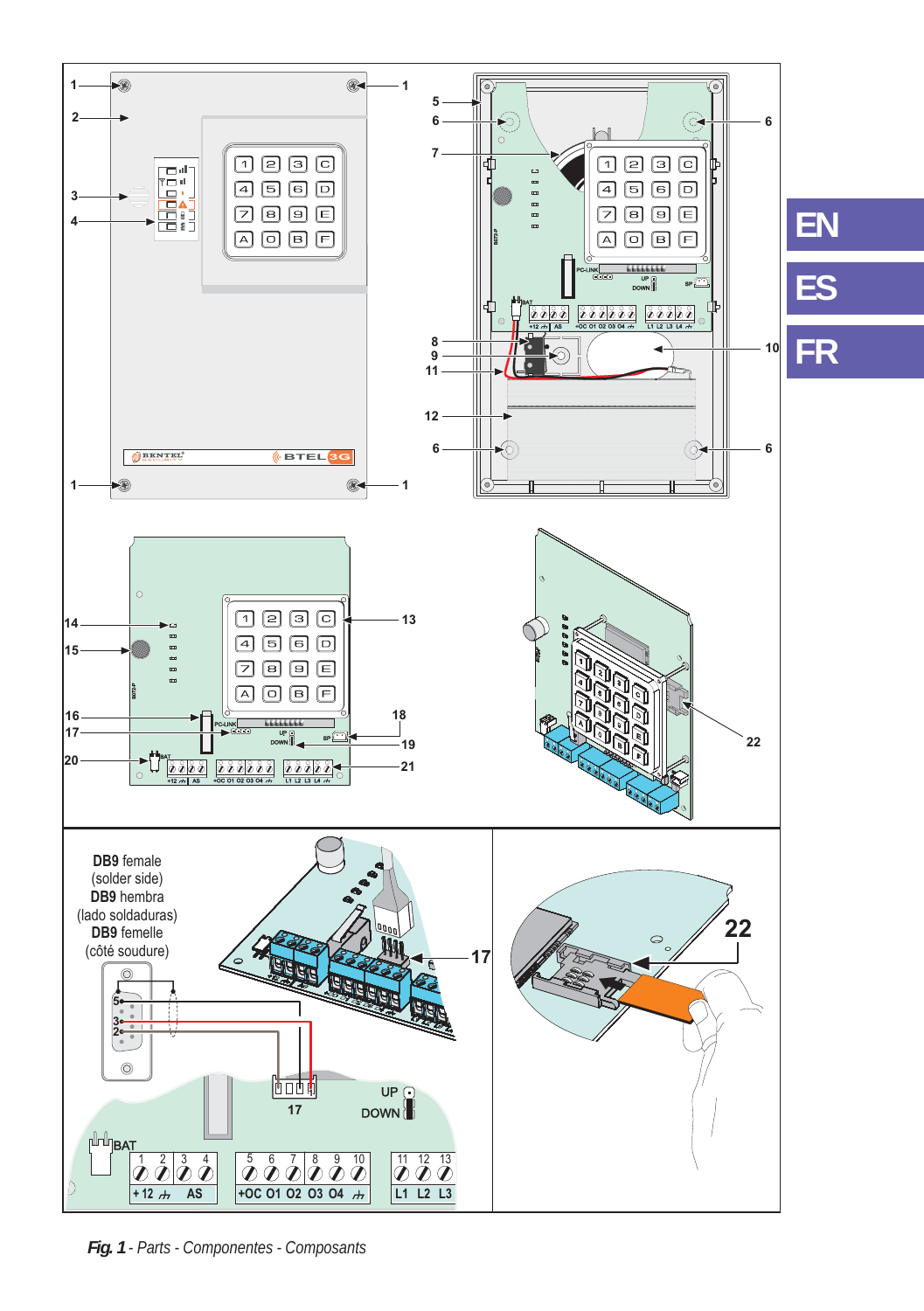EN

ES

FR

DB9 female
(solder side)
DB9 hembra
(lado soldaduras)
DB9 femelle
(côté soudure)

*Fig. 1* - Parts - Componentes - Composants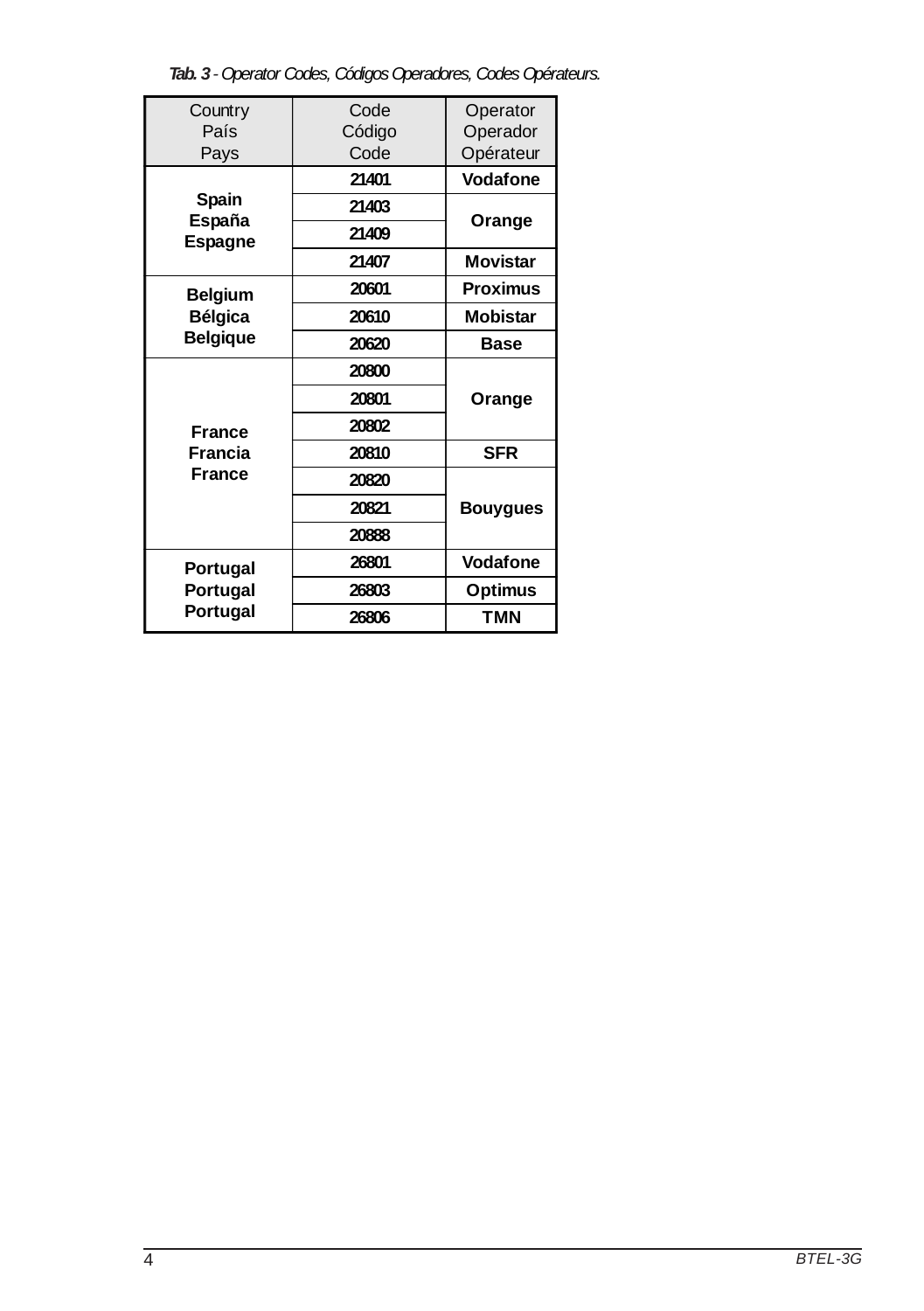***Tab. 3** - Operator Codes, Códigos Operadores, Codes Opérateurs.*

| Country<br>País<br>Pays | Code<br>Código<br>Code | Operator<br>Operador<br>Opérateur |
|---|---|---|
| **Spain<br>España<br>Espagne** | 21401 | **Vodafone** |
| | 21403 | **Orange** |
| | 21409 | **Orange** |
| | 21407 | **Movistar** |
| **Belgium<br>Bélgica<br>Belgique** | 20601 | **Proximus** |
| | 20610 | **Mobistar** |
| | 20620 | **Base** |
| **France<br>Francia<br>France** | 20800 | **Orange** |
| | 20801 | **Orange** |
| | 20802 | **Orange** |
| | 20810 | **SFR** |
| | 20820 | **Bouygues** |
| | 20821 | **Bouygues** |
| | 20888 | **Bouygues** |
| **Portugal<br>Portugal<br>Portugal** | 26801 | **Vodafone** |
| | 26803 | **Optimus** |
| | 26806 | **TMN** |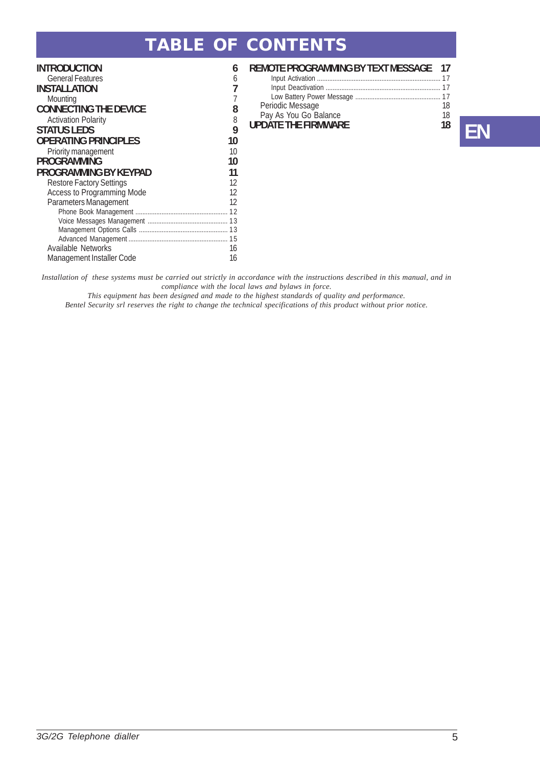# TABLE OF CONTENTS

| | |
|---|---|
| **INTRODUCTION** | **6** |
| General Features | 6 |
| **INSTALLATION** | **7** |
| Mounting | 7 |
| **CONNECTING THE DEVICE** | **8** |
| Activation Polarity | 8 |
| **STATUS LEDS** | **9** |
| **OPERATING PRINCIPLES** | **10** |
| Priority management | 10 |
| **PROGRAMMING** | **10** |
| **PROGRAMMING BY KEYPAD** | **11** |
| Restore Factory Settings | 12 |
| Access to Programming Mode | 12 |
| Parameters Management | 12 |
| Phone Book Management | 12 |
| Voice Messages Management | 13 |
| Management Options Calls | 13 |
| Advanced Management | 15 |
| Available Networks | 16 |
| Management Installer Code | 16 |
| **REMOTE PROGRAMMING BY TEXT MESSAGE** | **17** |
| Input Activation | 17 |
| Input Deactivation | 17 |
| Low Battery Power Message | 17 |
| Periodic Message | 18 |
| Pay As You Go Balance | 18 |
| **UPDATE THE FIRMWARE** | **18** |

EN

*Installation of these systems must be carried out strictly in accordance with the instructions described in this manual, and in compliance with the local laws and bylaws in force.*
*This equipment has been designed and made to the highest standards of quality and performance.*
*Bentel Security srl reserves the right to change the technical specifications of this product without prior notice.*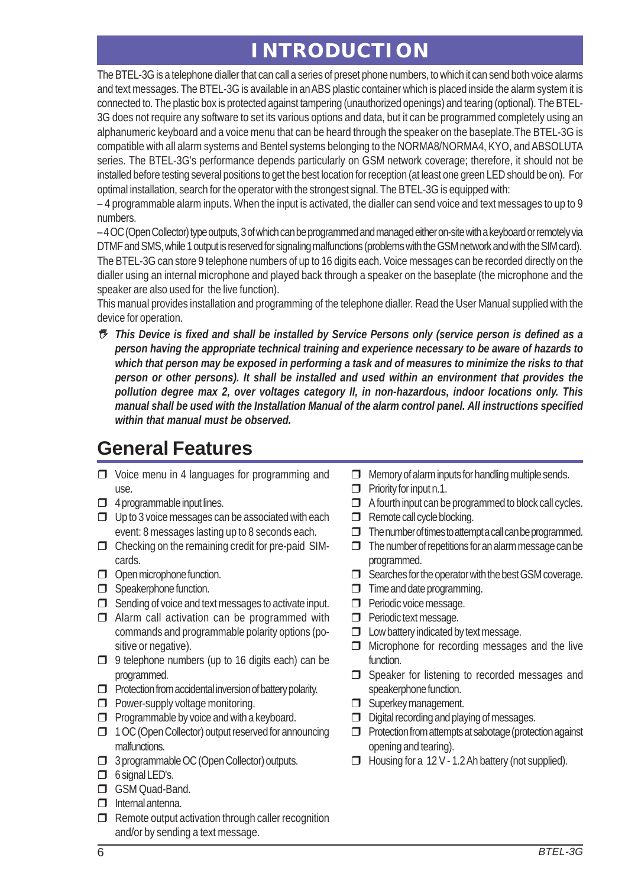# INTRODUCTION

The BTEL-3G is a telephone dialler that can call a series of preset phone numbers, to which it can send both voice alarms and text messages. The BTEL-3G is available in an ABS plastic container which is placed inside the alarm system it is connected to. The plastic box is protected against tampering (unauthorized openings) and tearing (optional). The BTEL-3G does not require any software to set its various options and data, but it can be programmed completely using an alphanumeric keyboard and a voice menu that can be heard through the speaker on the baseplate.The BTEL-3G is compatible with all alarm systems and Bentel systems belonging to the NORMA8/NORMA4, KYO, and ABSOLUTA series. The BTEL-3G's performance depends particularly on GSM network coverage; therefore, it should not be installed before testing several positions to get the best location for reception (at least one green LED should be on). For optimal installation, search for the operator with the strongest signal. The BTEL-3G is equipped with:

– 4 programmable alarm inputs. When the input is activated, the dialler can send voice and text messages to up to 9 numbers.

– 4 OC (Open Collector) type outputs, 3 of which can be programmed and managed either on-site with a keyboard or remotely via DTMF and SMS, while 1 output is reserved for signaling malfunctions (problems with the GSM network and with the SIM card).

The BTEL-3G can store 9 telephone numbers of up to 16 digits each. Voice messages can be recorded directly on the dialler using an internal microphone and played back through a speaker on the baseplate (the microphone and the speaker are also used for the live function).

This manual provides installation and programming of the telephone dialler. Read the User Manual supplied with the device for operation.

***This Device is fixed and shall be installed by Service Persons only (service person is defined as a person having the appropriate technical training and experience necessary to be aware of hazards to which that person may be exposed in performing a task and of measures to minimize the risks to that person or other persons). It shall be installed and used within an environment that provides the pollution degree max 2, over voltages category II, in non-hazardous, indoor locations only. This manual shall be used with the Installation Manual of the alarm control panel. All instructions specified within that manual must be observed.***

## General Features

- Voice menu in 4 languages for programming and use.
- 4 programmable input lines.
- Up to 3 voice messages can be associated with each event: 8 messages lasting up to 8 seconds each.
- Checking on the remaining credit for pre-paid SIM-cards.
- Open microphone function.
- Speakerphone function.
- Sending of voice and text messages to activate input.
- Alarm call activation can be programmed with commands and programmable polarity options (positive or negative).
- 9 telephone numbers (up to 16 digits each) can be programmed.
- Protection from accidental inversion of battery polarity.
- Power-supply voltage monitoring.
- Programmable by voice and with a keyboard.
- 1 OC (Open Collector) output reserved for announcing malfunctions.
- 3 programmable OC (Open Collector) outputs.
- 6 signal LED's.
- GSM Quad-Band.
- Internal antenna.
- Remote output activation through caller recognition and/or by sending a text message.
- Memory of alarm inputs for handling multiple sends.
- Priority for input n.1.
- A fourth input can be programmed to block call cycles.
- Remote call cycle blocking.
- The number of times to attempt a call can be programmed.
- The number of repetitions for an alarm message can be programmed.
- Searches for the operator with the best GSM coverage.
- Time and date programming.
- Periodic voice message.
- Periodic text message.
- Low battery indicated by text message.
- Microphone for recording messages and the live function.
- Speaker for listening to recorded messages and speakerphone function.
- Superkey management.
- Digital recording and playing of messages.
- Protection from attempts at sabotage (protection against opening and tearing).
- Housing for a 12 V - 1.2 Ah battery (not supplied).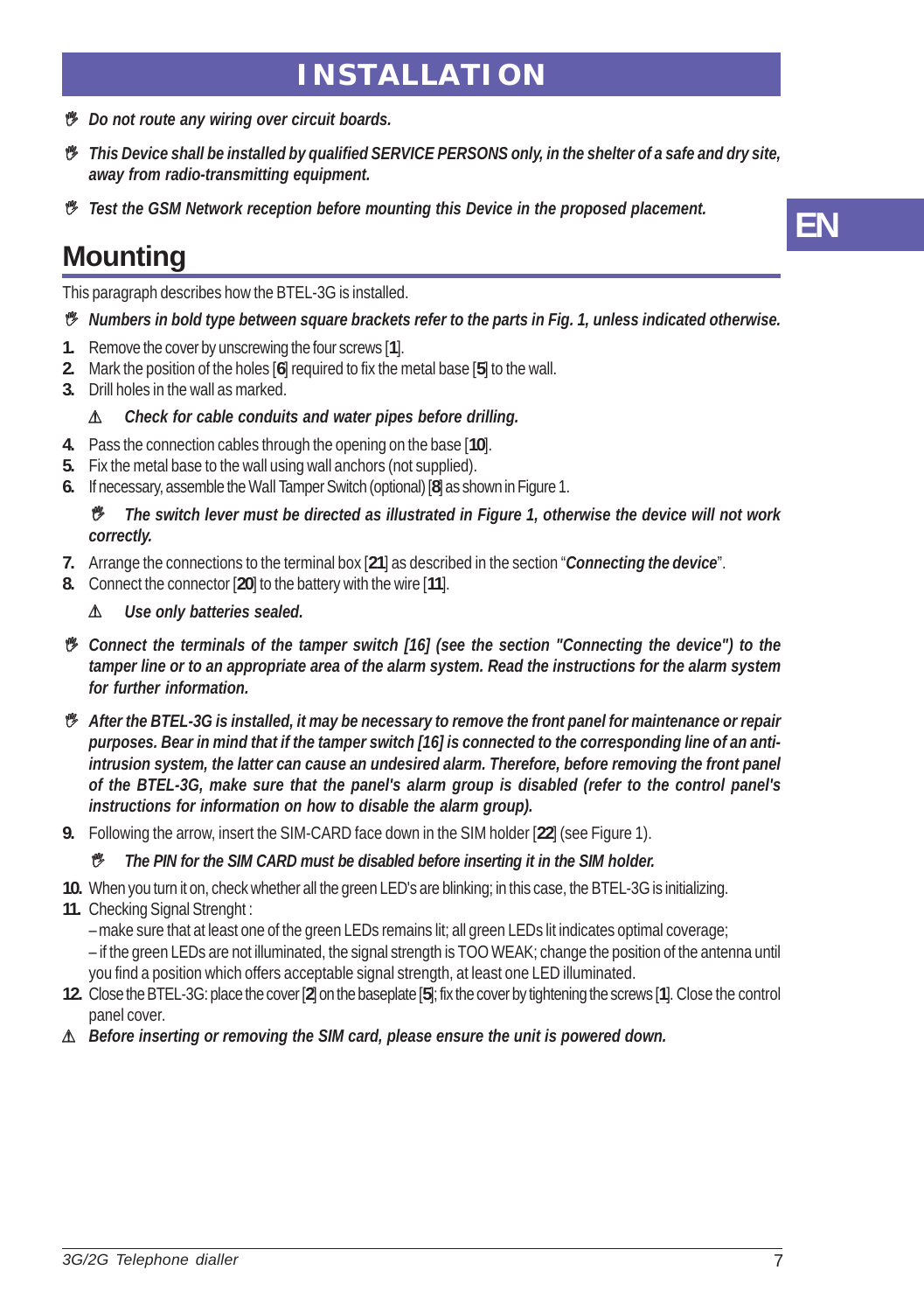# INSTALLATION

*Do not route any wiring over circuit boards.*

*This Device shall be installed by qualified SERVICE PERSONS only, in the shelter of a safe and dry site, away from radio-transmitting equipment.*

*Test the GSM Network reception before mounting this Device in the proposed placement.*

EN

## Mounting

This paragraph describes how the BTEL-3G is installed.

*Numbers in bold type between square brackets refer to the parts in Fig. 1, unless indicated otherwise.*

1. Remove the cover by unscrewing the four screws [**1**].
2. Mark the position of the holes [**6**] required to fix the metal base [**5**] to the wall.
3. Drill holes in the wall as marked.

   ⚠ *Check for cable conduits and water pipes before drilling.*

4. Pass the connection cables through the opening on the base [**10**].
5. Fix the metal base to the wall using wall anchors (not supplied).
6. If necessary, assemble the Wall Tamper Switch (optional) [**8**] as shown in Figure 1.

   *The switch lever must be directed as illustrated in Figure 1, otherwise the device will not work correctly.*

7. Arrange the connections to the terminal box [**21**] as described in the section "***Connecting the device***".
8. Connect the connector [**20**] to the battery with the wire [**11**].

   ⚠ *Use only batteries sealed.*

*Connect the terminals of the tamper switch [16] (see the section "Connecting the device") to the tamper line or to an appropriate area of the alarm system. Read the instructions for the alarm system for further information.*

*After the BTEL-3G is installed, it may be necessary to remove the front panel for maintenance or repair purposes. Bear in mind that if the tamper switch [16] is connected to the corresponding line of an anti-intrusion system, the latter can cause an undesired alarm. Therefore, before removing the front panel of the BTEL-3G, make sure that the panel's alarm group is disabled (refer to the control panel's instructions for information on how to disable the alarm group).*

9. Following the arrow, insert the SIM-CARD face down in the SIM holder [**22**] (see Figure 1).

   *The PIN for the SIM CARD must be disabled before inserting it in the SIM holder.*

10. When you turn it on, check whether all the green LED's are blinking; in this case, the BTEL-3G is initializing.
11. Checking Signal Strenght :
    – make sure that at least one of the green LEDs remains lit; all green LEDs lit indicates optimal coverage;
    – if the green LEDs are not illuminated, the signal strength is TOO WEAK; change the position of the antenna until you find a position which offers acceptable signal strength, at least one LED illuminated.
12. Close the BTEL-3G: place the cover [**2**] on the baseplate [**5**]; fix the cover by tightening the screws [**1**]. Close the control panel cover.

⚠ ***Before inserting or removing the SIM card, please ensure the unit is powered down.***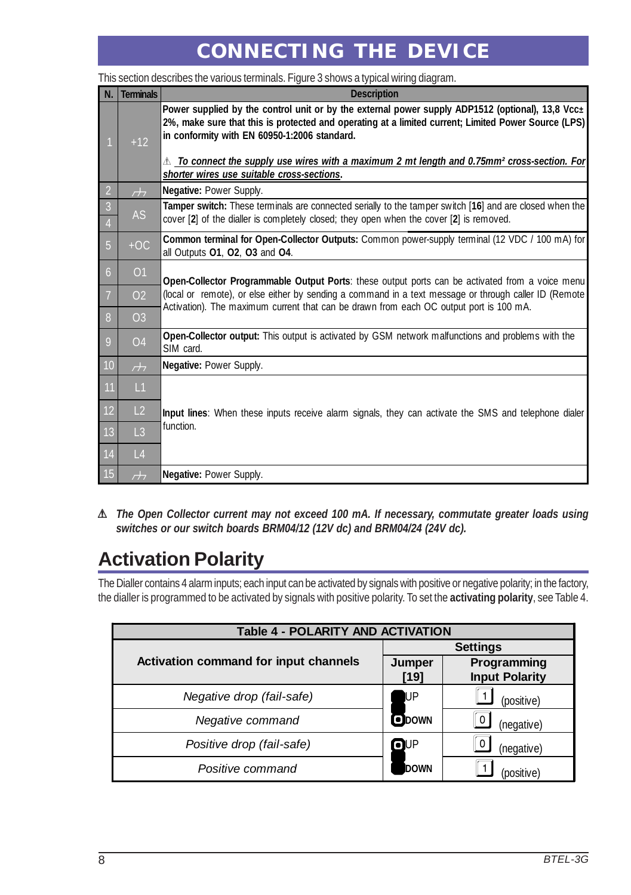# CONNECTING THE DEVICE

This section describes the various terminals. Figure 3 shows a typical wiring diagram.

| N. | Terminals | Description |
|---|---|---|
| 1 | +12 | **Power supplied by the control unit or by the external power supply ADP1512 (optional), 13,8 Vcc± 2%, make sure that this is protected and operating at a limited current; Limited Power Source (LPS) in conformity with EN 60950-1:2006 standard.** ⚠ ***To connect the supply use wires with a maximum 2 mt length and 0.75mm² cross-section. For shorter wires use suitable cross-sections.*** |
| 2 | ⏚ | **Negative:** Power Supply. |
| 3 | AS | **Tamper switch:** These terminals are connected serially to the tamper switch [**16**] and are closed when the cover [**2**] of the dialler is completely closed; they open when the cover [**2**] is removed. |
| 4 | | |
| 5 | +OC | **Common terminal for Open-Collector Outputs:** Common power-supply terminal (12 VDC / 100 mA) for all Outputs **O1**, **O2**, **O3** and **O4**. |
| 6 | O1 | **Open-Collector Programmable Output Ports**: these output ports can be activated from a voice menu (local or remote), or else either by sending a command in a text message or through caller ID (Remote Activation). The maximum current that can be drawn from each OC output port is 100 mA. |
| 7 | O2 | |
| 8 | O3 | |
| 9 | O4 | **Open-Collector output:** This output is activated by GSM network malfunctions and problems with the SIM card. |
| 10 | ⏚ | **Negative:** Power Supply. |
| 11 | L1 | **Input lines**: When these inputs receive alarm signals, they can activate the SMS and telephone dialer function. |
| 12 | L2 | |
| 13 | L3 | |
| 14 | L4 | |
| 15 | ⏚ | **Negative:** Power Supply. |

⚠ ***The Open Collector current may not exceed 100 mA. If necessary, commutate greater loads using switches or our switch boards BRM04/12 (12V dc) and BRM04/24 (24V dc).***

## Activation Polarity

The Dialler contains 4 alarm inputs; each input can be activated by signals with positive or negative polarity; in the factory, the dialler is programmed to be activated by signals with positive polarity. To set the **activating polarity**, see Table 4.

**Table 4 - POLARITY AND ACTIVATION**

| Activation command for input channels | Settings | |
|---|---|---|
| | **Jumper [19]** | **Programming Input Polarity** |
| *Negative drop (fail-safe)* | UP | 1 (positive) |
| *Negative command* | DOWN | 0 (negative) |
| *Positive drop (fail-safe)* | UP | 0 (negative) |
| *Positive command* | DOWN | 1 (positive) |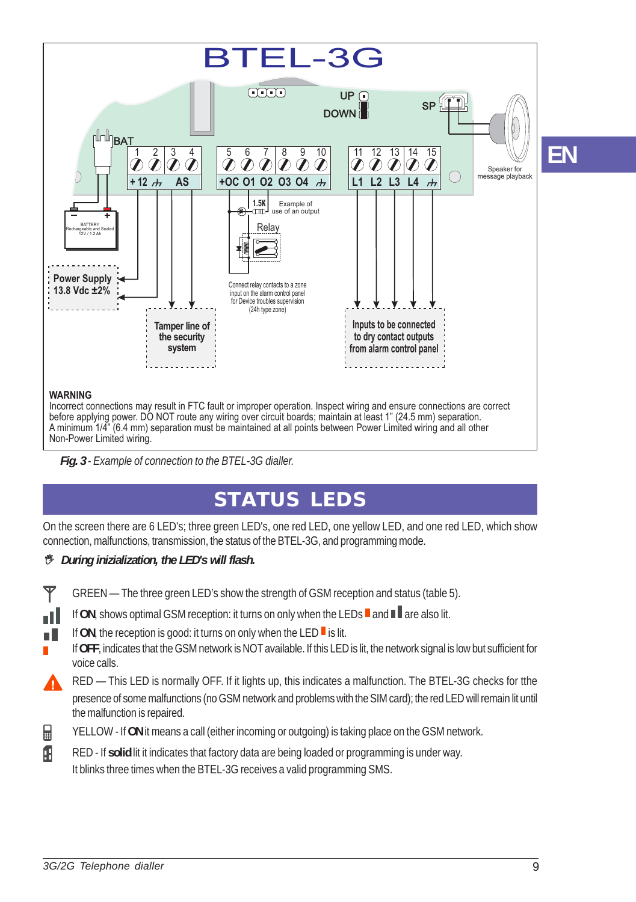# BTEL-3G

UP
DOWN
SP

BAT

| 1 | 2 | 3 | 4 |
|---|---|---|---|
| +12 | ⏚ | AS | |

| 5 | 6 | 7 | 8 | 9 | 10 |
|---|---|---|---|---|---|
| +OC | O1 | O2 | O3 | O4 | ⏚ |

| 11 | 12 | 13 | 14 | 15 |
|---|---|---|---|---|
| L1 | L2 | L3 | L4 | ⏚ |

Speaker for message playback

BATTERY Rechargeable and Sealed 12V / 1.2 Ah

1.5K Example of use of an output

Relay

Power Supply 13.8 Vdc ±2%

Connect relay contacts to a zone input on the alarm control panel for Device troubles supervision (24h type zone)

Tamper line of the security system

Inputs to be connected to dry contact outputs from alarm control panel

**WARNING**

Incorrect connections may result in FTC fault or improper operation. Inspect wiring and ensure connections are correct before applying power. DO NOT route any wiring over circuit boards; maintain at least 1" (24.5 mm) separation. A minimum 1/4" (6.4 mm) separation must be maintained at all points between Power Limited wiring and all other Non-Power Limited wiring.

***Fig. 3** - Example of connection to the BTEL-3G dialler.*

EN

## STATUS LEDS

On the screen there are 6 LED's; three green LED's, one red LED, one yellow LED, and one red LED, which show connection, malfunctions, transmission, the status of the BTEL-3G, and programming mode.

***During inizialization, the LED's will flash.***

GREEN — The three green LED's show the strength of GSM reception and status (table 5).

If **ON**, shows optimal GSM reception: it turns on only when the LEDs and are also lit.

If **ON**, the reception is good: it turns on only when the LED is lit.

If **OFF**, indicates that the GSM network is NOT available. If this LED is lit, the network signal is low but sufficient for voice calls.

RED — This LED is normally OFF. If it lights up, this indicates a malfunction. The BTEL-3G checks for tthe presence of some malfunctions (no GSM network and problems with the SIM card); the red LED will remain lit until the malfunction is repaired.

YELLOW - If **ON** it means a call (either incoming or outgoing) is taking place on the GSM network.

RED - If **solid** lit it indicates that factory data are being loaded or programming is under way.
It blinks three times when the BTEL-3G receives a valid programming SMS.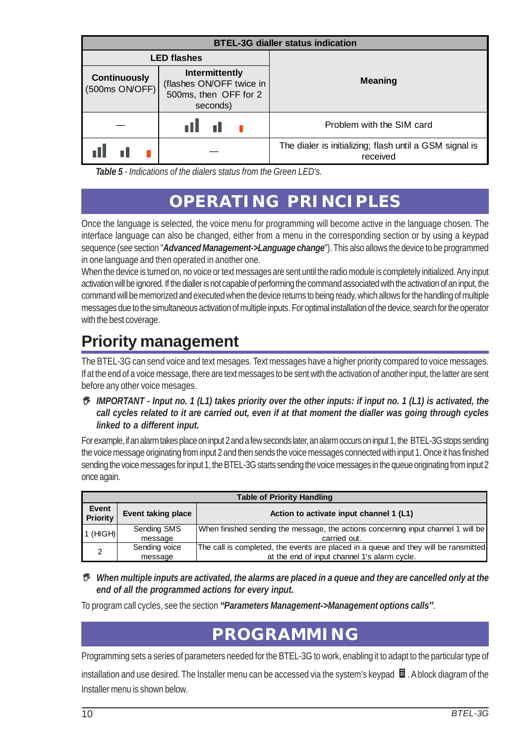| BTEL-3G dialler status indication | | |
|---|---|---|
| **LED flashes** | | **Meaning** |
| **Continuously** (500ms ON/OFF) | **Intermittently** (flashes ON/OFF twice in 500ms, then OFF for 2 seconds) | |
| — | ▮▮ ▮ ▮ | Problem with the SIM card |
| ▮▮ ▮ ▮ | — | The dialer is initializing; flash until a GSM signal is received |

***Table 5*** *- Indications of the dialers status from the Green LED's.*

# OPERATING PRINCIPLES

Once the language is selected, the voice menu for programming will become active in the language chosen. The interface language can also be changed, either from a menu in the corresponding section or by using a keypad sequence (see section "***Advanced Management->Language change***"). This also allows the device to be programmed in one language and then operated in another one.

When the device is turned on, no voice or text messages are sent until the radio module is completely initialized. Any input activation will be ignored. If the dialler is not capable of performing the command associated with the activation of an input, the command will be memorized and executed when the device returns to being ready, which allows for the handling of multiple messages due to the simultaneous activation of multiple inputs. For optimal installation of the device, search for the operator with the best coverage.

## Priority management

The BTEL-3G can send voice and text mesages. Text messages have a higher priority compared to voice messages. If at the end of a voice message, there are text messages to be sent with the activation of another input, the latter are sent before any other voice mesages.

☞ ***IMPORTANT - Input no. 1 (L1) takes priority over the other inputs: if input no. 1 (L1) is activated, the call cycles related to it are carried out, even if at that moment the dialler was going through cycles linked to a different input.***

For example, if an alarm takes place on input 2 and a few seconds later, an alarm occurs on input 1, the BTEL-3G stops sending the voice message originating from input 2 and then sends the voice messages connected with input 1. Once it has finished sending the voice messages for input 1, the BTEL-3G starts sending the voice messages in the queue originating from input 2 once again.

| Table of Priority Handling | | |
|---|---|---|
| **Event Priority** | **Event taking place** | **Action to activate input channel 1 (L1)** |
| 1 (HIGH) | Sending SMS message | When finished sending the message, the actions concerning input channel 1 will be carried out. |
| 2 | Sending voice message | The call is completed, the events are placed in a queue and they will be ransmitted at the end of input channel 1's alarm cycle. |

☞ ***When multiple inputs are activated, the alarms are placed in a queue and they are cancelled only at the end of all the programmed actions for every input.***

To program call cycles, see the section **"*Parameters Management->Management options calls*"**.

# PROGRAMMING

Programming sets a series of parameters needed for the BTEL-3G to work, enabling it to adapt to the particular type of installation and use desired. The Installer menu can be accessed via the system's keypad . A block diagram of the Installer menu is shown below.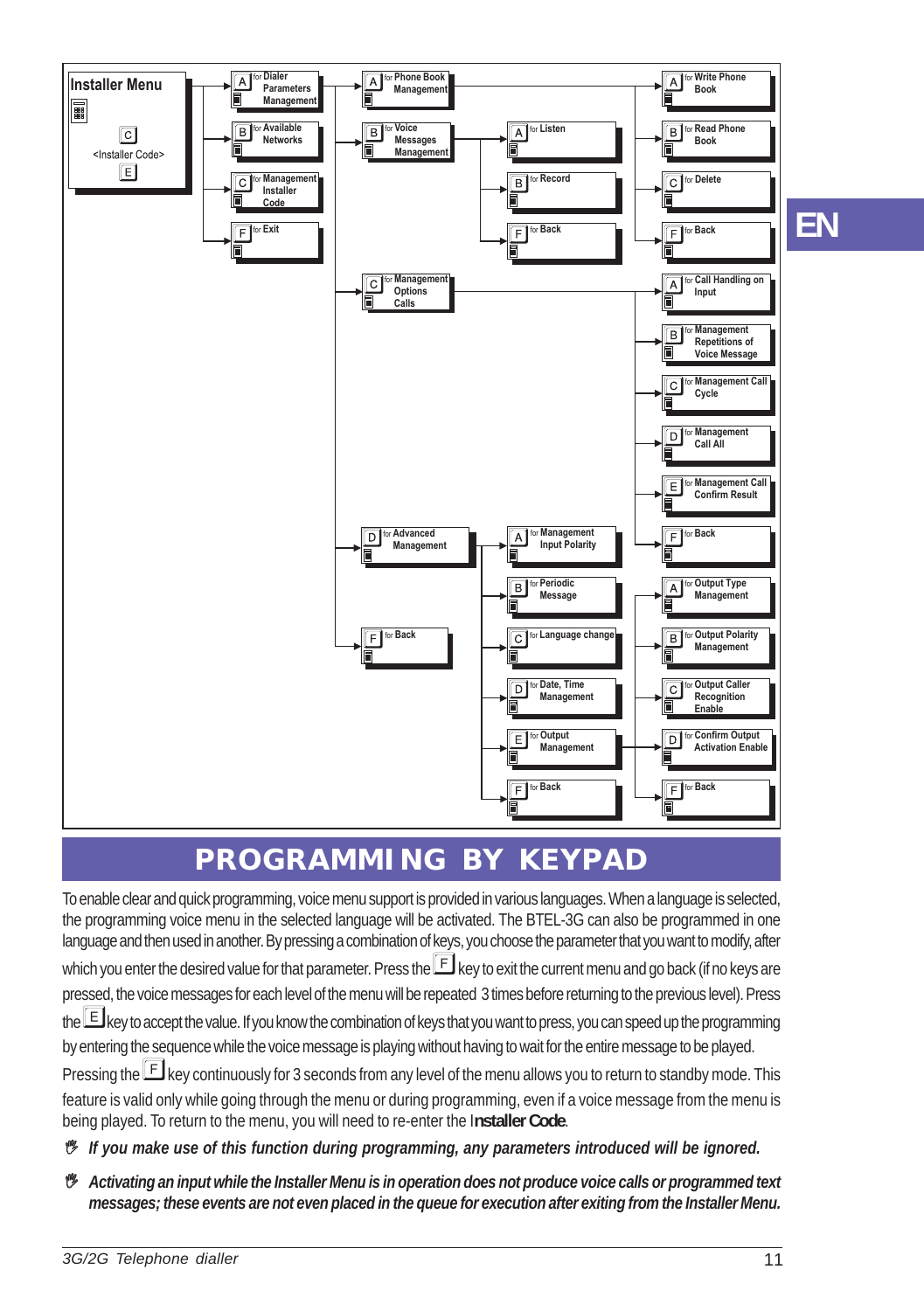**Installer Menu**

C <Installer Code> E

- A for Dialer Parameters Management
  - A for Phone Book Management
    - A for Write Phone Book
    - B for Read Phone Book
    - C for Delete
    - F for Back
  - B for Voice Messages Management
    - A for Listen
    - B for Record
    - F for Back
  - C for Management Options Calls
    - A for Call Handling on Input
    - B for Management Repetitions of Voice Message
    - C for Management Call Cycle
    - D for Management Call All
    - E for Management Call Confirm Result
    - F for Back
  - D for Advanced Management
    - A for Management Input Polarity
    - B for Periodic Message
    - C for Language change
    - D for Date, Time Management
    - E for Output Management
      - A for Output Type Management
      - B for Output Polarity Management
      - C for Output Caller Recognition Enable
      - D for Confirm Output Activation Enable
      - F for Back
    - F for Back
  - F for Back
- B for Available Networks
- C for Management Installer Code
- F for Exit

EN

# PROGRAMMING BY KEYPAD

To enable clear and quick programming, voice menu support is provided in various languages. When a language is selected, the programming voice menu in the selected language will be activated. The BTEL-3G can also be programmed in one language and then used in another. By pressing a combination of keys, you choose the parameter that you want to modify, after which you enter the desired value for that parameter. Press the F key to exit the current menu and go back (if no keys are pressed, the voice messages for each level of the menu will be repeated 3 times before returning to the previous level). Press the E key to accept the value. If you know the combination of keys that you want to press, you can speed up the programming by entering the sequence while the voice message is playing without having to wait for the entire message to be played.

Pressing the F key continuously for 3 seconds from any level of the menu allows you to return to standby mode. This feature is valid only while going through the menu or during programming, even if a voice message from the menu is being played. To return to the menu, you will need to re-enter the **Installer Code**.

- ***If you make use of this function during programming, any parameters introduced will be ignored.***
- ***Activating an input while the Installer Menu is in operation does not produce voice calls or programmed text messages; these events are not even placed in the queue for execution after exiting from the Installer Menu.***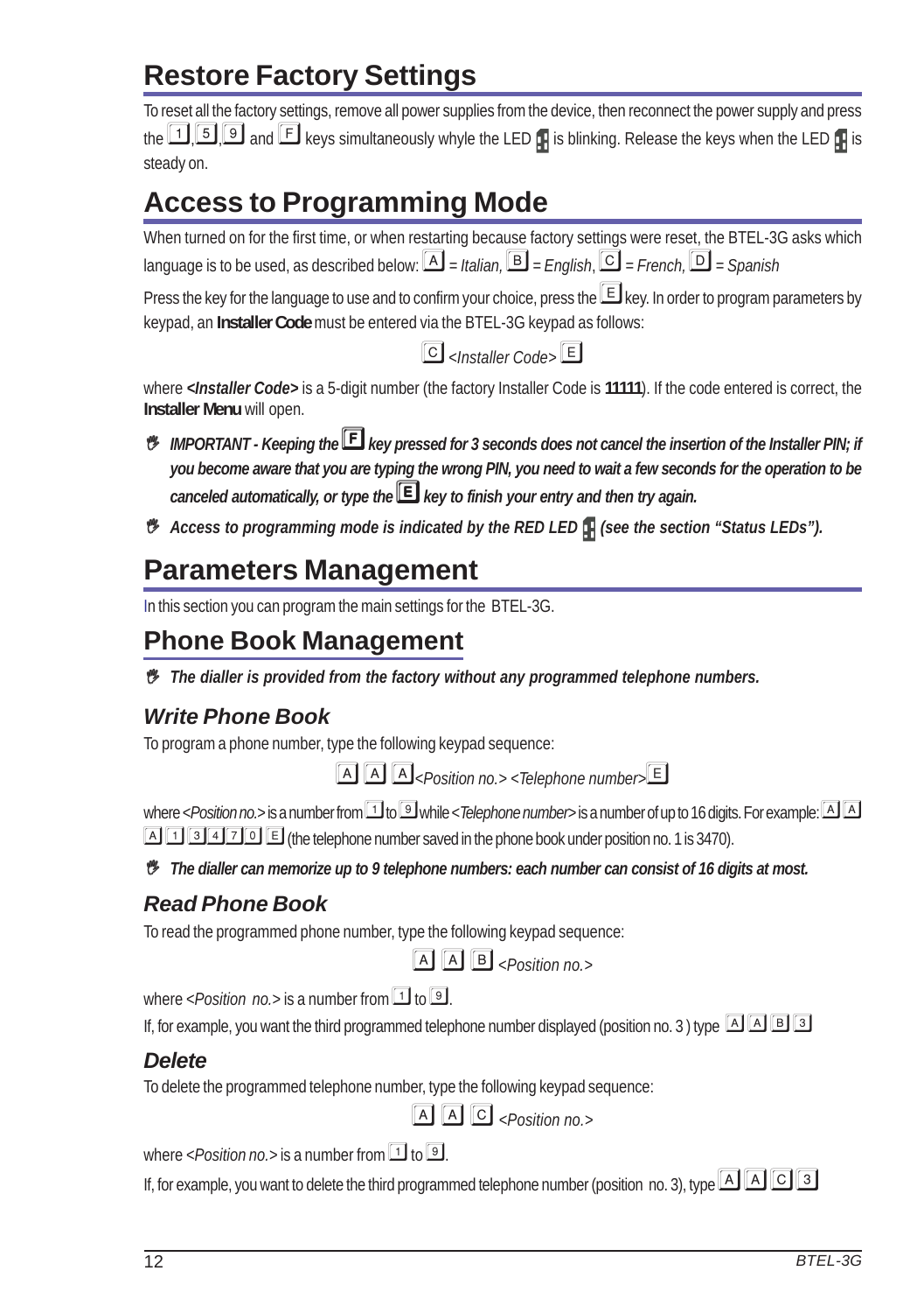# Restore Factory Settings

To reset all the factory settings, remove all power supplies from the device, then reconnect the power supply and press the 1, 5, 9 and F keys simultaneously whyle the LED is blinking. Release the keys when the LED is steady on.

# Access to Programming Mode

When turned on for the first time, or when restarting because factory settings were reset, the BTEL-3G asks which language is to be used, as described below: A *= Italian,* B *= English*, C *= French,* D *= Spanish*

Press the key for the language to use and to confirm your choice, press the E key. In order to program parameters by keypad, an **Installer Code** must be entered via the BTEL-3G keypad as follows:

C *<Installer Code>* E

where ***<Installer Code>*** is a 5-digit number (the factory Installer Code is **11111**). If the code entered is correct, the **Installer Menu** will open.

- ***IMPORTANT - Keeping the F key pressed for 3 seconds does not cancel the insertion of the Installer PIN; if you become aware that you are typing the wrong PIN, you need to wait a few seconds for the operation to be canceled automatically, or type the E key to finish your entry and then try again.***
- ***Access to programming mode is indicated by the RED LED (see the section "Status LEDs").***

# Parameters Management

In this section you can program the main settings for the BTEL-3G.

## Phone Book Management

- ***The dialler is provided from the factory without any programmed telephone numbers.***

### Write Phone Book

To program a phone number, type the following keypad sequence:

A A A *<Position no.> <Telephone number>* E

where *<Position no.>* is a number from 1 to 9 while *<Telephone number>* is a number of up to 16 digits. For example: A A A 1 3 4 7 0 E (the telephone number saved in the phone book under position no. 1 is 3470).

- ***The dialler can memorize up to 9 telephone numbers: each number can consist of 16 digits at most.***

### Read Phone Book

To read the programmed phone number, type the following keypad sequence:

A A B *<Position no.>*

where *<Position no.>* is a number from 1 to 9.

If, for example, you want the third programmed telephone number displayed (position no. 3 ) type A A B 3

### Delete

To delete the programmed telephone number, type the following keypad sequence:

A A C *<Position no.>*

where *<Position no.>* is a number from 1 to 9.

If, for example, you want to delete the third programmed telephone number (position no. 3), type A A C 3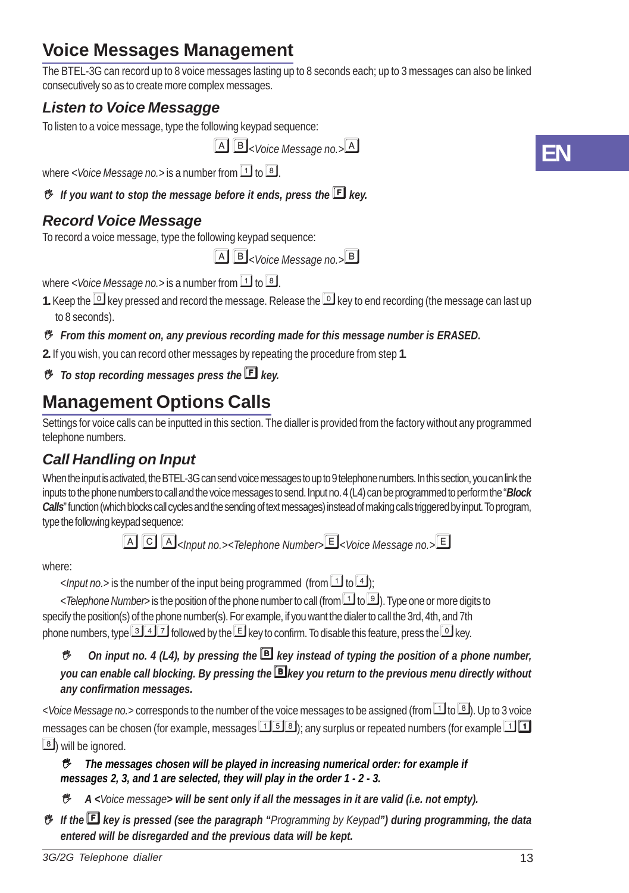# Voice Messages Management

The BTEL-3G can record up to 8 voice messages lasting up to 8 seconds each; up to 3 messages can also be linked consecutively so as to create more complex messages.

## *Listen to Voice Messagge*

To listen to a voice message, type the following keypad sequence:

[A] [B] *<Voice Message no.>* [A]

where <*Voice Message no.*> is a number from [1] to [8].

✋ ***If you want to stop the message before it ends, press the [F] key.***

## *Record Voice Message*

To record a voice message, type the following keypad sequence:

[A] [B] *<Voice Message no.>* [B]

where <*Voice Message no.*> is a number from [1] to [8].

**1.** Keep the [0] key pressed and record the message. Release the [0] key to end recording (the message can last up to 8 seconds).

✋ ***From this moment on, any previous recording made for this message number is ERASED.***

**2.** If you wish, you can record other messages by repeating the procedure from step **1**.

✋ ***To stop recording messages press the [F] key.***

# Management Options Calls

Settings for voice calls can be inputted in this section. The dialler is provided from the factory without any programmed telephone numbers.

## *Call Handling on Input*

When the input is activated, the BTEL-3G can send voice messages to up to 9 telephone numbers. In this section, you can link the inputs to the phone numbers to call and the voice messages to send. Input no. 4 (L4) can be programmed to perform the "***Block Calls***" function (which blocks call cycles and the sending of text messages) instead of making calls triggered by input. To program, type the following keypad sequence:

[A] [C] [A] *<Input no.><Telephone Number>* [E] *<Voice Message no.>* [E]

where:

<*Input no.*> is the number of the input being programmed (from [1] to [4]);

<*Telephone Number*> is the position of the phone number to call (from [1] to [9]). Type one or more digits to specify the position(s) of the phone number(s). For example, if you want the dialer to call the 3rd, 4th, and 7th phone numbers, type [3] [4] [7] followed by the [E] key to confirm. To disable this feature, press the [0] key.

✋ ***On input no. 4 (L4), by pressing the [B] key instead of typing the position of a phone number, you can enable call blocking. By pressing the [B] key you return to the previous menu directly without any confirmation messages.***

<*Voice Message no.*> corresponds to the number of the voice messages to be assigned (from [1] to [8]). Up to 3 voice messages can be chosen (for example, messages [1] [5] [8]); any surplus or repeated numbers (for example [1] [1] [8]) will be ignored.

✋ ***The messages chosen will be played in increasing numerical order: for example if messages 2, 3, and 1 are selected, they will play in the order 1 - 2 - 3.***

✋ ***A <*Voice message*> will be sent only if all the messages in it are valid (i.e. not empty).***

✋ ***If the [F] key is pressed (see the paragraph "*Programming by Keypad*") during programming, the data entered will be disregarded and the previous data will be kept.***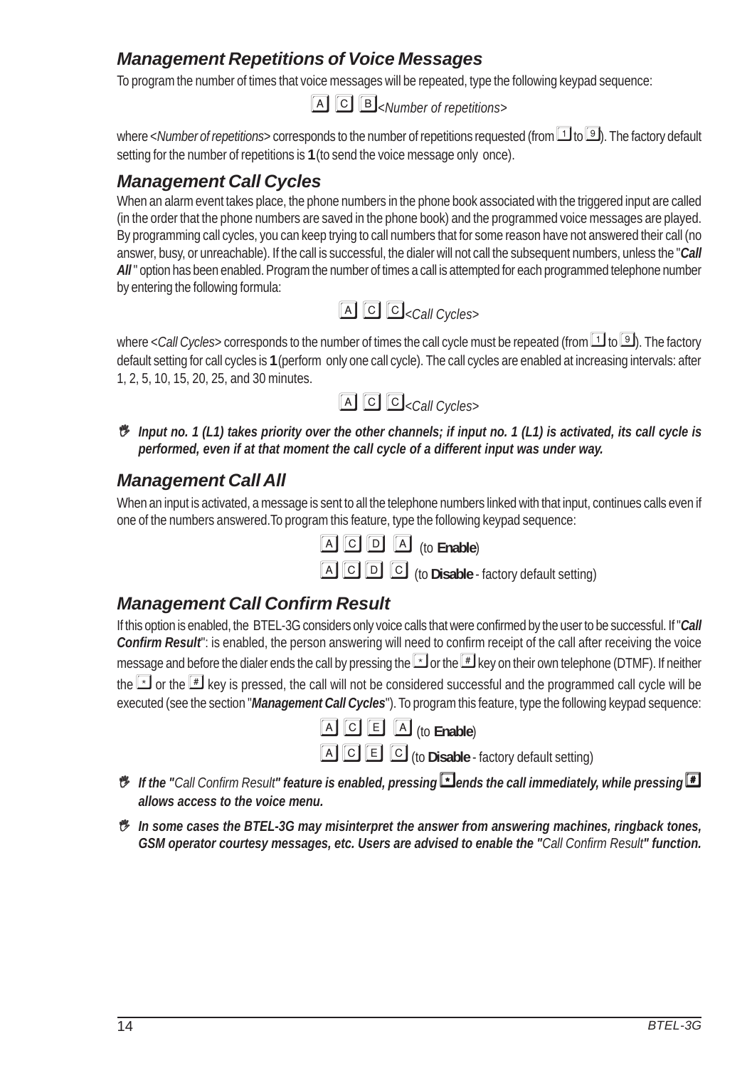## *Management Repetitions of Voice Messages*

To program the number of times that voice messages will be repeated, type the following keypad sequence:

A C B *<Number of repetitions>*

where <*Number of repetitions*> corresponds to the number of repetitions requested (from 1 to 9). The factory default setting for the number of repetitions is **1** (to send the voice message only once).

## *Management Call Cycles*

When an alarm event takes place, the phone numbers in the phone book associated with the triggered input are called (in the order that the phone numbers are saved in the phone book) and the programmed voice messages are played. By programming call cycles, you can keep trying to call numbers that for some reason have not answered their call (no answer, busy, or unreachable). If the call is successful, the dialer will not call the subsequent numbers, unless the "***Call All***" option has been enabled. Program the number of times a call is attempted for each programmed telephone number by entering the following formula:

A C C *<Call Cycles>*

where <*Call Cycles*> corresponds to the number of times the call cycle must be repeated (from 1 to 9). The factory default setting for call cycles is **1** (perform only one call cycle). The call cycles are enabled at increasing intervals: after 1, 2, 5, 10, 15, 20, 25, and 30 minutes.

A C C *<Call Cycles>*

- ***Input no. 1 (L1) takes priority over the other channels; if input no. 1 (L1) is activated, its call cycle is performed, even if at that moment the call cycle of a different input was under way.***

## *Management Call All*

When an input is activated, a message is sent to all the telephone numbers linked with that input, continues calls even if one of the numbers answered.To program this feature, type the following keypad sequence:

A C D A (to **Enable**)

A C D C (to **Disable** - factory default setting)

## *Management Call Confirm Result*

If this option is enabled, the BTEL-3G considers only voice calls that were confirmed by the user to be successful. If "***Call Confirm Result***": is enabled, the person answering will need to confirm receipt of the call after receiving the voice message and before the dialer ends the call by pressing the * or the # key on their own telephone (DTMF). If neither the * or the # key is pressed, the call will not be considered successful and the programmed call cycle will be executed (see the section "***Management Call Cycles***"). To program this feature, type the following keypad sequence:

A C E A (to **Enable**)

A C E C (to **Disable** - factory default setting)

- ***If the "****Call Confirm Result****" feature is enabled, pressing * ends the call immediately, while pressing # allows access to the voice menu.***
- ***In some cases the BTEL-3G may misinterpret the answer from answering machines, ringback tones, GSM operator courtesy messages, etc. Users are advised to enable the "****Call Confirm Result****" function.***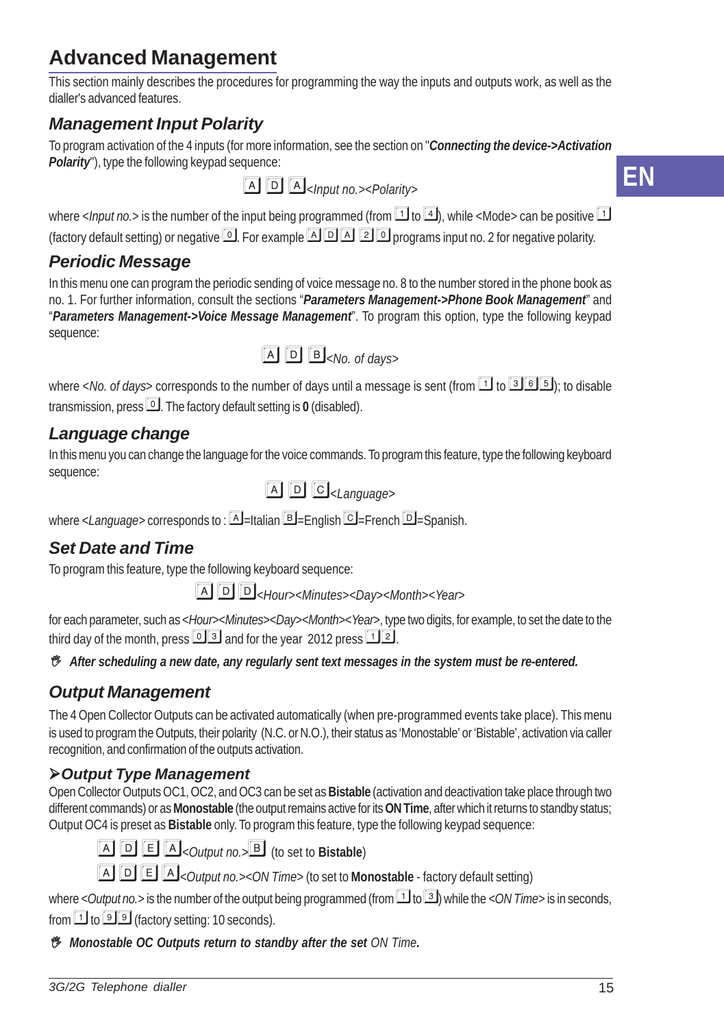# Advanced Management

This section mainly describes the procedures for programming the way the inputs and outputs work, as well as the dialler's advanced features.

## Management Input Polarity

To program activation of the 4 inputs (for more information, see the section on "***Connecting the device->Activation Polarity***"), type the following keypad sequence:

A D A *<Input no.><Polarity>*

where <*Input no.*> is the number of the input being programmed (from 1 to 4), while <Mode> can be positive 1 (factory default setting) or negative 0. For example A D A 2 0 programs input no. 2 for negative polarity.

## Periodic Message

In this menu one can program the periodic sending of voice message no. 8 to the number stored in the phone book as no. 1. For further information, consult the sections "***Parameters Management->Phone Book Management***" and "***Parameters Management->Voice Message Management***". To program this option, type the following keypad sequence:

A D B *<No. of days>*

where <*No. of days*> corresponds to the number of days until a message is sent (from 1 to 3 6 5); to disable transmission, press 0. The factory default setting is **0** (disabled).

## Language change

In this menu you can change the language for the voice commands. To program this feature, type the following keyboard sequence:

A D C *<Language>*

where <*Language*> corresponds to : A=Italian B=English C=French D=Spanish.

## Set Date and Time

To program this feature, type the following keyboard sequence:

A D D *<Hour><Minutes><Day><Month><Year>*

for each parameter, such as *<Hour><Minutes><Day><Month><Year>*, type two digits, for example, to set the date to the third day of the month, press 0 3 and for the year 2012 press 1 2.

***After scheduling a new date, any regularly sent text messages in the system must be re-entered.***

## Output Management

The 4 Open Collector Outputs can be activated automatically (when pre-programmed events take place). This menu is used to program the Outputs, their polarity (N.C. or N.O.), their status as 'Monostable' or 'Bistable', activation via caller recognition, and confirmation of the outputs activation.

### ➢Output Type Management

Open Collector Outputs OC1, OC2, and OC3 can be set as **Bistable** (activation and deactivation take place through two different commands) or as **Monostable** (the output remains active for its **ON Time**, after which it returns to standby status; Output OC4 is preset as **Bistable** only. To program this feature, type the following keypad sequence:

A D E A *<Output no.>* B (to set to **Bistable**)

A D E A *<Output no.><ON Time>* (to set to **Monostable** - factory default setting)

where *<Output no.>* is the number of the output being programmed (from 1 to 3) while the *<ON Time>* is in seconds, from 1 to 9 9 (factory setting: 10 seconds).

***Monostable OC Outputs return to standby after the set** ON Time.*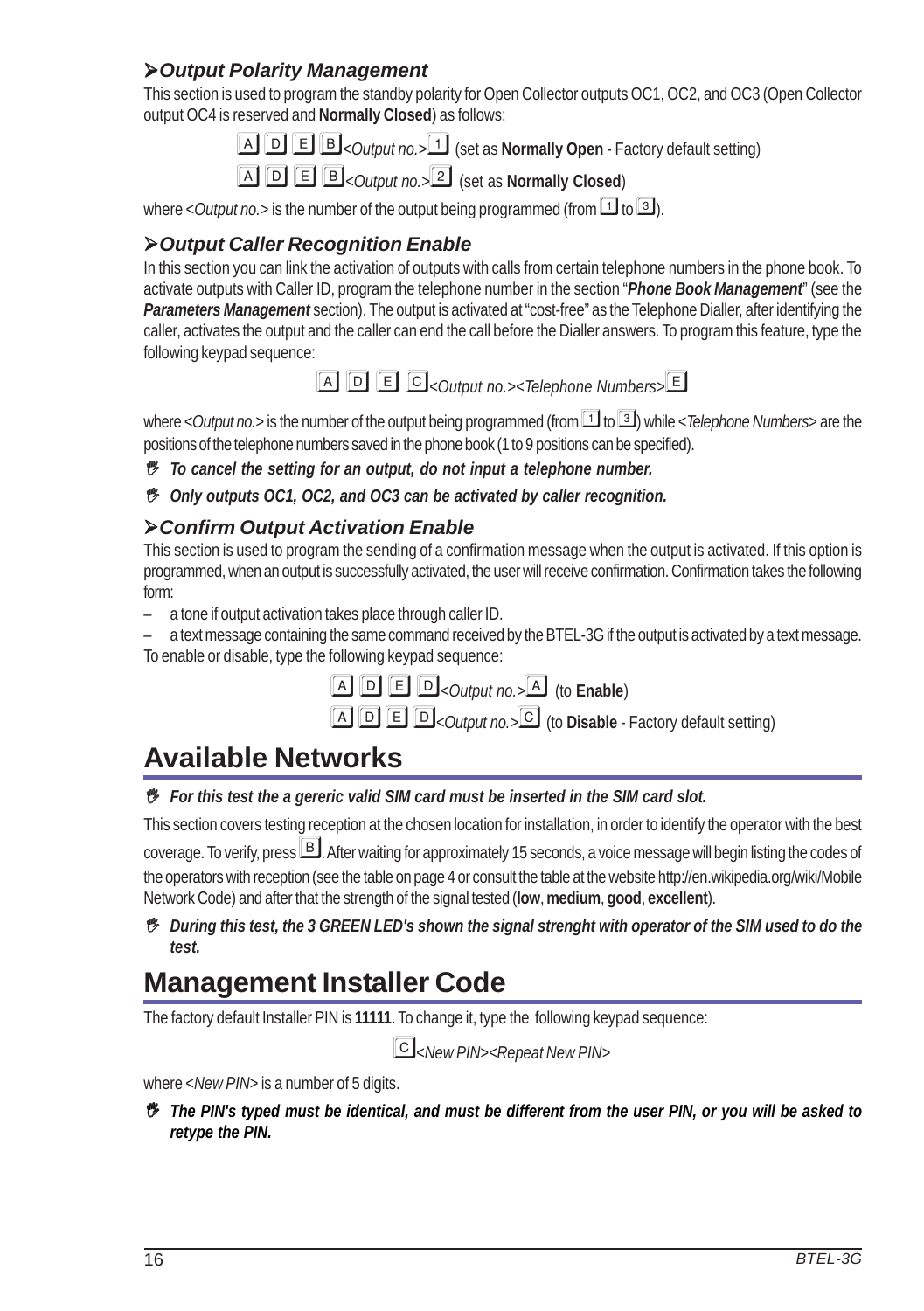### ➢*Output Polarity Management*

This section is used to program the standby polarity for Open Collector outputs OC1, OC2, and OC3 (Open Collector output OC4 is reserved and **Normally Closed**) as follows:

A D E B *<Output no.>* 1 (set as **Normally Open** - Factory default setting)

A D E B *<Output no.>* 2 (set as **Normally Closed**)

where <*Output no.*> is the number of the output being programmed (from 1 to 3).

### ➢*Output Caller Recognition Enable*

In this section you can link the activation of outputs with calls from certain telephone numbers in the phone book. To activate outputs with Caller ID, program the telephone number in the section "***Phone Book Management***" (see the ***Parameters Management*** section). The output is activated at "cost-free" as the Telephone Dialler, after identifying the caller, activates the output and the caller can end the call before the Dialler answers. To program this feature, type the following keypad sequence:

A D E C *<Output no.><Telephone Numbers>* E

where <*Output no.*> is the number of the output being programmed (from 1 to 3) while <*Telephone Numbers*> are the positions of the telephone numbers saved in the phone book (1 to 9 positions can be specified).

- ***To cancel the setting for an output, do not input a telephone number.***
- ***Only outputs OC1, OC2, and OC3 can be activated by caller recognition.***

### ➢*Confirm Output Activation Enable*

This section is used to program the sending of a confirmation message when the output is activated. If this option is programmed, when an output is successfully activated, the user will receive confirmation. Confirmation takes the following form:

– a tone if output activation takes place through caller ID.

– a text message containing the same command received by the BTEL-3G if the output is activated by a text message.

To enable or disable, type the following keypad sequence:

A D E D *<Output no.>* A (to **Enable**)

A D E D *<Output no.>* C (to **Disable** - Factory default setting)

## Available Networks

- ***For this test the a gereric valid SIM card must be inserted in the SIM card slot.***

This section covers testing reception at the chosen location for installation, in order to identify the operator with the best coverage. To verify, press B. After waiting for approximately 15 seconds, a voice message will begin listing the codes of the operators with reception (see the table on page 4 or consult the table at the website http://en.wikipedia.org/wiki/Mobile Network Code) and after that the strength of the signal tested (**low**, **medium**, **good**, **excellent**).

- ***During this test, the 3 GREEN LED's shown the signal strenght with operator of the SIM used to do the test.***

## Management Installer Code

The factory default Installer PIN is **11111**. To change it, type the following keypad sequence:

C *<New PIN><Repeat New PIN>*

where <*New PIN*> is a number of 5 digits.

- ***The PIN's typed must be identical, and must be different from the user PIN, or you will be asked to retype the PIN.***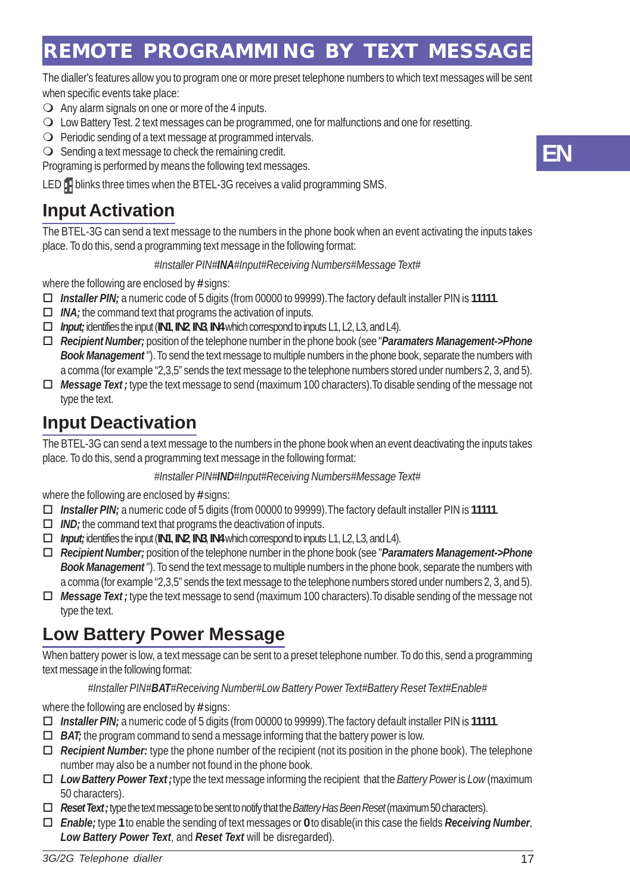# REMOTE PROGRAMMING BY TEXT MESSAGE

The dialler's features allow you to program one or more preset telephone numbers to which text messages will be sent when specific events take place:

- Any alarm signals on one or more of the 4 inputs.
- Low Battery Test. 2 text messages can be programmed, one for malfunctions and one for resetting.
- Periodic sending of a text message at programmed intervals.
- Sending a text message to check the remaining credit.

Programing is performed by means the following text messages.

LED blinks three times when the BTEL-3G receives a valid programming SMS.

## Input Activation

The BTEL-3G can send a text message to the numbers in the phone book when an event activating the inputs takes place. To do this, send a programming text message in the following format:

*#Installer PIN#**INA**#Input#Receiving Numbers#Message Text#*

where the following are enclosed by **#** signs:

- ***Installer PIN;*** a numeric code of 5 digits (from 00000 to 99999).The factory default installer PIN is **11111**.
- ***INA;*** the command text that programs the activation of inputs.
- ***Input;*** identifies the input (**IN1**, **IN2**, **IN3**, **IN4** which correspond to inputs L1, L2, L3, and L4).
- ***Recipient Number;*** position of the telephone number in the phone book (see "***Paramaters Management->Phone Book Management***"). To send the text message to multiple numbers in the phone book, separate the numbers with a comma (for example "2,3,5" sends the text message to the telephone numbers stored under numbers 2, 3, and 5).
- ***Message Text ;*** type the text message to send (maximum 100 characters).To disable sending of the message not type the text.

## Input Deactivation

The BTEL-3G can send a text message to the numbers in the phone book when an event deactivating the inputs takes place. To do this, send a programming text message in the following format:

*#Installer PIN#**IND**#Input#Receiving Numbers#Message Text#*

where the following are enclosed by **#** signs:

- ***Installer PIN;*** a numeric code of 5 digits (from 00000 to 99999).The factory default installer PIN is **11111**.
- ***IND;*** the command text that programs the deactivation of inputs.
- ***Input;*** identifies the input (**IN1**, **IN2**, **IN3**, **IN4** which correspond to inputs L1, L2, L3, and L4).
- ***Recipient Number;*** position of the telephone number in the phone book (see "***Paramaters Management->Phone Book Management***"). To send the text message to multiple numbers in the phone book, separate the numbers with a comma (for example "2,3,5" sends the text message to the telephone numbers stored under numbers 2, 3, and 5).
- ***Message Text ;*** type the text message to send (maximum 100 characters).To disable sending of the message not type the text.

## Low Battery Power Message

When battery power is low, a text message can be sent to a preset telephone number. To do this, send a programming text message in the following format:

*#Installer PIN#**BAT**#Receiving Number#Low Battery Power Text#Battery Reset Text#Enable#*

where the following are enclosed by **#** signs:

- ***Installer PIN;*** a numeric code of 5 digits (from 00000 to 99999).The factory default installer PIN is **11111**.
- ***BAT;*** the program command to send a message informing that the battery power is low.
- ***Recipient Number:*** type the phone number of the recipient (not its position in the phone book). The telephone number may also be a number not found in the phone book.
- ***Low Battery Power Text ;*** type the text message informing the recipient that the *Battery Power* is *Low* (maximum 50 characters).
- ***Reset Text ;*** type the text message to be sent to notify that the *Battery Has Been Reset* (maximum 50 characters).
- ***Enable;*** type **1** to enable the sending of text messages or **0** to disable(in this case the fields ***Receiving Number***, ***Low Battery Power Text***, and ***Reset Text*** will be disregarded).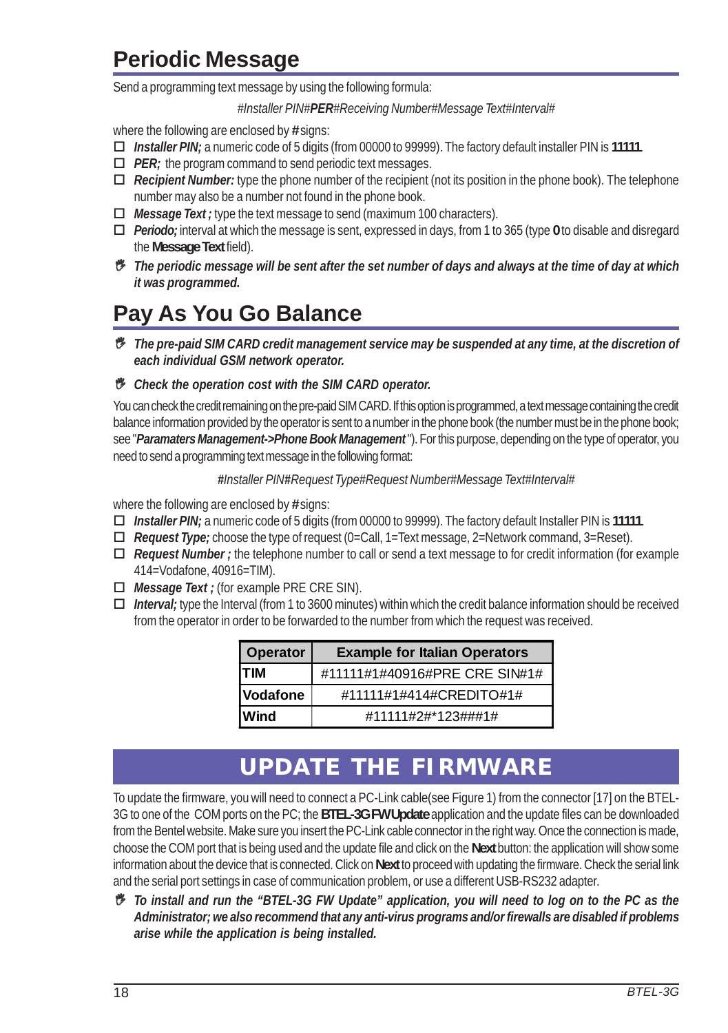## Periodic Message

Send a programming text message by using the following formula:

*#Installer PIN#**PER**#Receiving Number#Message Text#Interval#*

where the following are enclosed by **#** signs:

- ☐ ***Installer PIN;*** a numeric code of 5 digits (from 00000 to 99999). The factory default installer PIN is **11111**.
- ☐ ***PER;*** the program command to send periodic text messages.
- ☐ ***Recipient Number:*** type the phone number of the recipient (not its position in the phone book). The telephone number may also be a number not found in the phone book.
- ☐ ***Message Text ;*** type the text message to send (maximum 100 characters).
- ☐ ***Periodo;*** interval at which the message is sent, expressed in days, from 1 to 365 (type **0** to disable and disregard the **Message Text** field).

***The periodic message will be sent after the set number of days and always at the time of day at which it was programmed.***

## Pay As You Go Balance

***The pre-paid SIM CARD credit management service may be suspended at any time, at the discretion of each individual GSM network operator.***

***Check the operation cost with the SIM CARD operator.***

You can check the credit remaining on the pre-paid SIM CARD. If this option is programmed, a text message containing the credit balance information provided by the operator is sent to a number in the phone book (the number must be in the phone book; see "***Paramaters Management->Phone Book Management***"). For this purpose, depending on the type of operator, you need to send a programming text message in the following format:

*#Installer PIN#Request Type#Request Number#Message Text#Interval#*

where the following are enclosed by **#** signs:

- ☐ ***Installer PIN;*** a numeric code of 5 digits (from 00000 to 99999). The factory default Installer PIN is **11111**.
- ☐ ***Request Type;*** choose the type of request (0=Call, 1=Text message, 2=Network command, 3=Reset).
- ☐ ***Request Number ;*** the telephone number to call or send a text message to for credit information (for example 414=Vodafone, 40916=TIM).
- ☐ ***Message Text ;*** (for example PRE CRE SIN).
- ☐ ***Interval;*** type the Interval (from 1 to 3600 minutes) within which the credit balance information should be received from the operator in order to be forwarded to the number from which the request was received.

| Operator | Example for Italian Operators |
|---|---|
| TIM | #11111#1#40916#PRE CRE SIN#1# |
| Vodafone | #11111#1#414#CREDITO#1# |
| Wind | #11111#2#*123###1# |

# UPDATE THE FIRMWARE

To update the firmware, you will need to connect a PC-Link cable(see Figure 1) from the connector [17] on the BTEL-3G to one of the COM ports on the PC; the **BTEL-3G FW Update** application and the update files can be downloaded from the Bentel website. Make sure you insert the PC-Link cable connector in the right way. Once the connection is made, choose the COM port that is being used and the update file and click on the **Next** button: the application will show some information about the device that is connected. Click on **Next** to proceed with updating the firmware. Check the serial link and the serial port settings in case of communication problem, or use a different USB-RS232 adapter.

***To install and run the "BTEL-3G FW Update" application, you will need to log on to the PC as the Administrator; we also recommend that any anti-virus programs and/or firewalls are disabled if problems arise while the application is being installed.***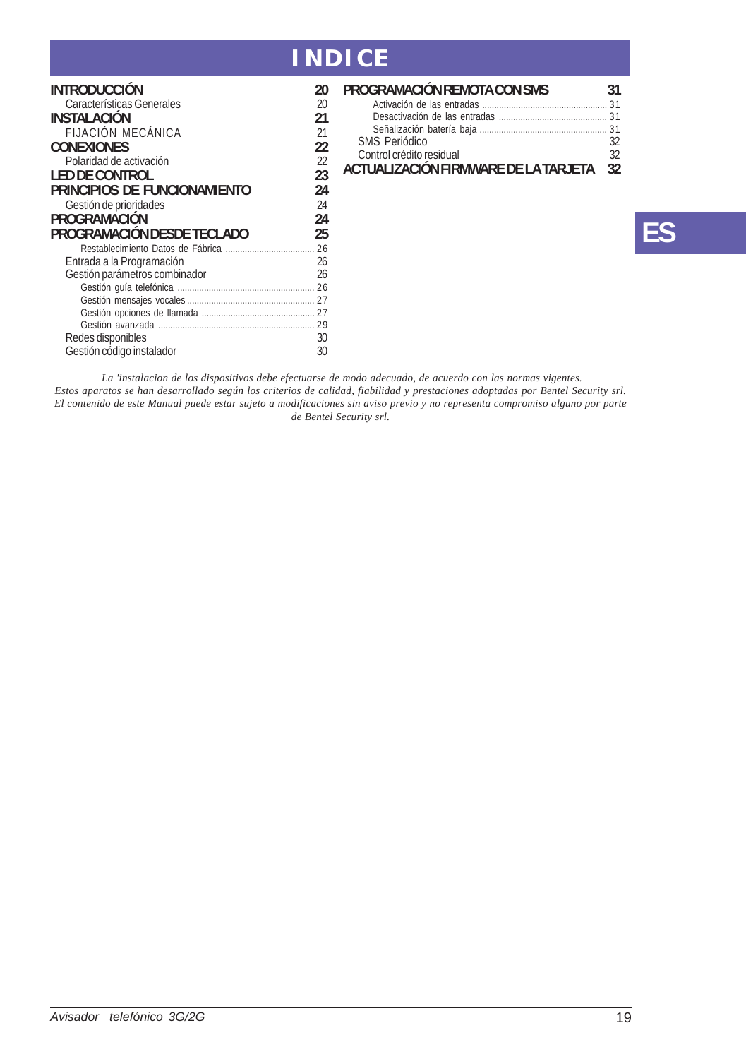# INDICE

| | |
|---|---|
| **INTRODUCCIÓN** | **20** |
| Características Generales | 20 |
| **INSTALACIÓN** | **21** |
| FIJACIÓN MECÁNICA | 21 |
| **CONEXIONES** | **22** |
| Polaridad de activación | 22 |
| **LED DE CONTROL** | **23** |
| **PRINCIPIOS DE FUNCIONAMIENTO** | **24** |
| Gestión de prioridades | 24 |
| **PROGRAMACIÓN** | **24** |
| **PROGRAMACIÓN DESDE TECLADO** | **25** |
| Restablecimiento Datos de Fábrica | 26 |
| Entrada a la Programación | 26 |
| Gestión parámetros combinador | 26 |
| Gestión guía telefónica | 26 |
| Gestión mensajes vocales | 27 |
| Gestión opciones de llamada | 27 |
| Gestión avanzada | 29 |
| Redes disponibles | 30 |
| Gestión código instalador | 30 |
| **PROGRAMACIÓN REMOTA CON SMS** | **31** |
| Activación de las entradas | 31 |
| Desactivación de las entradas | 31 |
| Señalización batería baja | 31 |
| SMS Periódico | 32 |
| Control crédito residual | 32 |
| **ACTUALIZACIÓN FIRMWARE DE LA TARJETA** | **32** |

ES

*La 'instalacion de los dispositivos debe efectuarse de modo adecuado, de acuerdo con las normas vigentes.*
*Estos aparatos se han desarrollado según los criterios de calidad, fiabilidad y prestaciones adoptadas por Bentel Security srl.*
*El contenido de este Manual puede estar sujeto a modificaciones sin aviso previo y no representa compromiso alguno por parte de Bentel Security srl.*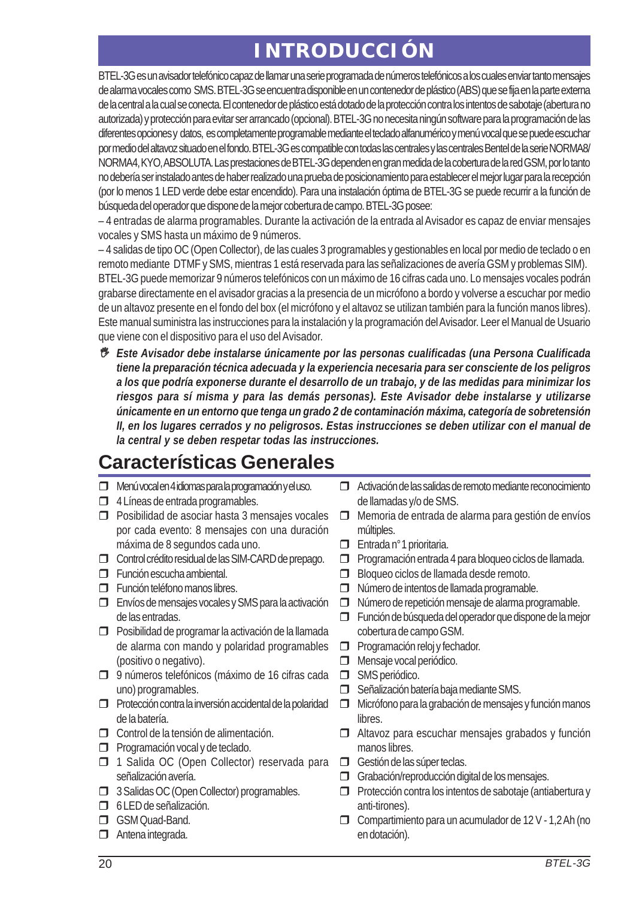# INTRODUCCIÓN

BTEL-3G es un avisador telefónico capaz de llamar una serie programada de números telefónicos a los cuales enviar tanto mensajes de alarma vocales como SMS. BTEL-3G se encuentra disponible en un contenedor de plástico (ABS) que se fija en la parte externa de la central a la cual se conecta. El contenedor de plástico está dotado de la protección contra los intentos de sabotaje (abertura no autorizada) y protección para evitar ser arrancado (opcional). BTEL-3G no necesita ningún software para la programación de las diferentes opciones y datos, es completamente programable mediante el teclado alfanumérico y menú vocal que se puede escuchar por medio del altavoz situado en el fondo. BTEL-3G es compatible con todas las centrales y las centrales Bentel de la serie NORMA8/ NORMA4, KYO, ABSOLUTA. Las prestaciones de BTEL-3G dependen en gran medida de la cobertura de la red GSM, por lo tanto no debería ser instalado antes de haber realizado una prueba de posicionamiento para establecer el mejor lugar para la recepción (por lo menos 1 LED verde debe estar encendido). Para una instalación óptima de BTEL-3G se puede recurrir a la función de búsqueda del operador que dispone de la mejor cobertura de campo. BTEL-3G posee:

– 4 entradas de alarma programables. Durante la activación de la entrada al Avisador es capaz de enviar mensajes vocales y SMS hasta un máximo de 9 números.

– 4 salidas de tipo OC (Open Collector), de las cuales 3 programables y gestionables en local por medio de teclado o en remoto mediante DTMF y SMS, mientras 1 está reservada para las señalizaciones de avería GSM y problemas SIM).

BTEL-3G puede memorizar 9 números telefónicos con un máximo de 16 cifras cada uno. Lo mensajes vocales podrán grabarse directamente en el avisador gracias a la presencia de un micrófono a bordo y volverse a escuchar por medio de un altavoz presente en el fondo del box (el micrófono y el altavoz se utilizan también para la función manos libres). Este manual suministra las instrucciones para la instalación y la programación del Avisador. Leer el Manual de Usuario que viene con el dispositivo para el uso del Avisador.

☞ ***Este Avisador debe instalarse únicamente por las personas cualificadas (una Persona Cualificada tiene la preparación técnica adecuada y la experiencia necesaria para ser consciente de los peligros a los que podría exponerse durante el desarrollo de un trabajo, y de las medidas para minimizar los riesgos para sí misma y para las demás personas). Este Avisador debe instalarse y utilizarse únicamente en un entorno que tenga un grado 2 de contaminación máxima, categoría de sobretensión II, en los lugares cerrados y no peligrosos. Estas instrucciones se deben utilizar con el manual de la central y se deben respetar todas las instrucciones.***

## Características Generales

- Menú vocal en 4 idiomas para la programación y el uso.
- 4 Líneas de entrada programables.
- Posibilidad de asociar hasta 3 mensajes vocales por cada evento: 8 mensajes con una duración máxima de 8 segundos cada uno.
- Control crédito residual de las SIM-CARD de prepago.
- Función escucha ambiental.
- Función teléfono manos libres.
- Envíos de mensajes vocales y SMS para la activación de las entradas.
- Posibilidad de programar la activación de la llamada de alarma con mando y polaridad programables (positivo o negativo).
- 9 números telefónicos (máximo de 16 cifras cada uno) programables.
- Protección contra la inversión accidental de la polaridad de la batería.
- Control de la tensión de alimentación.
- Programación vocal y de teclado.
- 1 Salida OC (Open Collector) reservada para señalización avería.
- 3 Salidas OC (Open Collector) programables.
- 6 LED de señalización.
- GSM Quad-Band.
- Antena integrada.
- Activación de las salidas de remoto mediante reconocimiento de llamadas y/o de SMS.
- Memoria de entrada de alarma para gestión de envíos múltiples.
- Entrada n° 1 prioritaria.
- Programación entrada 4 para bloqueo ciclos de llamada.
- Bloqueo ciclos de llamada desde remoto.
- Número de intentos de llamada programable.
- Número de repetición mensaje de alarma programable.
- Función de búsqueda del operador que dispone de la mejor cobertura de campo GSM.
- Programación reloj y fechador.
- Mensaje vocal periódico.
- SMS periódico.
- Señalización batería baja mediante SMS.
- Micrófono para la grabación de mensajes y función manos libres.
- Altavoz para escuchar mensajes grabados y función manos libres.
- Gestión de las súper teclas.
- Grabación/reproducción digital de los mensajes.
- Protección contra los intentos de sabotaje (antiabertura y anti-tirones).
- Compartimiento para un acumulador de 12 V - 1,2 Ah (no en dotación).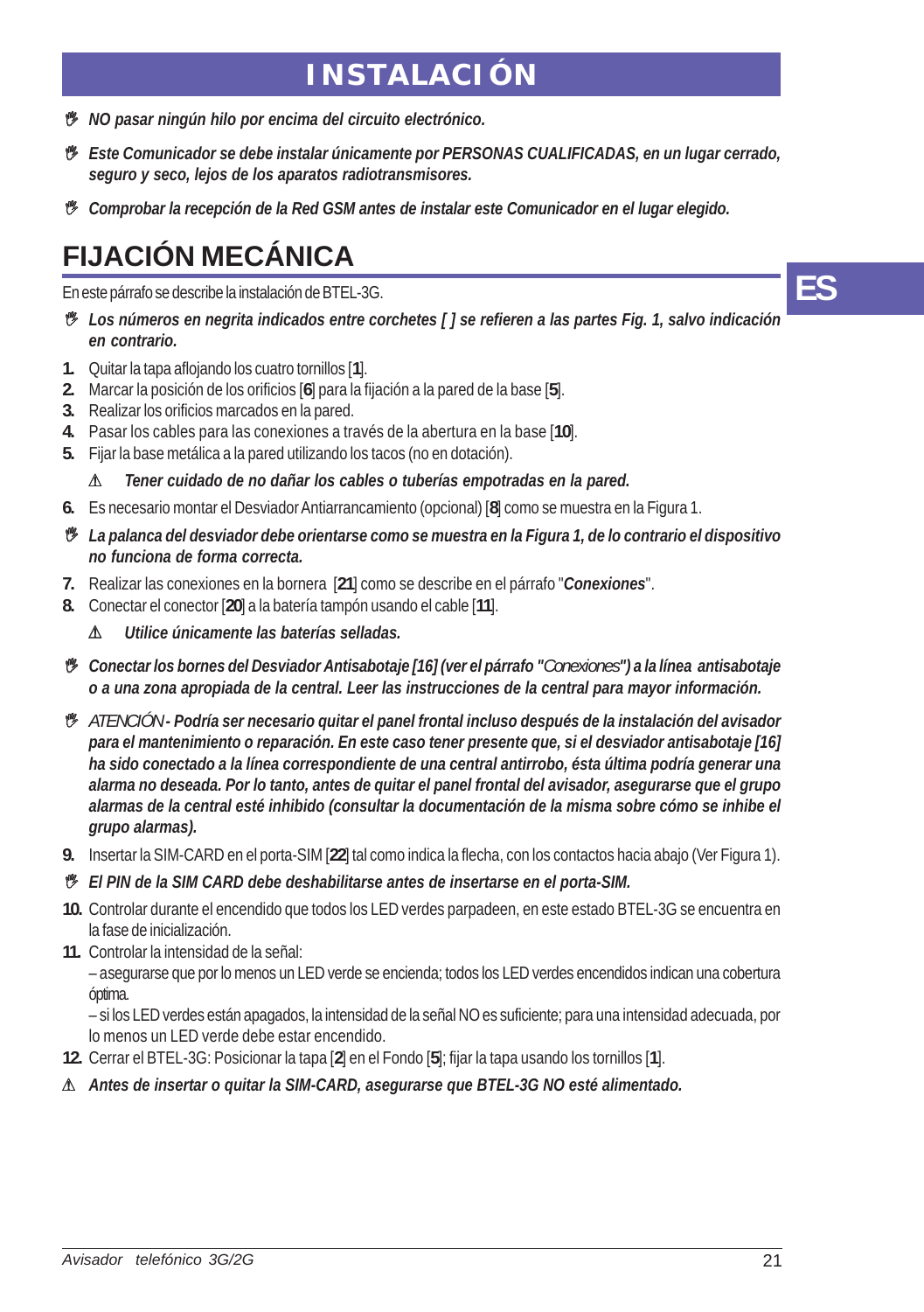# INSTALACIÓN

☞ ***NO pasar ningún hilo por encima del circuito electrónico.***

☞ ***Este Comunicador se debe instalar únicamente por PERSONAS CUALIFICADAS, en un lugar cerrado, seguro y seco, lejos de los aparatos radiotransmisores.***

☞ ***Comprobar la recepción de la Red GSM antes de instalar este Comunicador en el lugar elegido.***

## FIJACIÓN MECÁNICA

En este párrafo se describe la instalación de BTEL-3G.

☞ ***Los números en negrita indicados entre corchetes [ ] se refieren a las partes Fig. 1, salvo indicación en contrario.***

1. Quitar la tapa aflojando los cuatro tornillos [**1**].
2. Marcar la posición de los orificios [**6**] para la fijación a la pared de la base [**5**].
3. Realizar los orificios marcados en la pared.
4. Pasar los cables para las conexiones a través de la abertura en la base [**10**].
5. Fijar la base metálica a la pared utilizando los tacos (no en dotación).

   ⚠ ***Tener cuidado de no dañar los cables o tuberías empotradas en la pared.***

6. Es necesario montar el Desviador Antiarrancamiento (opcional) [**8**] como se muestra en la Figura 1.

☞ ***La palanca del desviador debe orientarse como se muestra en la Figura 1, de lo contrario el dispositivo no funciona de forma correcta.***

7. Realizar las conexiones en la bornera [**21**] como se describe en el párrafo "***Conexiones***".
8. Conectar el conector [**20**] a la batería tampón usando el cable [**11**].

   ⚠ ***Utilice únicamente las baterías selladas.***

☞ ***Conectar los bornes del Desviador Antisabotaje [16] (ver el párrafo "Conexiones") a la línea antisabotaje o a una zona apropiada de la central. Leer las instrucciones de la central para mayor información.***

☞ *ATENCIÓN* ***- Podría ser necesario quitar el panel frontal incluso después de la instalación del avisador para el mantenimiento o reparación. En este caso tener presente que, si el desviador antisabotaje [16] ha sido conectado a la línea correspondiente de una central antirrobo, ésta última podría generar una alarma no deseada. Por lo tanto, antes de quitar el panel frontal del avisador, asegurarse que el grupo alarmas de la central esté inhibido (consultar la documentación de la misma sobre cómo se inhibe el grupo alarmas).***

9. Insertar la SIM-CARD en el porta-SIM [**22**] tal como indica la flecha, con los contactos hacia abajo (Ver Figura 1).

☞ ***El PIN de la SIM CARD debe deshabilitarse antes de insertarse en el porta-SIM.***

10. Controlar durante el encendido que todos los LED verdes parpadeen, en este estado BTEL-3G se encuentra en la fase de inicialización.
11. Controlar la intensidad de la señal:
    – asegurarse que por lo menos un LED verde se encienda; todos los LED verdes encendidos indican una cobertura óptima.
    – si los LED verdes están apagados, la intensidad de la señal NO es suficiente; para una intensidad adecuada, por lo menos un LED verde debe estar encendido.
12. Cerrar el BTEL-3G: Posicionar la tapa [**2**] en el Fondo [**5**]; fijar la tapa usando los tornillos [**1**].

⚠ ***Antes de insertar o quitar la SIM-CARD, asegurarse que BTEL-3G NO esté alimentado.***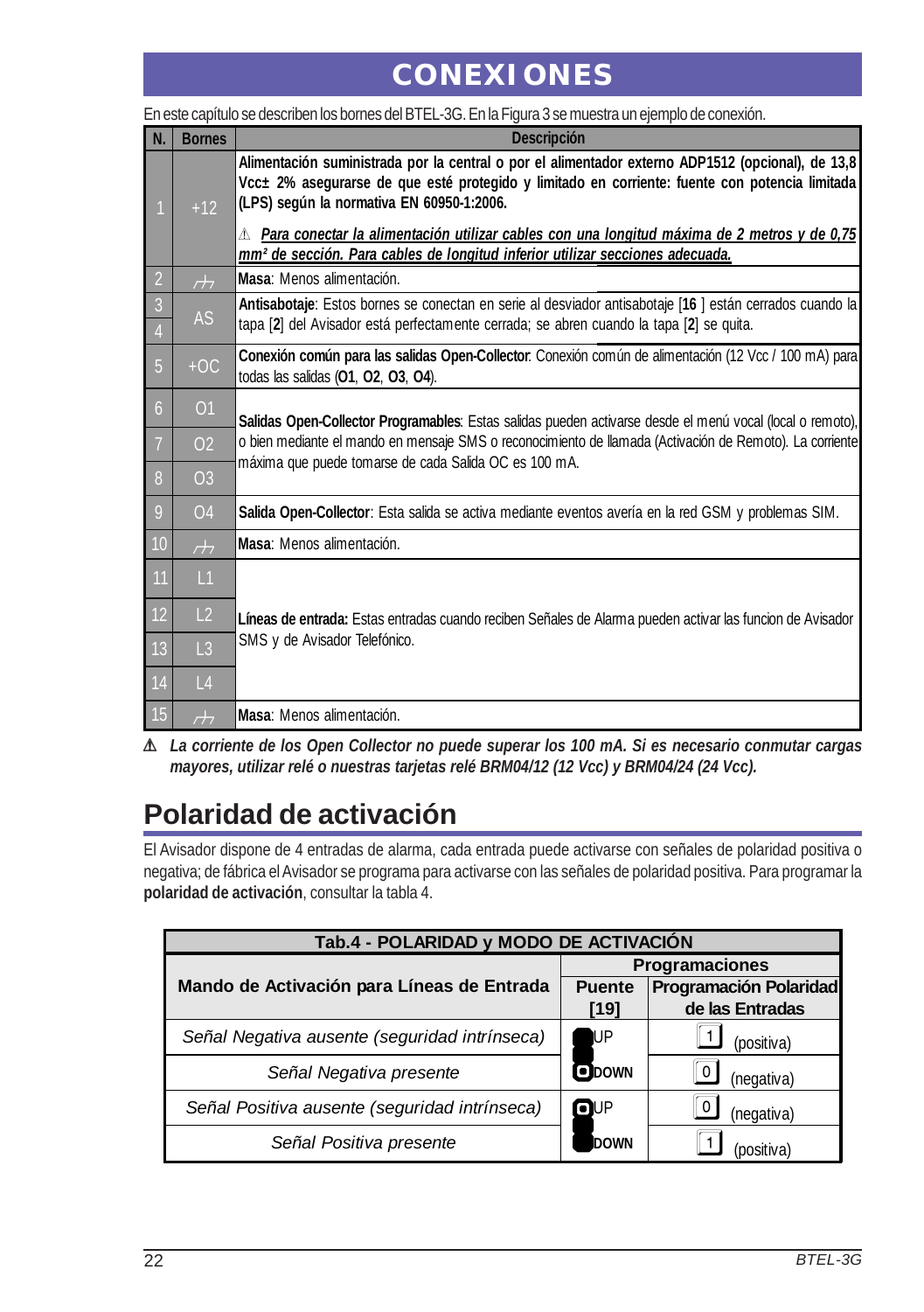# CONEXIONES

En este capítulo se describen los bornes del BTEL-3G. En la Figura 3 se muestra un ejemplo de conexión.

| N. | Bornes | Descripción |
|---|---|---|
| 1 | +12 | **Alimentación suministrada por la central o por el alimentador externo ADP1512 (opcional), de 13,8 Vcc± 2% asegurarse de que esté protegido y limitado en corriente: fuente con potencia limitada (LPS) según la normativa EN 60950-1:2006.**<br>⚠ ***Para conectar la alimentación utilizar cables con una longitud máxima de 2 metros y de 0,75 mm² de sección. Para cables de longitud inferior utilizar secciones adecuada.*** |
| 2 | ⏚ | **Masa**: Menos alimentación. |
| 3<br>4 | AS | **Antisabotaje**: Estos bornes se conectan en serie al desviador antisabotaje [**16** ] están cerrados cuando la tapa [**2**] del Avisador está perfectamente cerrada; se abren cuando la tapa [**2**] se quita. |
| 5 | +OC | **Conexión común para las salidas Open-Collector**: Conexión común de alimentación (12 Vcc / 100 mA) para todas las salidas (**O1**, **O2**, **O3**, **O4**). |
| 6<br>7<br>8 | O1<br>O2<br>O3 | **Salidas Open-Collector Programables**: Estas salidas pueden activarse desde el menú vocal (local o remoto), o bien mediante el mando en mensaje SMS o reconocimiento de llamada (Activación de Remoto). La corriente máxima que puede tomarse de cada Salida OC es 100 mA. |
| 9 | O4 | **Salida Open-Collector**: Esta salida se activa mediante eventos avería en la red GSM y problemas SIM. |
| 10 | ⏚ | **Masa**: Menos alimentación. |
| 11<br>12<br>13<br>14 | L1<br>L2<br>L3<br>L4 | **Líneas de entrada:** Estas entradas cuando reciben Señales de Alarma pueden activar las funcion de Avisador SMS y de Avisador Telefónico. |
| 15 | ⏚ | **Masa**: Menos alimentación. |

⚠ ***La corriente de los Open Collector no puede superar los 100 mA. Si es necesario conmutar cargas mayores, utilizar relé o nuestras tarjetas relé BRM04/12 (12 Vcc) y BRM04/24 (24 Vcc).***

## Polaridad de activación

El Avisador dispone de 4 entradas de alarma, cada entrada puede activarse con señales de polaridad positiva o negativa; de fábrica el Avisador se programa para activarse con las señales de polaridad positiva. Para programar la **polaridad de activación**, consultar la tabla 4.

| **Tab.4 - POLARIDAD y MODO DE ACTIVACIÓN** | | |
|---|---|---|
| **Mando de Activación para Líneas de Entrada** | **Programaciones** | |
| | **Puente [19]** | **Programación Polaridad de las Entradas** |
| *Señal Negativa ausente (seguridad intrínseca)* | UP | 1 (positiva) |
| *Señal Negativa presente* | DOWN | 0 (negativa) |
| *Señal Positiva ausente (seguridad intrínseca)* | UP | 0 (negativa) |
| *Señal Positiva presente* | DOWN | 1 (positiva) |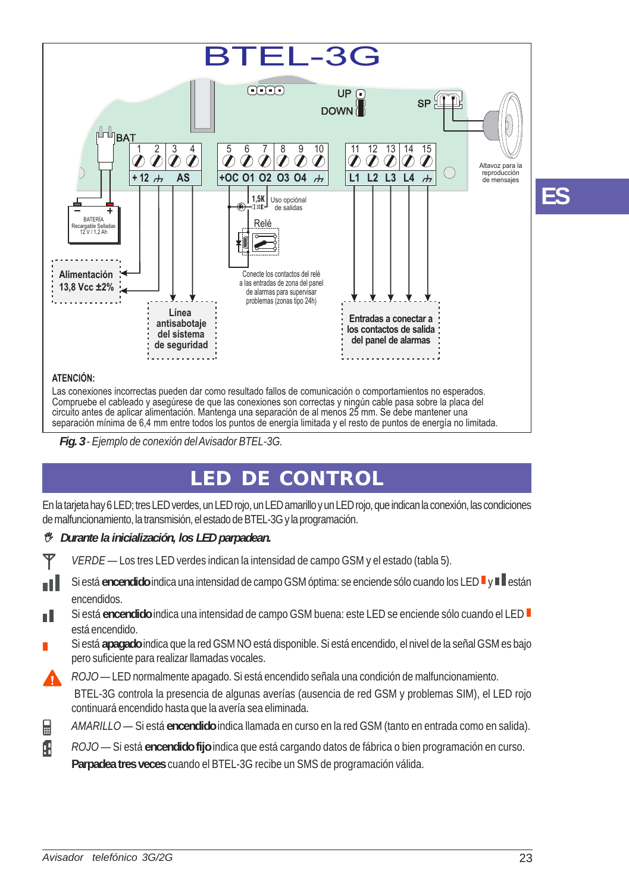BTEL-3G

UP
DOWN
SP
BAT

1 2 3 4 | 5 6 7 8 9 10 | 11 12 13 14 15
+12 ⏚ AS | +OC O1 O2 O3 O4 ⏚ | L1 L2 L3 L4 ⏚

BATERÍA Recargable Selladas 12 V / 1,2 Ah

Alimentación 13,8 Vcc ±2%

Línea antisabotaje del sistema de seguridad

1,5K Uso opciónal de salidas

Relé

Conecte los contactos del relé a las entradas de zona del panel de alarmas para supervisar problemas (zonas tipo 24h)

Entradas a conectar a los contactos de salida del panel de alarmas

Altavoz para la reproducción de mensajes

**ATENCIÓN:**

Las conexiones incorrectas pueden dar como resultado fallos de comunicación o comportamientos no esperados. Compruebe el cableado y asegúrese de que las conexiones son correctas y ningún cable pasa sobre la placa del circuito antes de aplicar alimentación. Mantenga una separación de al menos 25 mm. Se debe mantener una separación mínima de 6,4 mm entre todos los puntos de energía limitada y el resto de puntos de energía no limitada.

***Fig. 3*** *- Ejemplo de conexión del Avisador BTEL-3G.*

# LED DE CONTROL

En la tarjeta hay 6 LED; tres LED verdes, un LED rojo, un LED amarillo y un LED rojo, que indican la conexión, las condiciones de malfuncionamiento, la transmisión, el estado de BTEL-3G y la programación.

***Durante la inicialización, los LED parpadean.***

*VERDE* — Los tres LED verdes indican la intensidad de campo GSM y el estado (tabla 5).

Si está **encendido** indica una intensidad de campo GSM óptima: se enciende sólo cuando los LED ▮ y ▮ están encendidos.

Si está **encendido** indica una intensidad de campo GSM buena: este LED se enciende sólo cuando el LED ▮ está encendido.

Si está **apagado** indica que la red GSM NO está disponible. Si está encendido, el nivel de la señal GSM es bajo pero suficiente para realizar llamadas vocales.

*ROJO* — LED normalmente apagado. Si está encendido señala una condición de malfuncionamiento.
BTEL-3G controla la presencia de algunas averías (ausencia de red GSM y problemas SIM), el LED rojo continuará encendido hasta que la avería sea eliminada.

*AMARILLO* — Si está **encendido** indica llamada en curso en la red GSM (tanto en entrada como en salida).

*ROJO* — Si está **encendido fijo** indica que está cargando datos de fábrica o bien programación en curso.
**Parpadea tres veces** cuando el BTEL-3G recibe un SMS de programación válida.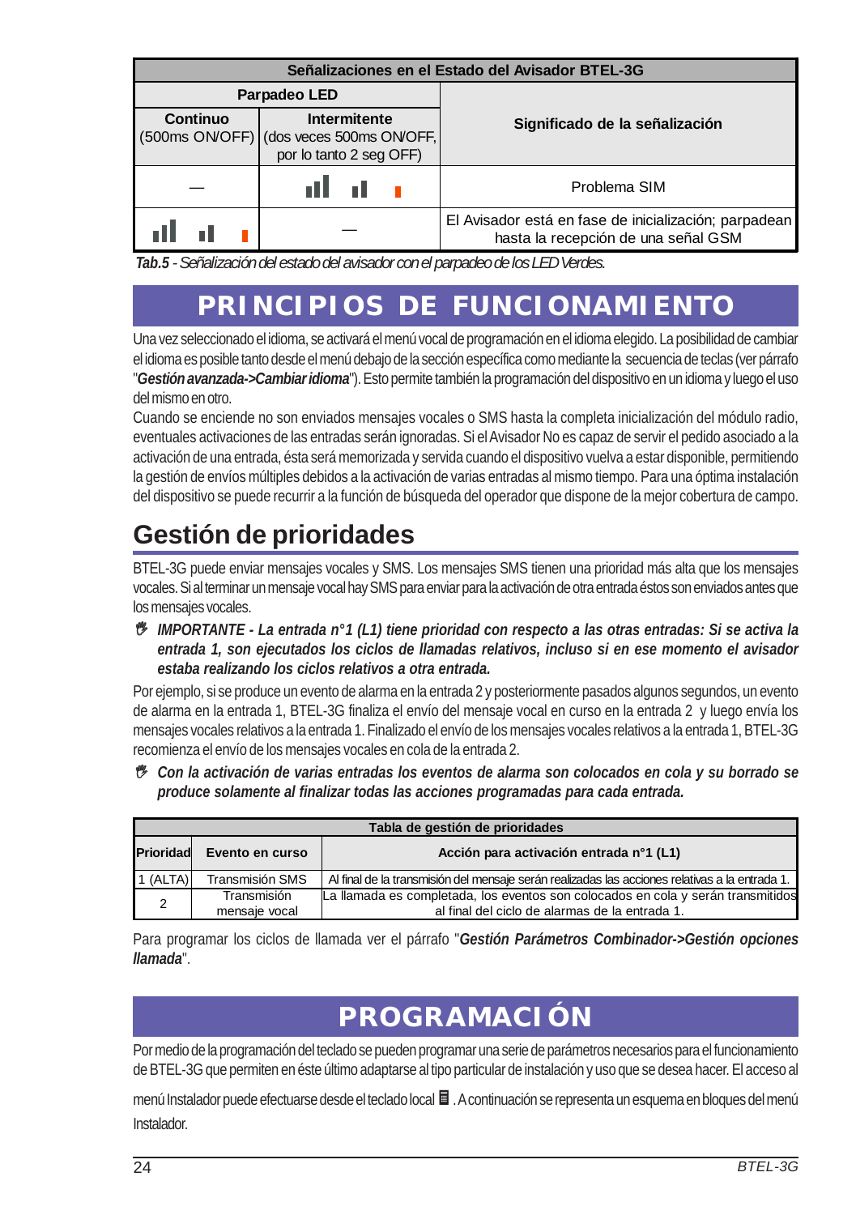| Señalizaciones en el Estado del Avisador BTEL-3G | | |
|---|---|---|
| Parpadeo LED | | Significado de la señalización |
| Continuo (500ms ON/OFF) | Intermitente (dos veces 500ms ON/OFF, por lo tanto 2 seg OFF) | |
| — | ▮▮▮ ▮▮ ▮ | Problema SIM |
| ▮▮▮ ▮▮ ▮ | — | El Avisador está en fase de inicialización; parpadean hasta la recepción de una señal GSM |

***Tab.5*** *- Señalización del estado del avisador con el parpadeo de los LED Verdes.*

# PRINCIPIOS DE FUNCIONAMIENTO

Una vez seleccionado el idioma, se activará el menú vocal de programación en el idioma elegido. La posibilidad de cambiar el idioma es posible tanto desde el menú debajo de la sección específica como mediante la secuencia de teclas (ver párrafo "***Gestión avanzada->Cambiar idioma***"). Esto permite también la programación del dispositivo en un idioma y luego el uso del mismo en otro.

Cuando se enciende no son enviados mensajes vocales o SMS hasta la completa inicialización del módulo radio, eventuales activaciones de las entradas serán ignoradas. Si el Avisador No es capaz de servir el pedido asociado a la activación de una entrada, ésta será memorizada y servida cuando el dispositivo vuelva a estar disponible, permitiendo la gestión de envíos múltiples debidos a la activación de varias entradas al mismo tiempo. Para una óptima instalación del dispositivo se puede recurrir a la función de búsqueda del operador que dispone de la mejor cobertura de campo.

## Gestión de prioridades

BTEL-3G puede enviar mensajes vocales y SMS. Los mensajes SMS tienen una prioridad más alta que los mensajes vocales. Si al terminar un mensaje vocal hay SMS para enviar para la activación de otra entrada éstos son enviados antes que los mensajes vocales.

***IMPORTANTE - La entrada n°1 (L1) tiene prioridad con respecto a las otras entradas: Si se activa la entrada 1, son ejecutados los ciclos de llamadas relativos, incluso si en ese momento el avisador estaba realizando los ciclos relativos a otra entrada.***

Por ejemplo, si se produce un evento de alarma en la entrada 2 y posteriormente pasados algunos segundos, un evento de alarma en la entrada 1, BTEL-3G finaliza el envío del mensaje vocal en curso en la entrada 2 y luego envía los mensajes vocales relativos a la entrada 1. Finalizado el envío de los mensajes vocales relativos a la entrada 1, BTEL-3G recomienza el envío de los mensajes vocales en cola de la entrada 2.

***Con la activación de varias entradas los eventos de alarma son colocados en cola y su borrado se produce solamente al finalizar todas las acciones programadas para cada entrada.***

| Tabla de gestión de prioridades | | |
|---|---|---|
| **Prioridad** | **Evento en curso** | **Acción para activación entrada n°1 (L1)** |
| 1 (ALTA) | Transmisión SMS | Al final de la transmisión del mensaje serán realizadas las acciones relativas a la entrada 1. |
| 2 | Transmisión mensaje vocal | La llamada es completada, los eventos son colocados en cola y serán transmitidos al final del ciclo de alarmas de la entrada 1. |

Para programar los ciclos de llamada ver el párrafo "***Gestión Parámetros Combinador->Gestión opciones llamada***".

# PROGRAMACIÓN

Por medio de la programación del teclado se pueden programar una serie de parámetros necesarios para el funcionamiento de BTEL-3G que permiten en éste último adaptarse al tipo particular de instalación y uso que se desea hacer. El acceso al menú Instalador puede efectuarse desde el teclado local. A continuación se representa un esquema en bloques del menú Instalador.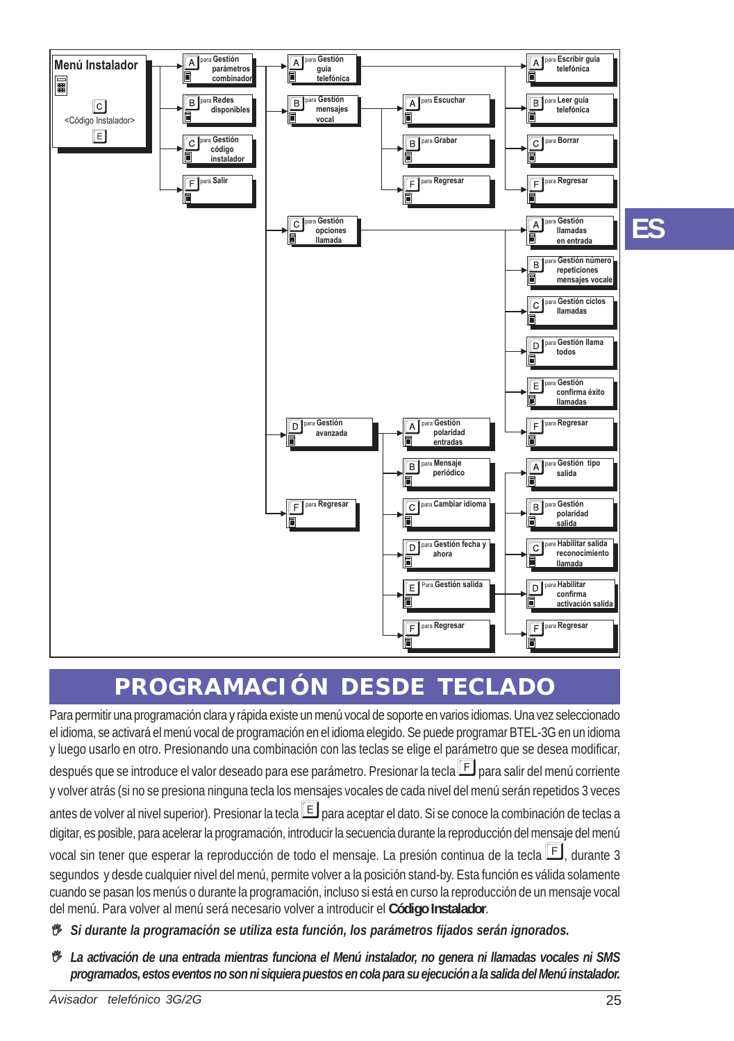**Menú Instalador**

C <Código Instalador> E

- A para Gestión parámetros combinador
  - A para Gestión guía telefónica
    - A para Escribir guía telefónica
    - B para Leer guía telefónica
    - C para Borrar
    - F para Regresar
  - B para Gestión mensajes vocal
    - A para Escuchar
    - B para Grabar
    - F para Regresar
  - C para Gestión opciones llamada
    - A para Gestión llamadas en entrada
    - B para Gestión número repeticiones mensajes vocale
    - C para Gestión ciclos llamadas
    - D para Gestión llama todos
    - E para Gestión confirma éxito llamadas
    - F para Regresar
  - D para Gestión avanzada
    - A para Gestión polaridad entradas
    - B para Mensaje periódico
    - C para Cambiar idioma
    - D para Gestión fecha y ahora
    - E Para Gestión salida
      - A para Gestión tipo salida
      - B para Gestión polaridad salida
      - C para Habilitar salida reconocimiento llamada
      - D para Habilitar confirma activación salida
      - F para Regresar
    - F para Regresar
  - F para Regresar
- B para Redes disponibles
- C para Gestión código instalador
- F para Salir

ES

# PROGRAMACIÓN DESDE TECLADO

Para permitir una programación clara y rápida existe un menú vocal de soporte en varios idiomas. Una vez seleccionado el idioma, se activará el menú vocal de programación en el idioma elegido. Se puede programar BTEL-3G en un idioma y luego usarlo en otro. Presionando una combinación con las teclas se elige el parámetro que se desea modificar, después que se introduce el valor deseado para ese parámetro. Presionar la tecla F para salir del menú corriente y volver atrás (si no se presiona ninguna tecla los mensajes vocales de cada nivel del menú serán repetidos 3 veces antes de volver al nivel superior). Presionar la tecla E para aceptar el dato. Si se conoce la combinación de teclas a digitar, es posible, para acelerar la programación, introducir la secuencia durante la reproducción del mensaje del menú vocal sin tener que esperar la reproducción de todo el mensaje. La presión continua de la tecla F, durante 3 segundos y desde cualquier nivel del menú, permite volver a la posición stand-by. Esta función es válida solamente cuando se pasan los menús o durante la programación, incluso si está en curso la reproducción de un mensaje vocal del menú. Para volver al menú será necesario volver a introducir el **Código Instalador**.

- ***Si durante la programación se utiliza esta función, los parámetros fijados serán ignorados.***
- ***La activación de una entrada mientras funciona el Menú instalador, no genera ni llamadas vocales ni SMS programados, estos eventos no son ni siquiera puestos en cola para su ejecución a la salida del Menú instalador.***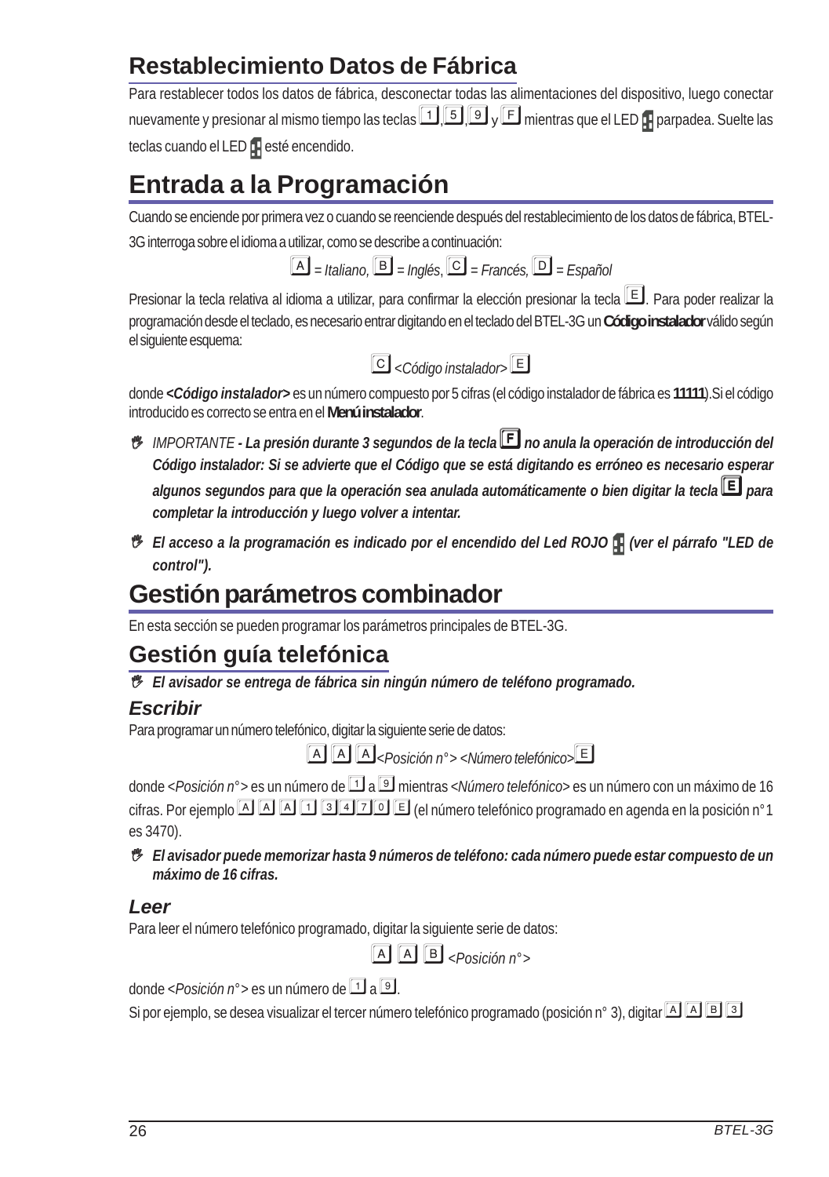## Restablecimiento Datos de Fábrica

Para restablecer todos los datos de fábrica, desconectar todas las alimentaciones del dispositivo, luego conectar nuevamente y presionar al mismo tiempo las teclas [1], [5], [9] y [F] mientras que el LED parpadea. Suelte las teclas cuando el LED esté encendido.

# Entrada a la Programación

Cuando se enciende por primera vez o cuando se reenciende después del restablecimiento de los datos de fábrica, BTEL-3G interroga sobre el idioma a utilizar, como se describe a continuación:

[A] = *Italiano,* [B] = *Inglés*, [C] = *Francés,* [D] = *Español*

Presionar la tecla relativa al idioma a utilizar, para confirmar la elección presionar la tecla [E]. Para poder realizar la programación desde el teclado, es necesario entrar digitando en el teclado del BTEL-3G un **Código instalador** válido según el siguiente esquema:

[C] *<Código instalador>* [E]

donde ***<Código instalador>*** es un número compuesto por 5 cifras (el código instalador de fábrica es **11111**).Si el código introducido es correcto se entra en el **Menú instalador**.

- *IMPORTANTE* ***- La presión durante 3 segundos de la tecla [F] no anula la operación de introducción del Código instalador: Si se advierte que el Código que se está digitando es erróneo es necesario esperar algunos segundos para que la operación sea anulada automáticamente o bien digitar la tecla [E] para completar la introducción y luego volver a intentar.***
- ***El acceso a la programación es indicado por el encendido del Led ROJO (ver el párrafo "LED de control").***

# Gestión parámetros combinador

En esta sección se pueden programar los parámetros principales de BTEL-3G.

## Gestión guía telefónica

- ***El avisador se entrega de fábrica sin ningún número de teléfono programado.***

### Escribir

Para programar un número telefónico, digitar la siguiente serie de datos:

[A] [A] [A] *<Posición n°> <Número telefónico>* [E]

donde *<Posición n°>* es un número de [1] a [9] mientras *<Número telefónico>* es un número con un máximo de 16 cifras. Por ejemplo [A] [A] [A] [1] [3] [4] [7] [0] [E] (el número telefónico programado en agenda en la posición n°1 es 3470).

- ***El avisador puede memorizar hasta 9 números de teléfono: cada número puede estar compuesto de un máximo de 16 cifras.***

### Leer

Para leer el número telefónico programado, digitar la siguiente serie de datos:

[A] [A] [B] *<Posición n°>*

donde *<Posición n°>* es un número de [1] a [9].

Si por ejemplo, se desea visualizar el tercer número telefónico programado (posición n° 3), digitar [A] [A] [B] [3]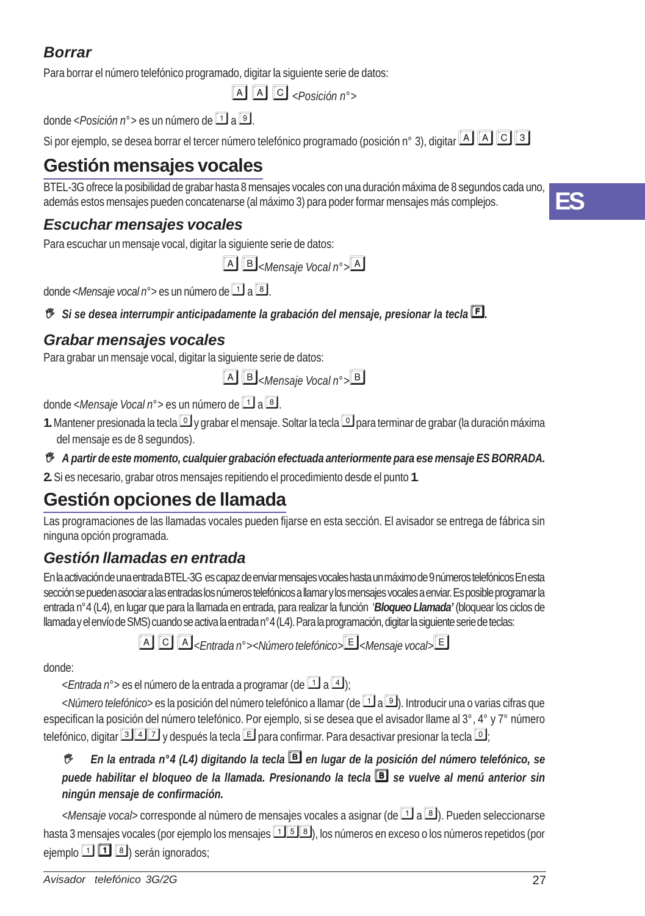### *Borrar*

Para borrar el número telefónico programado, digitar la siguiente serie de datos:

A A C *<Posición n°>*

donde *<Posición n°>* es un número de 1 a 9.

Si por ejemplo, se desea borrar el tercer número telefónico programado (posición n° 3), digitar A A C 3

## Gestión mensajes vocales

BTEL-3G ofrece la posibilidad de grabar hasta 8 mensajes vocales con una duración máxima de 8 segundos cada uno, además estos mensajes pueden concatenarse (al máximo 3) para poder formar mensajes más complejos.

ES

### *Escuchar mensajes vocales*

Para escuchar un mensaje vocal, digitar la siguiente serie de datos:

A B *<Mensaje Vocal n°>* A

donde *<Mensaje vocal n°>* es un número de 1 a 8.

☞ ***Si se desea interrumpir anticipadamente la grabación del mensaje, presionar la tecla F.***

### *Grabar mensajes vocales*

Para grabar un mensaje vocal, digitar la siguiente serie de datos:

A B *<Mensaje Vocal n°>* B

donde *<Mensaje Vocal n°>* es un número de 1 a 8.

**1.** Mantener presionada la tecla 0 y grabar el mensaje. Soltar la tecla 0 para terminar de grabar (la duración máxima del mensaje es de 8 segundos).

☞ ***A partir de este momento, cualquier grabación efectuada anteriormente para ese mensaje ES BORRADA.***

**2.** Si es necesario, grabar otros mensajes repitiendo el procedimiento desde el punto **1**.

## Gestión opciones de llamada

Las programaciones de las llamadas vocales pueden fijarse en esta sección. El avisador se entrega de fábrica sin ninguna opción programada.

### *Gestión llamadas en entrada*

En la activación de una entrada BTEL-3G es capaz de enviar mensajes vocales hasta un máximo de 9 números telefónicos En esta sección se pueden asociar a las entradas los números telefónicos a llamar y los mensajes vocales a enviar. Es posible programar la entrada n°4 (L4), en lugar que para la llamada en entrada, para realizar la función *'**Bloqueo Llamada**'* (bloquear los ciclos de llamada y el envío de SMS) cuando se activa la entrada n°4 (L4). Para la programación, digitar la siguiente serie de teclas:

A C A *<Entrada n°><Número telefónico>* E *<Mensaje vocal>* E

donde:

*<Entrada n°>* es el número de la entrada a programar (de 1 a 4);

*<Número telefónico>* es la posición del número telefónico a llamar (de 1 a 9). Introducir una o varias cifras que especifican la posición del número telefónico. Por ejemplo, si se desea que el avisador llame al 3°, 4° y 7° número telefónico, digitar 3 4 7 y después la tecla E para confirmar. Para desactivar presionar la tecla 0;

☞ ***En la entrada n°4 (L4) digitando la tecla B en lugar de la posición del número telefónico, se puede habilitar el bloqueo de la llamada. Presionando la tecla B se vuelve al menú anterior sin ningún mensaje de confirmación.***

*<Mensaje vocal>* corresponde al número de mensajes vocales a asignar (de 1 a 8). Pueden seleccionarse hasta 3 mensajes vocales (por ejemplo los mensajes 1 5 8), los números en exceso o los números repetidos (por ejemplo 1 1 8) serán ignorados;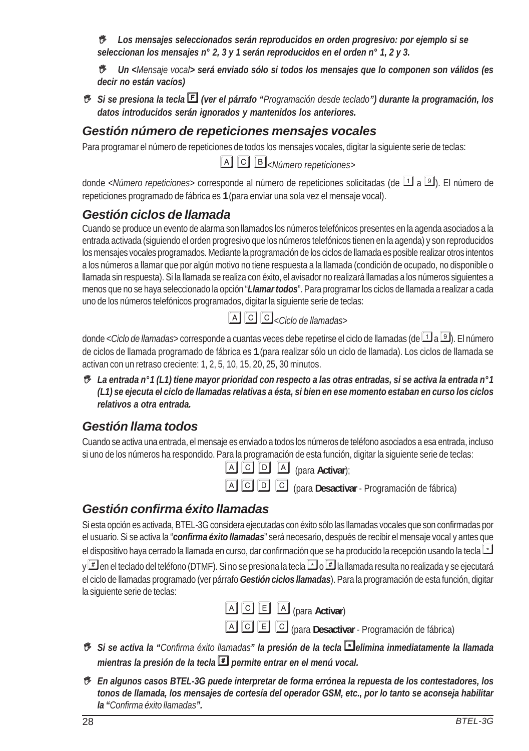👉 ***Los mensajes seleccionados serán reproducidos en orden progresivo: por ejemplo si se seleccionan los mensajes n° 2, 3 y 1 serán reproducidos en el orden n° 1, 2 y 3.***

👉 ***Un <*Mensaje vocal*> será enviado sólo si todos los mensajes que lo componen son válidos (es decir no están vacíos)***

👉 ***Si se presiona la tecla F (ver el párrafo "*Programación desde teclado*") durante la programación, los datos introducidos serán ignorados y mantenidos los anteriores.***

## Gestión número de repeticiones mensajes vocales

Para programar el número de repeticiones de todos los mensajes vocales, digitar la siguiente serie de teclas:

A C B <*Número repeticiones*>

donde <*Número repeticiones*> corresponde al número de repeticiones solicitadas (de 1 a 9). El número de repeticiones programado de fábrica es **1** (para enviar una sola vez el mensaje vocal).

## Gestión ciclos de llamada

Cuando se produce un evento de alarma son llamados los números telefónicos presentes en la agenda asociados a la entrada activada (siguiendo el orden progresivo que los números telefónicos tienen en la agenda) y son reproducidos los mensajes vocales programados. Mediante la programación de los ciclos de llamada es posible realizar otros intentos a los números a llamar que por algún motivo no tiene respuesta a la llamada (condición de ocupado, no disponible o llamada sin respuesta). Si la llamada se realiza con éxito, el avisador no realizará llamadas a los números siguientes a menos que no se haya seleccionado la opción "***Llamar todos***". Para programar los ciclos de llamada a realizar a cada uno de los números telefónicos programados, digitar la siguiente serie de teclas:

A C C <*Ciclo de llamadas*>

donde <*Ciclo de llamadas*> corresponde a cuantas veces debe repetirse el ciclo de llamadas (de 1 a 9). El número de ciclos de llamada programado de fábrica es **1** (para realizar sólo un ciclo de llamada). Los ciclos de llamada se activan con un retraso creciente: 1, 2, 5, 10, 15, 20, 25, 30 minutos.

👉 ***La entrada n°1 (L1) tiene mayor prioridad con respecto a las otras entradas, si se activa la entrada n°1 (L1) se ejecuta el ciclo de llamadas relativas a ésta, si bien en ese momento estaban en curso los ciclos relativos a otra entrada.***

## Gestión llama todos

Cuando se activa una entrada, el mensaje es enviado a todos los números de teléfono asociados a esa entrada, incluso si uno de los números ha respondido. Para la programación de esta función, digitar la siguiente serie de teclas:

A C D A (para **Activar**);

A C D C (para **Desactivar** - Programación de fábrica)

## Gestión confirma éxito llamadas

Si esta opción es activada, BTEL-3G considera ejecutadas con éxito sólo las llamadas vocales que son confirmadas por el usuario. Si se activa la "***confirma éxito llamadas***" será necesario, después de recibir el mensaje vocal y antes que el dispositivo haya cerrado la llamada en curso, dar confirmación que se ha producido la recepción usando la tecla * y # en el teclado del teléfono (DTMF). Si no se presiona la tecla * o # la llamada resulta no realizada y se ejecutará el ciclo de llamadas programado (ver párrafo ***Gestión ciclos llamadas***). Para la programación de esta función, digitar la siguiente serie de teclas:

A C E A (para **Activar**)

A C E C (para **Desactivar** - Programación de fábrica)

👉 ***Si se activa la "*Confirma éxito llamadas*" la presión de la tecla * elimina inmediatamente la llamada mientras la presión de la tecla # permite entrar en el menú vocal.***

👉 ***En algunos casos BTEL-3G puede interpretar de forma errónea la repuesta de los contestadores, los tonos de llamada, los mensajes de cortesía del operador GSM, etc., por lo tanto se aconseja habilitar la "*Confirma éxito llamadas*".***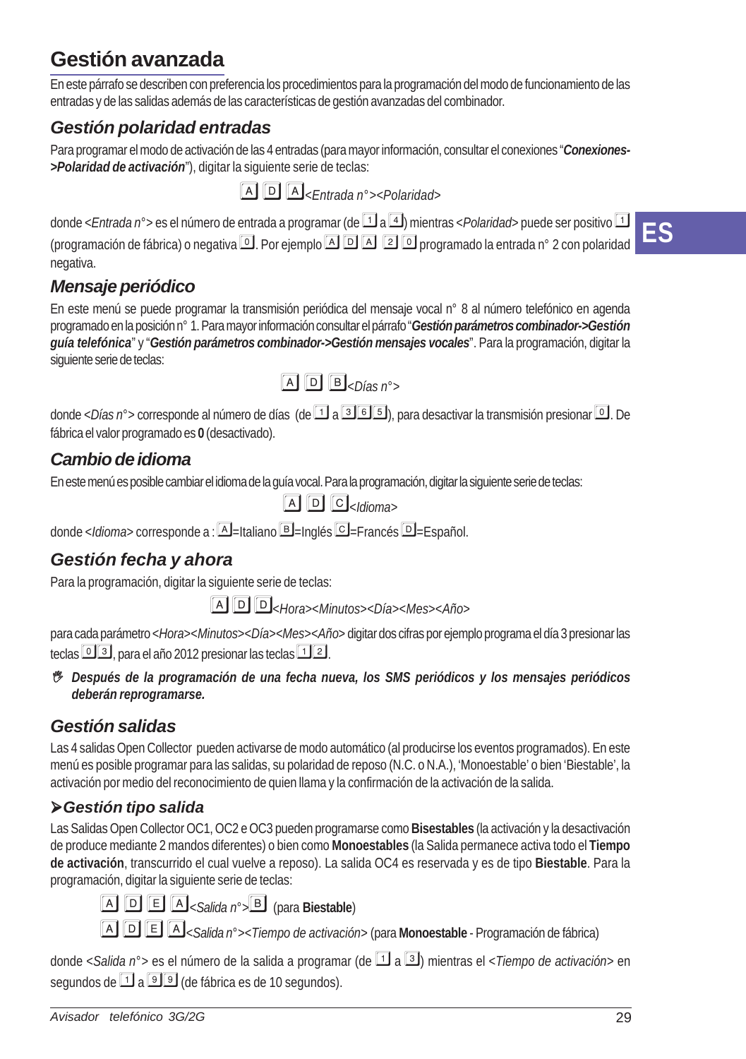## Gestión avanzada

En este párrafo se describen con preferencia los procedimientos para la programación del modo de funcionamiento de las entradas y de las salidas además de las características de gestión avanzadas del combinador.

### Gestión polaridad entradas

Para programar el modo de activación de las 4 entradas (para mayor información, consultar el conexiones "***Conexiones->Polaridad de activación***"), digitar la siguiente serie de teclas:

A D A *<Entrada n°><Polaridad>*

donde <*Entrada n°*> es el número de entrada a programar (de 1 a 4) mientras <*Polaridad*> puede ser positivo 1 (programación de fábrica) o negativa 0. Por ejemplo A D A 2 0 programado la entrada n° 2 con polaridad negativa.

### Mensaje periódico

En este menú se puede programar la transmisión periódica del mensaje vocal n° 8 al número telefónico en agenda programado en la posición n° 1. Para mayor información consultar el párrafo "***Gestión parámetros combinador->Gestión guía telefónica***" y "***Gestión parámetros combinador->Gestión mensajes vocales***". Para la programación, digitar la siguiente serie de teclas:

A D B *<Días n°>*

donde <*Días n°*> corresponde al número de días (de 1 a 3 6 5), para desactivar la transmisión presionar 0. De fábrica el valor programado es **0** (desactivado).

### Cambio de idioma

En este menú es posible cambiar el idioma de la guía vocal. Para la programación, digitar la siguiente serie de teclas:

A D C *<Idioma>*

donde <*Idioma*> corresponde a : A=Italiano B=Inglés C=Francés D=Español.

### Gestión fecha y ahora

Para la programación, digitar la siguiente serie de teclas:

A D D *<Hora><Minutos><Día><Mes><Año>*

para cada parámetro <*Hora*><*Minutos*><*Día*><*Mes*><*Año*> digitar dos cifras por ejemplo programa el día 3 presionar las teclas 0 3, para el año 2012 presionar las teclas 1 2.

- ***Después de la programación de una fecha nueva, los SMS periódicos y los mensajes periódicos deberán reprogramarse.***

### Gestión salidas

Las 4 salidas Open Collector pueden activarse de modo automático (al producirse los eventos programados). En este menú es posible programar para las salidas, su polaridad de reposo (N.C. o N.A.), 'Monoestable' o bien 'Biestable', la activación por medio del reconocimiento de quien llama y la confirmación de la activación de la salida.

#### ➤Gestión tipo salida

Las Salidas Open Collector OC1, OC2 e OC3 pueden programarse como **Bisestables** (la activación y la desactivación de produce mediante 2 mandos diferentes) o bien como **Monoestables** (la Salida permanece activa todo el **Tiempo de activación**, transcurrido el cual vuelve a reposo). La salida OC4 es reservada y es de tipo **Biestable**. Para la programación, digitar la siguiente serie de teclas:

A D E A *<Salida n°>* B (para **Biestable**)

A D E A *<Salida n°><Tiempo de activación>* (para **Monoestable** - Programación de fábrica)

donde <*Salida n°*> es el número de la salida a programar (de 1 a 3) mientras el <*Tiempo de activación*> en segundos de 1 a 9 9 (de fábrica es de 10 segundos).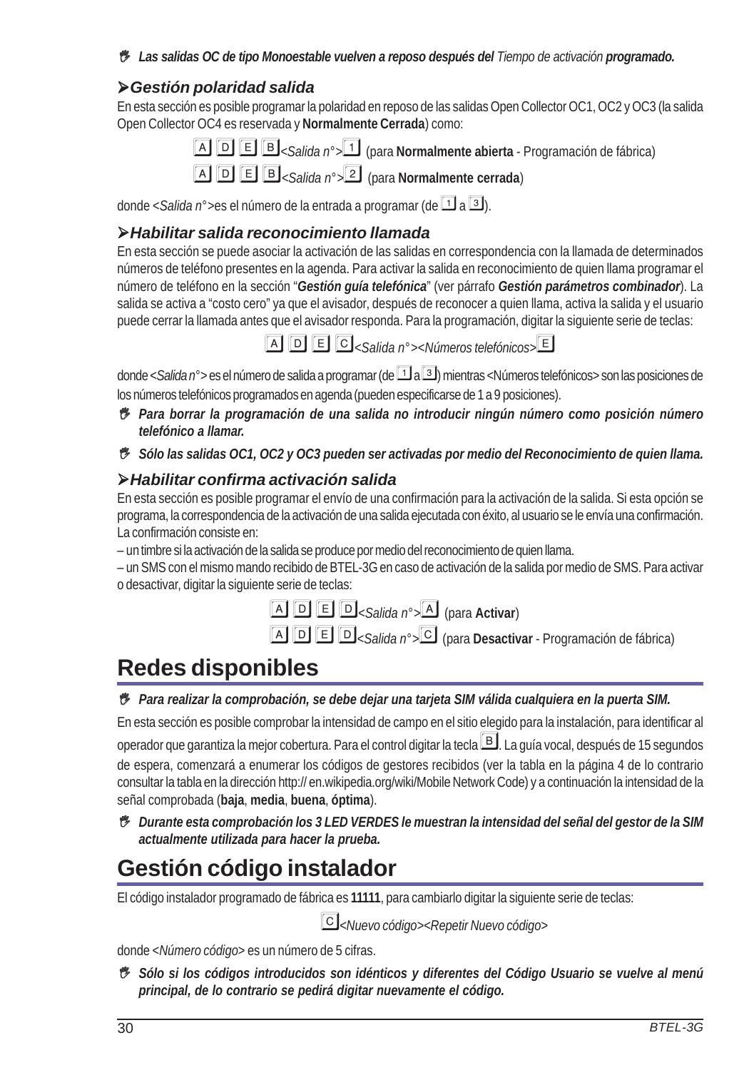☞ ***Las salidas OC de tipo Monoestable vuelven a reposo después del*** *Tiempo de activación* ***programado.***

### ➤*Gestión polaridad salida*

En esta sección es posible programar la polaridad en reposo de las salidas Open Collector OC1, OC2 y OC3 (la salida Open Collector OC4 es reservada y **Normalmente Cerrada**) como:

A D E B<*Salida n°*>1 (para **Normalmente abierta** - Programación de fábrica)

A D E B<*Salida n°*>2 (para **Normalmente cerrada**)

donde <*Salida n°*>es el número de la entrada a programar (de 1 a 3).

### ➤*Habilitar salida reconocimiento llamada*

En esta sección se puede asociar la activación de las salidas en correspondencia con la llamada de determinados números de teléfono presentes en la agenda. Para activar la salida en reconocimiento de quien llama programar el número de teléfono en la sección "***Gestión guía telefónica***" (ver párrafo ***Gestión parámetros combinador***). La salida se activa a "costo cero" ya que el avisador, después de reconocer a quien llama, activa la salida y el usuario puede cerrar la llamada antes que el avisador responda. Para la programación, digitar la siguiente serie de teclas:

A D E C<*Salida n°*><*Números telefónicos*>E

donde <*Salida n°*> es el número de salida a programar (de 1 a 3) mientras <Números telefónicos> son las posiciones de los números telefónicos programados en agenda (pueden especificarse de 1 a 9 posiciones).

☞ ***Para borrar la programación de una salida no introducir ningún número como posición número telefónico a llamar.***

☞ ***Sólo las salidas OC1, OC2 y OC3 pueden ser activadas por medio del Reconocimiento de quien llama.***

### ➤*Habilitar confirma activación salida*

En esta sección es posible programar el envío de una confirmación para la activación de la salida. Si esta opción se programa, la correspondencia de la activación de una salida ejecutada con éxito, al usuario se le envía una confirmación. La confirmación consiste en:

– un timbre si la activación de la salida se produce por medio del reconocimiento de quien llama.

– un SMS con el mismo mando recibido de BTEL-3G en caso de activación de la salida por medio de SMS. Para activar o desactivar, digitar la siguiente serie de teclas:

A D E D<*Salida n°*>A (para **Activar**)

A D E D<*Salida n°*>C (para **Desactivar** - Programación de fábrica)

## Redes disponibles

☞ ***Para realizar la comprobación, se debe dejar una tarjeta SIM válida cualquiera en la puerta SIM.***

En esta sección es posible comprobar la intensidad de campo en el sitio elegido para la instalación, para identificar al operador que garantiza la mejor cobertura. Para el control digitar la tecla B. La guía vocal, después de 15 segundos de espera, comenzará a enumerar los códigos de gestores recibidos (ver la tabla en la página 4 de lo contrario consultar la tabla en la dirección http:// en.wikipedia.org/wiki/Mobile Network Code) y a continuación la intensidad de la señal comprobada (**baja**, **media**, **buena**, **óptima**).

☞ ***Durante esta comprobación los 3 LED VERDES le muestran la intensidad del señal del gestor de la SIM actualmente utilizada para hacer la prueba.***

## Gestión código instalador

El código instalador programado de fábrica es **11111**, para cambiarlo digitar la siguiente serie de teclas:

C<*Nuevo código*><*Repetir Nuevo código*>

donde <*Número código*> es un número de 5 cifras.

☞ ***Sólo si los códigos introducidos son idénticos y diferentes del Código Usuario se vuelve al menú principal, de lo contrario se pedirá digitar nuevamente el código.***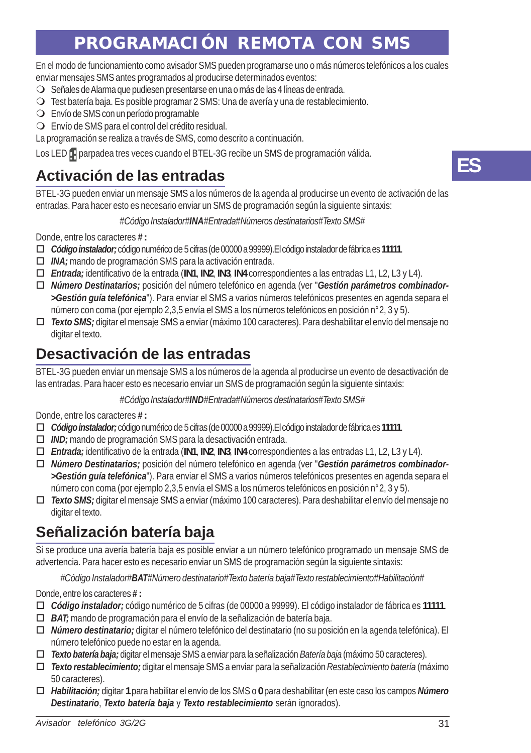# PROGRAMACIÓN REMOTA CON SMS

En el modo de funcionamiento como avisador SMS pueden programarse uno o más números telefónicos a los cuales enviar mensajes SMS antes programados al producirse determinados eventos:

- Señales de Alarma que pudiesen presentarse en una o más de las 4 líneas de entrada.
- Test batería baja. Es posible programar 2 SMS: Una de avería y una de restablecimiento.
- Envío de SMS con un período programable
- Envío de SMS para el control del crédito residual.

La programación se realiza a través de SMS, como descrito a continuación.

Los LED parpadea tres veces cuando el BTEL-3G recibe un SMS de programación válida.

## Activación de las entradas

BTEL-3G pueden enviar un mensaje SMS a los números de la agenda al producirse un evento de activación de las entradas. Para hacer esto es necesario enviar un SMS de programación según la siguiente sintaxis:

*#Código Instalador#**INA**#Entrada#Números destinatarios#Texto SMS#*

Donde, entre los caracteres **# :**

- ***Código instalador;*** código numérico de 5 cifras (de 00000 a 99999). El código instalador de fábrica es **11111**
- ***INA;*** mando de programación SMS para la activación entrada.
- ***Entrada;*** identificativo de la entrada (**IN1**, **IN2**, **IN3**, **IN4** correspondientes a las entradas L1, L2, L3 y L4).
- ***Número Destinatarios;*** posición del número telefónico en agenda (ver "***Gestión parámetros combinador->Gestión guía telefónica***"). Para enviar el SMS a varios números telefónicos presentes en agenda separa el número con coma (por ejemplo 2,3,5 envía el SMS a los números telefónicos en posición n° 2, 3 y 5).
- ***Texto SMS;*** digitar el mensaje SMS a enviar (máximo 100 caracteres). Para deshabilitar el envío del mensaje no digitar el texto.

## Desactivación de las entradas

BTEL-3G pueden enviar un mensaje SMS a los números de la agenda al producirse un evento de desactivación de las entradas. Para hacer esto es necesario enviar un SMS de programación según la siguiente sintaxis:

*#Código Instalador#**IND**#Entrada#Números destinatarios#Texto SMS#*

Donde, entre los caracteres **# :**

- ***Código instalador;*** código numérico de 5 cifras (de 00000 a 99999). El código instalador de fábrica es **11111**
- ***IND;*** mando de programación SMS para la desactivación entrada.
- ***Entrada;*** identificativo de la entrada (**IN1**, **IN2**, **IN3**, **IN4** correspondientes a las entradas L1, L2, L3 y L4).
- ***Número Destinatarios;*** posición del número telefónico en agenda (ver "***Gestión parámetros combinador->Gestión guía telefónica***"). Para enviar el SMS a varios números telefónicos presentes en agenda separa el número con coma (por ejemplo 2,3,5 envía el SMS a los números telefónicos en posición n° 2, 3 y 5).
- ***Texto SMS;*** digitar el mensaje SMS a enviar (máximo 100 caracteres). Para deshabilitar el envío del mensaje no digitar el texto.

## Señalización batería baja

Si se produce una avería batería baja es posible enviar a un número telefónico programado un mensaje SMS de advertencia. Para hacer esto es necesario enviar un SMS de programación según la siguiente sintaxis:

*#Código Instalador#**BAT**#Número destinatario#Texto batería baja#Texto restablecimiento#Habilitación#*

Donde, entre los caracteres **# :**

- ***Código instalador;*** código numérico de 5 cifras (de 00000 a 99999). El código instalador de fábrica es **11111**
- ***BAT;*** mando de programación para el envío de la señalización de batería baja.
- ***Número destinatario;*** digitar el número telefónico del destinatario (no su posición en la agenda telefónica). El número telefónico puede no estar en la agenda.
- ***Texto batería baja;*** digitar el mensaje SMS a enviar para la señalización *Batería baja* (máximo 50 caracteres).
- ***Texto restablecimiento;*** digitar el mensaje SMS a enviar para la señalización *Restablecimiento batería* (máximo 50 caracteres).
- ***Habilitación;*** digitar **1** para habilitar el envío de los SMS o **0** para deshabilitar (en este caso los campos ***Número Destinatario***, ***Texto batería baja*** y ***Texto restablecimiento*** serán ignorados).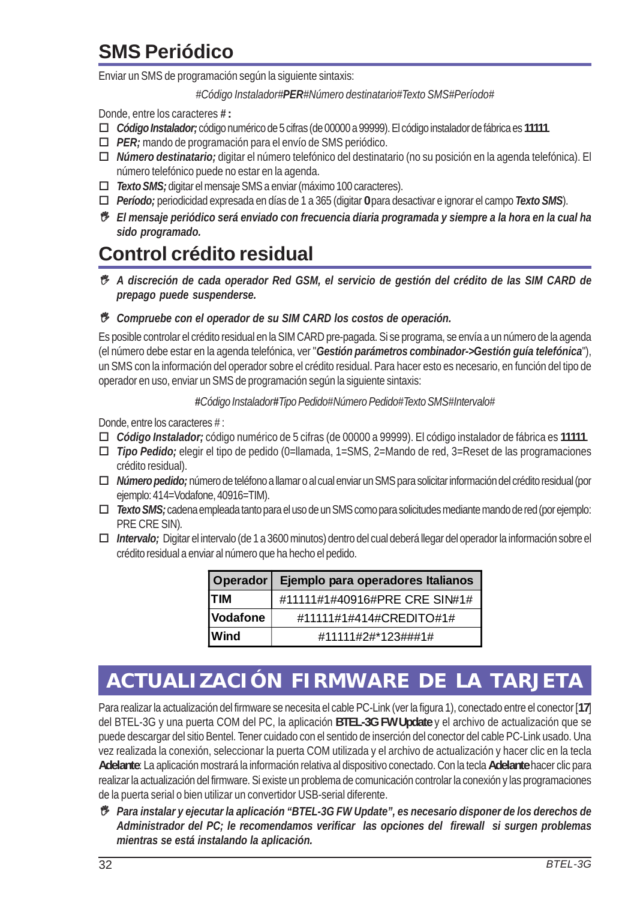## SMS Periódico

Enviar un SMS de programación según la siguiente sintaxis:

*#Código Instalador#**PER**#Número destinatario#Texto SMS#Período#*

Donde, entre los caracteres **# :**

- ***Código Instalador;*** código numérico de 5 cifras (de 00000 a 99999). El código instalador de fábrica es **11111**.
- ***PER;*** mando de programación para el envío de SMS periódico.
- ***Número destinatario;*** digitar el número telefónico del destinatario (no su posición en la agenda telefónica). El número telefónico puede no estar en la agenda.
- ***Texto SMS;*** digitar el mensaje SMS a enviar (máximo 100 caracteres).
- ***Período;*** periodicidad expresada en días de 1 a 365 (digitar **0** para desactivar e ignorar el campo ***Texto SMS***).
- ***El mensaje periódico será enviado con frecuencia diaria programada y siempre a la hora en la cual ha sido programado.***

## Control crédito residual

- ***A discreción de cada operador Red GSM, el servicio de gestión del crédito de las SIM CARD de prepago puede suspenderse.***
- ***Compruebe con el operador de su SIM CARD los costos de operación.***

Es posible controlar el crédito residual en la SIM CARD pre-pagada. Si se programa, se envía a un número de la agenda (el número debe estar en la agenda telefónica, ver "***Gestión parámetros combinador->Gestión guía telefónica***"), un SMS con la información del operador sobre el crédito residual. Para hacer esto es necesario, en función del tipo de operador en uso, enviar un SMS de programación según la siguiente sintaxis:

*#Código Instalador#Tipo Pedido#Número Pedido#Texto SMS#Intervalo#*

Donde, entre los caracteres # :

- ***Código Instalador;*** código numérico de 5 cifras (de 00000 a 99999). El código instalador de fábrica es **11111**.
- ***Tipo Pedido;*** elegir el tipo de pedido (0=llamada, 1=SMS, 2=Mando de red, 3=Reset de las programaciones crédito residual).
- ***Número pedido;*** número de teléfono a llamar o al cual enviar un SMS para solicitar información del crédito residual (por ejemplo: 414=Vodafone, 40916=TIM).
- ***Texto SMS;*** cadena empleada tanto para el uso de un SMS como para solicitudes mediante mando de red (por ejemplo: PRE CRE SIN).
- ***Intervalo;*** Digitar el intervalo (de 1 a 3600 minutos) dentro del cual deberá llegar del operador la información sobre el crédito residual a enviar al número que ha hecho el pedido.

| Operador | Ejemplo para operadores Italianos |
|---|---|
| TIM | #11111#1#40916#PRE CRE SIN#1# |
| Vodafone | #11111#1#414#CREDITO#1# |
| Wind | #11111#2#*123###1# |

# ACTUALIZACIÓN FIRMWARE DE LA TARJETA

Para realizar la actualización del firmware se necesita el cable PC-Link (ver la figura 1), conectado entre el conector [**17**] del BTEL-3G y una puerta COM del PC, la aplicación **BTEL-3G FW Update** y el archivo de actualización que se puede descargar del sitio Bentel. Tener cuidado con el sentido de inserción del conector del cable PC-Link usado. Una vez realizada la conexión, seleccionar la puerta COM utilizada y el archivo de actualización y hacer clic en la tecla **Adelante**: La aplicación mostrará la información relativa al dispositivo conectado. Con la tecla **Adelante** hacer clic para realizar la actualización del firmware. Si existe un problema de comunicación controlar la conexión y las programaciones de la puerta serial o bien utilizar un convertidor USB-serial diferente.

- ***Para instalar y ejecutar la aplicación "BTEL-3G FW Update", es necesario disponer de los derechos de Administrador del PC; le recomendamos verificar las opciones del firewall si surgen problemas mientras se está instalando la aplicación.***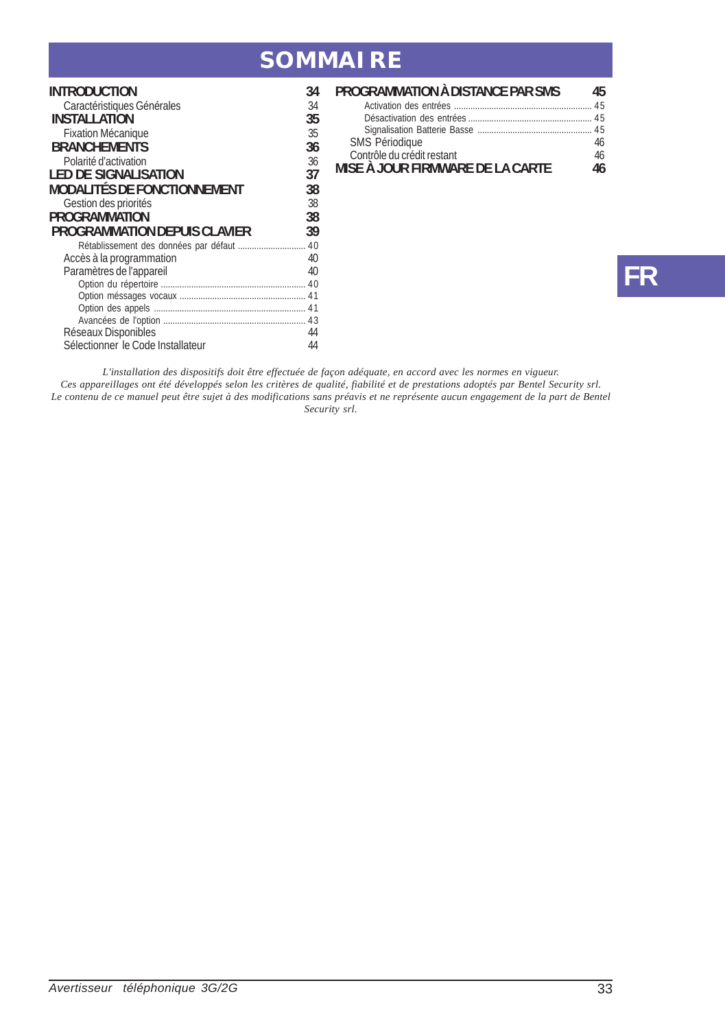# SOMMAIRE

**INTRODUCTION** 34
Caractéristiques Générales 34
**INSTALLATION** 35
Fixation Mécanique 35
**BRANCHEMENTS** 36
Polarité d'activation 36
**LED DE SIGNALISATION** 37
**MODALITÉS DE FONCTIONNEMENT** 38
Gestion des priorités 38
**PROGRAMMATION** 38
**PROGRAMMATION DEPUIS CLAVIER** 39
Rétablissement des données par défaut ............................ 40
Accès à la programmation 40
Paramètres de l'appareil 40
Option du répertoire ............................................................. 40
Option méssages vocaux ..................................................... 41
Option des appels ................................................................ 41
Avancées de l'option ............................................................ 43
Réseaux Disponibles 44
Sélectionner le Code Installateur 44

**PROGRAMMATION À DISTANCE PAR SMS** 45
Activation des entrées .......................................................... 45
Désactivation des entrées .................................................... 45
Signalisation Batterie Basse ................................................. 45
SMS Périodique 46
Contrôle du crédit restant 46
**MISE À JOUR FIRMWARE DE LA CARTE** 46

FR

*L'installation des dispositifs doit être effectuée de façon adéquate, en accord avec les normes en vigueur.*
*Ces appareillages ont été développés selon les critères de qualité, fiabilité et de prestations adoptés par Bentel Security srl.*
*Le contenu de ce manuel peut être sujet à des modifications sans préavis et ne représente aucun engagement de la part de Bentel Security srl.*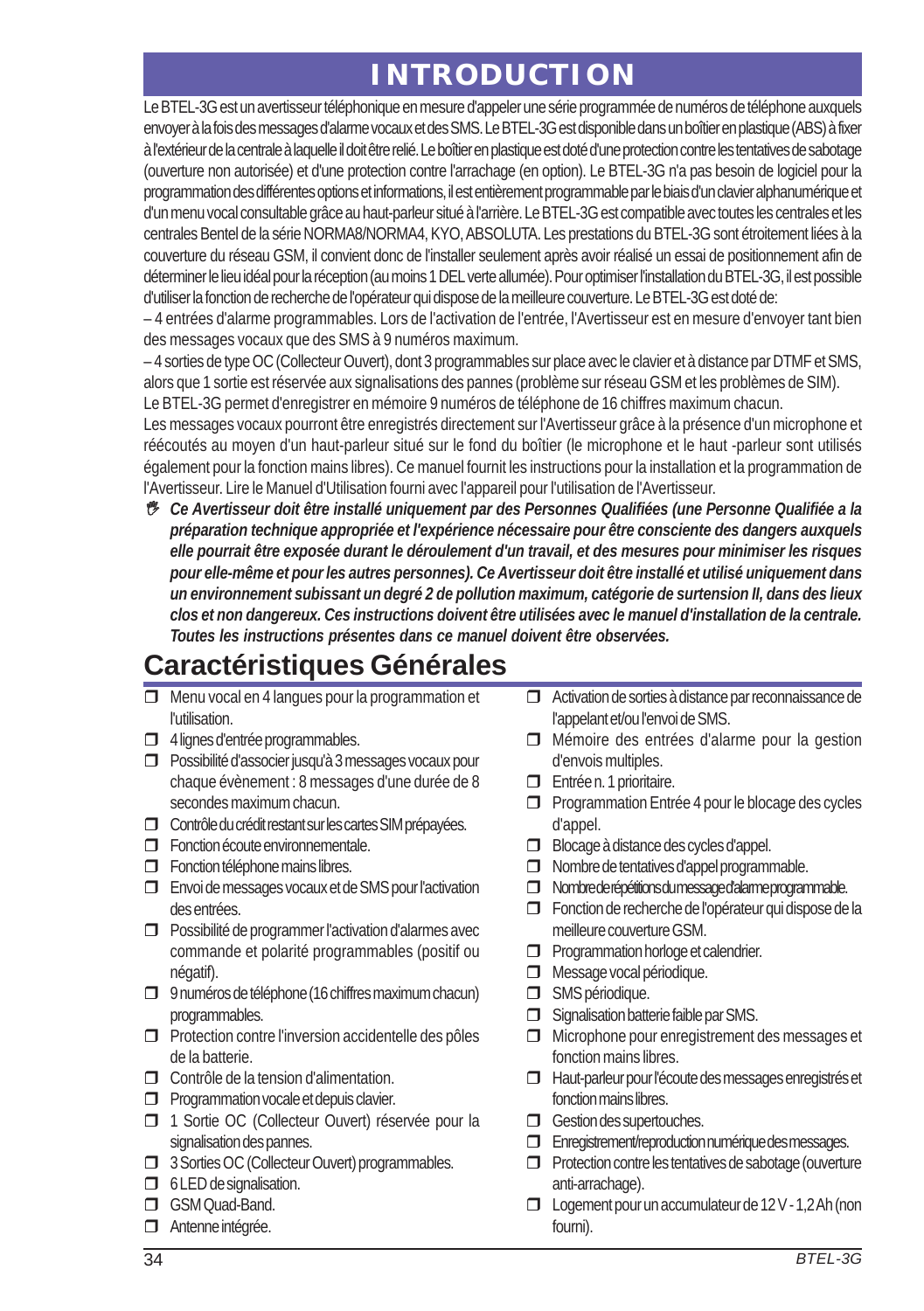# INTRODUCTION

Le BTEL-3G est un avertisseur téléphonique en mesure d'appeler une série programmée de numéros de téléphone auxquels envoyer à la fois des messages d'alarme vocaux et des SMS. Le BTEL-3G est disponible dans un boîtier en plastique (ABS) à fixer à l'extérieur de la centrale à laquelle il doit être relié. Le boîtier en plastique est doté d'une protection contre les tentatives de sabotage (ouverture non autorisée) et d'une protection contre l'arrachage (en option). Le BTEL-3G n'a pas besoin de logiciel pour la programmation des différentes options et informations, il est entièrement programmable par le biais d'un clavier alphanumérique et d'un menu vocal consultable grâce au haut-parleur situé à l'arrière. Le BTEL-3G est compatible avec toutes les centrales et les centrales Bentel de la série NORMA8/NORMA4, KYO, ABSOLUTA. Les prestations du BTEL-3G sont étroitement liées à la couverture du réseau GSM, il convient donc de l'installer seulement après avoir réalisé un essai de positionnement afin de déterminer le lieu idéal pour la réception (au moins 1 DEL verte allumée). Pour optimiser l'installation du BTEL-3G, il est possible d'utiliser la fonction de recherche de l'opérateur qui dispose de la meilleure couverture. Le BTEL-3G est doté de:

– 4 entrées d'alarme programmables. Lors de l'activation de l'entrée, l'Avertisseur est en mesure d'envoyer tant bien des messages vocaux que des SMS à 9 numéros maximum.

– 4 sorties de type OC (Collecteur Ouvert), dont 3 programmables sur place avec le clavier et à distance par DTMF et SMS, alors que 1 sortie est réservée aux signalisations des pannes (problème sur réseau GSM et les problèmes de SIM).

Le BTEL-3G permet d'enregistrer en mémoire 9 numéros de téléphone de 16 chiffres maximum chacun.

Les messages vocaux pourront être enregistrés directement sur l'Avertisseur grâce à la présence d'un microphone et réécoutés au moyen d'un haut-parleur situé sur le fond du boîtier (le microphone et le haut -parleur sont utilisés également pour la fonction mains libres). Ce manuel fournit les instructions pour la installation et la programmation de l'Avertisseur. Lire le Manuel d'Utilisation fourni avec l'appareil pour l'utilisation de l'Avertisseur.

☞ ***Ce Avertisseur doit être installé uniquement par des Personnes Qualifiées (une Personne Qualifiée a la préparation technique appropriée et l'expérience nécessaire pour être consciente des dangers auxquels elle pourrait être exposée durant le déroulement d'un travail, et des mesures pour minimiser les risques pour elle-même et pour les autres personnes). Ce Avertisseur doit être installé et utilisé uniquement dans un environnement subissant un degré 2 de pollution maximum, catégorie de surtension II, dans des lieux clos et non dangereux. Ces instructions doivent être utilisées avec le manuel d'installation de la centrale. Toutes les instructions présentes dans ce manuel doivent être observées.***

## Caractéristiques Générales

- Menu vocal en 4 langues pour la programmation et l'utilisation.
- 4 lignes d'entrée programmables.
- Possibilité d'associer jusqu'à 3 messages vocaux pour chaque évènement : 8 messages d'une durée de 8 secondes maximum chacun.
- Contrôle du crédit restant sur les cartes SIM prépayées.
- Fonction écoute environnementale.
- Fonction téléphone mains libres.
- Envoi de messages vocaux et de SMS pour l'activation des entrées.
- Possibilité de programmer l'activation d'alarmes avec commande et polarité programmables (positif ou négatif).
- 9 numéros de téléphone (16 chiffres maximum chacun) programmables.
- Protection contre l'inversion accidentelle des pôles de la batterie.
- Contrôle de la tension d'alimentation.
- Programmation vocale et depuis clavier.
- 1 Sortie OC (Collecteur Ouvert) réservée pour la signalisation des pannes.
- 3 Sorties OC (Collecteur Ouvert) programmables.
- 6 LED de signalisation.
- GSM Quad-Band.
- Antenne intégrée.
- Activation de sorties à distance par reconnaissance de l'appelant et/ou l'envoi de SMS.
- Mémoire des entrées d'alarme pour la gestion d'envois multiples.
- Entrée n. 1 prioritaire.
- Programmation Entrée 4 pour le blocage des cycles d'appel.
- Blocage à distance des cycles d'appel.
- Nombre de tentatives d'appel programmable.
- Nombre de répétitions du message d'alarme programmable.
- Fonction de recherche de l'opérateur qui dispose de la meilleure couverture GSM.
- Programmation horloge et calendrier.
- Message vocal périodique.
- SMS périodique.
- Signalisation batterie faible par SMS.
- Microphone pour enregistrement des messages et fonction mains libres.
- Haut-parleur pour l'écoute des messages enregistrés et fonction mains libres.
- Gestion des supertouches.
- Enregistrement/reproduction numérique des messages.
- Protection contre les tentatives de sabotage (ouverture anti-arrachage).
- Logement pour un accumulateur de 12 V - 1,2 Ah (non fourni).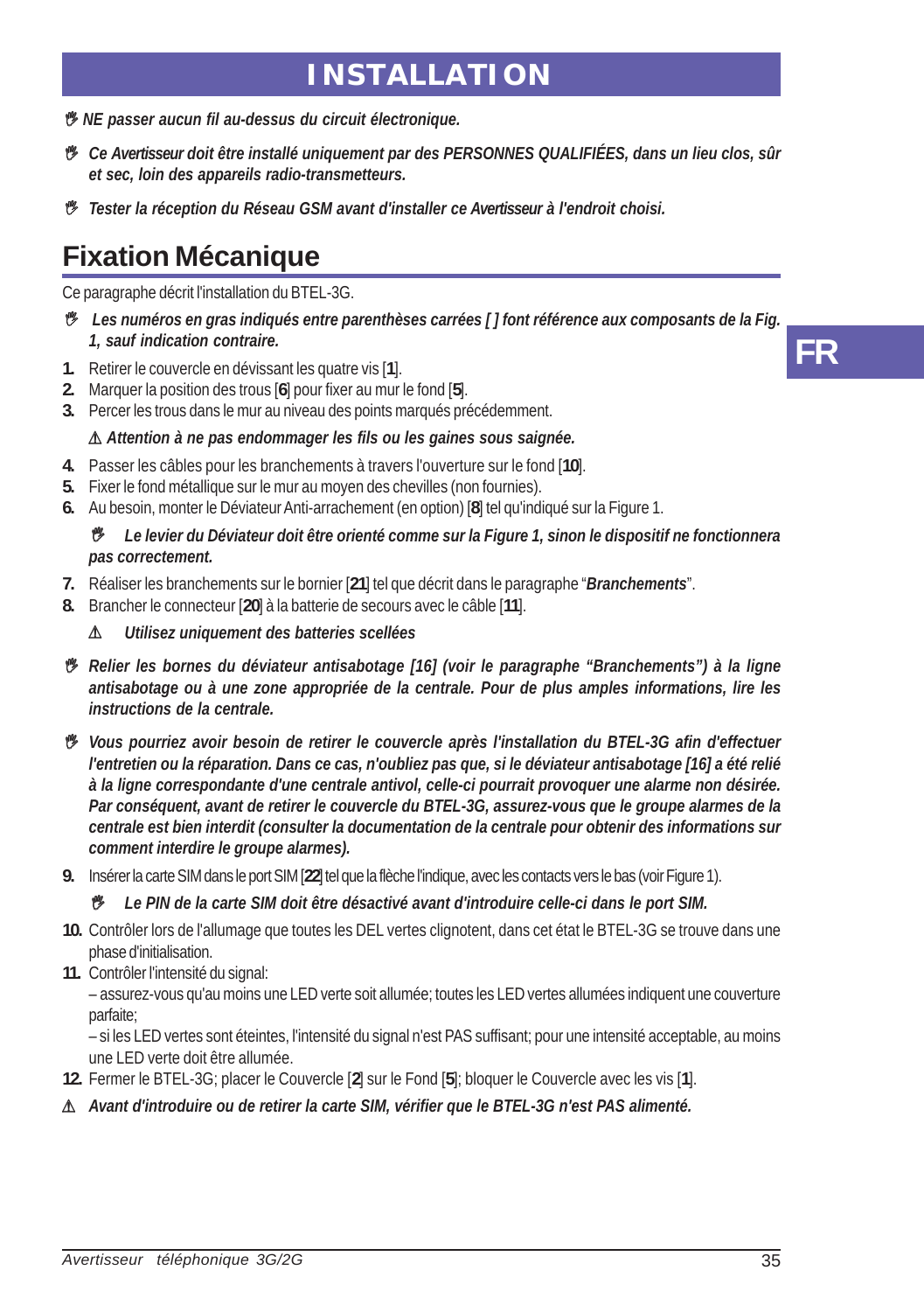# INSTALLATION

✋ ***NE passer aucun fil au-dessus du circuit électronique.***

✋ ***Ce Avertisseur doit être installé uniquement par des PERSONNES QUALIFIÉES, dans un lieu clos, sûr et sec, loin des appareils radio-transmetteurs.***

✋ ***Tester la réception du Réseau GSM avant d'installer ce Avertisseur à l'endroit choisi.***

## Fixation Mécanique

Ce paragraphe décrit l'installation du BTEL-3G.

✋ ***Les numéros en gras indiqués entre parenthèses carrées [ ] font référence aux composants de la Fig. 1, sauf indication contraire.***

1. Retirer le couvercle en dévissant les quatre vis [**1**].
2. Marquer la position des trous [**6**] pour fixer au mur le fond [**5**].
3. Percer les trous dans le mur au niveau des points marqués précédemment.

   ⚠ ***Attention à ne pas endommager les fils ou les gaines sous saignée.***

4. Passer les câbles pour les branchements à travers l'ouverture sur le fond [**10**].
5. Fixer le fond métallique sur le mur au moyen des chevilles (non fournies).
6. Au besoin, monter le Déviateur Anti-arrachement (en option) [**8**] tel qu'indiqué sur la Figure 1.

   ✋ ***Le levier du Déviateur doit être orienté comme sur la Figure 1, sinon le dispositif ne fonctionnera pas correctement.***

7. Réaliser les branchements sur le bornier [**21**] tel que décrit dans le paragraphe "***Branchements***".
8. Brancher le connecteur [**20**] à la batterie de secours avec le câble [**11**].

   ⚠ ***Utilisez uniquement des batteries scellées***

✋ ***Relier les bornes du déviateur antisabotage [16] (voir le paragraphe "Branchements") à la ligne antisabotage ou à une zone appropriée de la centrale. Pour de plus amples informations, lire les instructions de la centrale.***

✋ ***Vous pourriez avoir besoin de retirer le couvercle après l'installation du BTEL-3G afin d'effectuer l'entretien ou la réparation. Dans ce cas, n'oubliez pas que, si le déviateur antisabotage [16] a été relié à la ligne correspondante d'une centrale antivol, celle-ci pourrait provoquer une alarme non désirée. Par conséquent, avant de retirer le couvercle du BTEL-3G, assurez-vous que le groupe alarmes de la centrale est bien interdit (consulter la documentation de la centrale pour obtenir des informations sur comment interdire le groupe alarmes).***

9. Insérer la carte SIM dans le port SIM [**22**] tel que la flèche l'indique, avec les contacts vers le bas (voir Figure 1).

   ✋ ***Le PIN de la carte SIM doit être désactivé avant d'introduire celle-ci dans le port SIM.***

10. Contrôler lors de l'allumage que toutes les DEL vertes clignotent, dans cet état le BTEL-3G se trouve dans une phase d'initialisation.
11. Contrôler l'intensité du signal:
    – assurez-vous qu'au moins une LED verte soit allumée; toutes les LED vertes allumées indiquent une couverture parfaite;
    – si les LED vertes sont éteintes, l'intensité du signal n'est PAS suffisant; pour une intensité acceptable, au moins une LED verte doit être allumée.
12. Fermer le BTEL-3G; placer le Couvercle [**2**] sur le Fond [**5**]; bloquer le Couvercle avec les vis [**1**].

⚠ ***Avant d'introduire ou de retirer la carte SIM, vérifier que le BTEL-3G n'est PAS alimenté.***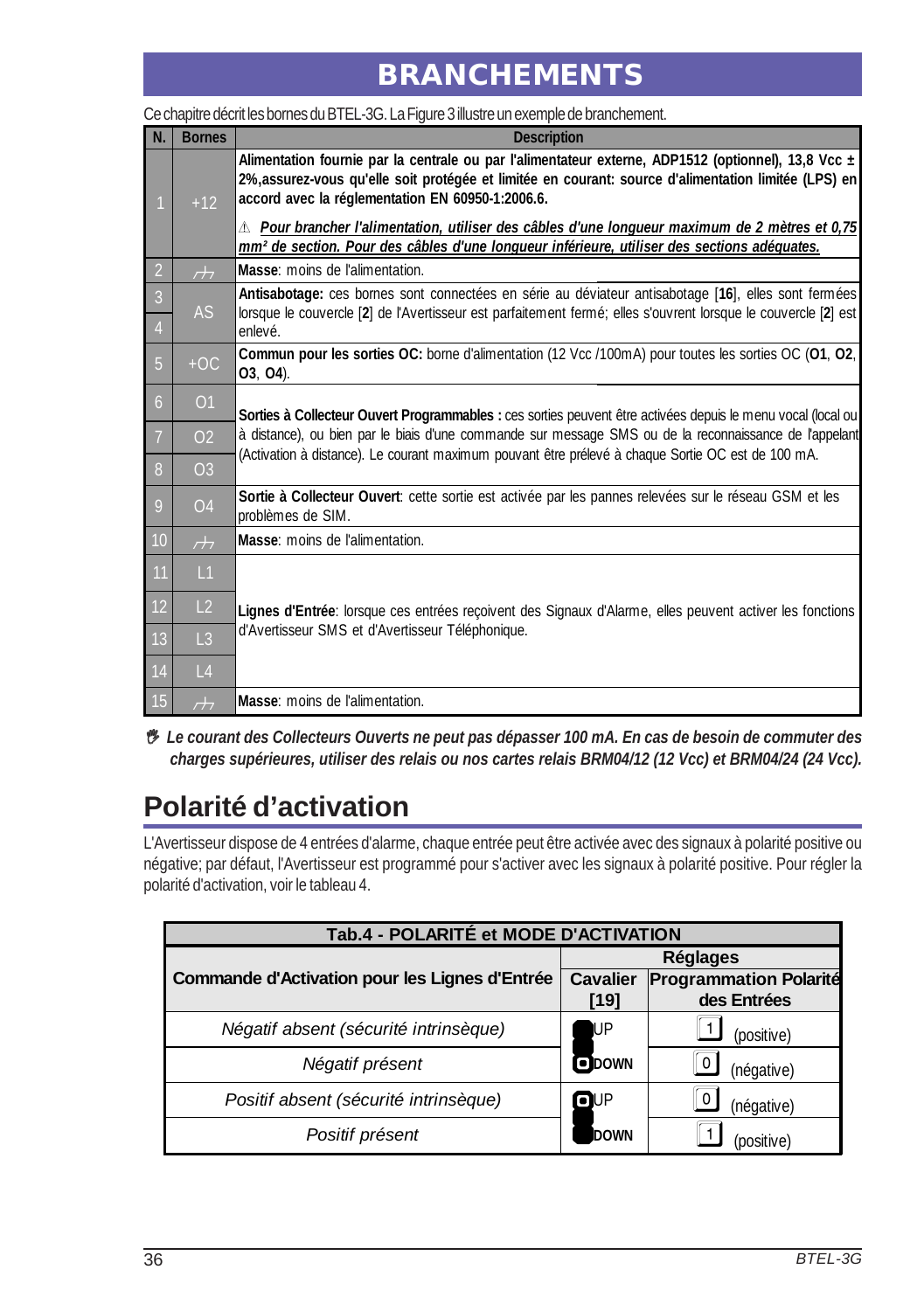# BRANCHEMENTS

Ce chapitre décrit les bornes du BTEL-3G. La Figure 3 illustre un exemple de branchement.

| N. | Bornes | Description |
|---|---|---|
| 1 | +12 | **Alimentation fournie par la centrale ou par l'alimentateur externe, ADP1512 (optionnel), 13,8 Vcc ± 2%,assurez-vous qu'elle soit protégée et limitée en courant: source d'alimentation limitée (LPS) en accord avec la réglementation EN 60950-1:2006.6.** ⚠ ***Pour brancher l'alimentation, utiliser des câbles d'une longueur maximum de 2 mètres et 0,75 mm² de section. Pour des câbles d'une longueur inférieure, utiliser des sections adéquates.*** |
| 2 | ⏚ | **Masse**: moins de l'alimentation. |
| 3 | AS | **Antisabotage:** ces bornes sont connectées en série au déviateur antisabotage [**16**], elles sont fermées lorsque le couvercle [**2**] de l'Avertisseur est parfaitement fermé; elles s'ouvrent lorsque le couvercle [**2**] est enlevé. |
| 4 | | |
| 5 | +OC | **Commun pour les sorties OC:** borne d'alimentation (12 Vcc /100mA) pour toutes les sorties OC (**O1**, **O2**, **O3**, **O4**). |
| 6 | O1 | **Sorties à Collecteur Ouvert Programmables :** ces sorties peuvent être activées depuis le menu vocal (local ou à distance), ou bien par le biais d'une commande sur message SMS ou de la reconnaissance de l'appelant (Activation à distance). Le courant maximum pouvant être prélevé à chaque Sortie OC est de 100 mA. |
| 7 | O2 | |
| 8 | O3 | |
| 9 | O4 | **Sortie à Collecteur Ouvert**: cette sortie est activée par les pannes relevées sur le réseau GSM et les problèmes de SIM. |
| 10 | ⏚ | **Masse**: moins de l'alimentation. |
| 11 | L1 | **Lignes d'Entrée**: lorsque ces entrées reçoivent des Signaux d'Alarme, elles peuvent activer les fonctions d'Avertisseur SMS et d'Avertisseur Téléphonique. |
| 12 | L2 | |
| 13 | L3 | |
| 14 | L4 | |
| 15 | ⏚ | **Masse**: moins de l'alimentation. |

☞ ***Le courant des Collecteurs Ouverts ne peut pas dépasser 100 mA. En cas de besoin de commuter des charges supérieures, utiliser des relais ou nos cartes relais BRM04/12 (12 Vcc) et BRM04/24 (24 Vcc).***

## Polarité d'activation

L'Avertisseur dispose de 4 entrées d'alarme, chaque entrée peut être activée avec des signaux à polarité positive ou négative; par défaut, l'Avertisseur est programmé pour s'activer avec les signaux à polarité positive. Pour régler la polarité d'activation, voir le tableau 4.

**Tab.4 - POLARITÉ et MODE D'ACTIVATION**

| Commande d'Activation pour les Lignes d'Entrée | Réglages | |
|---|---|---|
| | **Cavalier [19]** | **Programmation Polarité des Entrées** |
| *Négatif absent (sécurité intrinsèque)* | UP | 1 (positive) |
| *Négatif présent* | DOWN | 0 (négative) |
| *Positif absent (sécurité intrinsèque)* | UP | 0 (négative) |
| *Positif présent* | DOWN | 1 (positive) |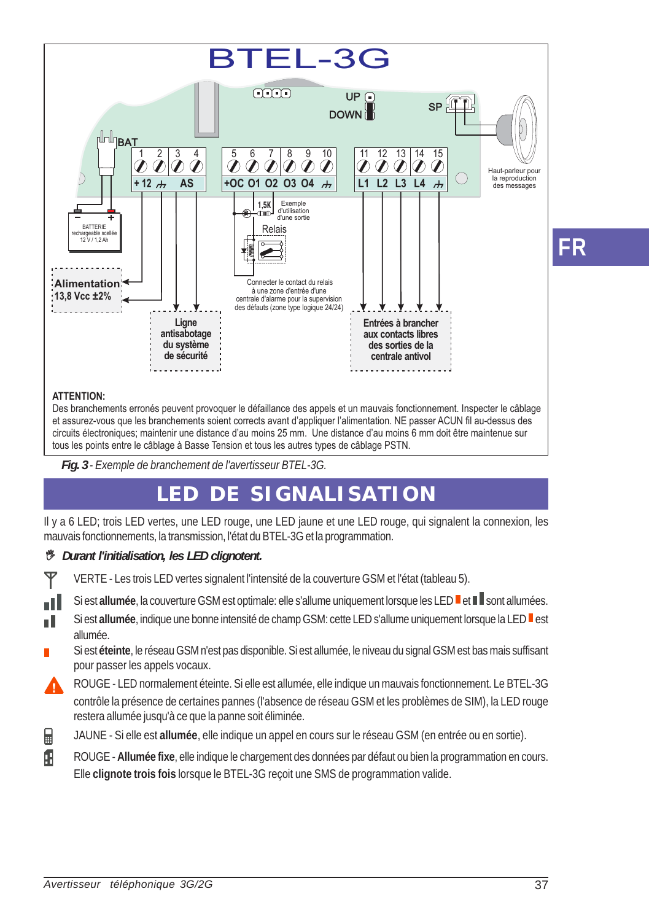BTEL-3G

UP
DOWN
SP
BAT

| 1 | 2 | 3 | 4 |
|---|---|---|---|
| +12 | ⏚ | AS | |

| 5 | 6 | 7 | 8 | 9 | 10 |
|---|---|---|---|---|---|
| +OC | O1 | O2 | O3 | O4 | ⏚ |

| 11 | 12 | 13 | 14 | 15 |
|---|---|---|---|---|
| L1 | L2 | L3 | L4 | ⏚ |

Haut-parleur pour la reproduction des messages

BATTERIE rechargeable scellée 12 V / 1,2 Ah

1,5K

Exemple d'utilisation d'une sortie

Relais

Connecter le contact du relais à une zone d'entrée d'une centrale d'alarme pour la supervision des défauts (zone type logique 24/24)

Alimentation 13,8 Vcc ±2%

Ligne antisabotage du système de sécurité

Entrées à brancher aux contacts libres des sorties de la centrale antivol

**ATTENTION:**
Des branchements erronés peuvent provoquer le défaillance des appels et un mauvais fonctionnement. Inspecter le câblage et assurez-vous que les branchements soient corrects avant d'appliquer l'alimentation. NE passer ACUN fil au-dessus des circuits électroniques; maintenir une distance d'au moins 25 mm. Une distance d'au moins 6 mm doit être maintenue sur tous les points entre le câblage à Basse Tension et tous les autres types de câblage PSTN.

***Fig. 3*** *- Exemple de branchement de l'avertisseur BTEL-3G.*

FR

# LED DE SIGNALISATION

Il y a 6 LED; trois LED vertes, une LED rouge, une LED jaune et une LED rouge, qui signalent la connexion, les mauvais fonctionnements, la transmission, l'état du BTEL-3G et la programmation.

***Durant l'initialisation, les LED clignotent.***

VERTE - Les trois LED vertes signalent l'intensité de la couverture GSM et l'état (tableau 5).

Si est **allumée**, la couverture GSM est optimale: elle s'allume uniquement lorsque les LED ▮ et ▮▮ sont allumées.

Si est **allumée**, indique une bonne intensité de champ GSM: cette LED s'allume uniquement lorsque la LED ▮ est allumée.

Si est **éteinte**, le réseau GSM n'est pas disponible. Si est allumée, le niveau du signal GSM est bas mais suffisant pour passer les appels vocaux.

ROUGE - LED normalement éteinte. Si elle est allumée, elle indique un mauvais fonctionnement. Le BTEL-3G contrôle la présence de certaines pannes (l'absence de réseau GSM et les problèmes de SIM), la LED rouge restera allumée jusqu'à ce que la panne soit éliminée.

JAUNE - Si elle est **allumée**, elle indique un appel en cours sur le réseau GSM (en entrée ou en sortie).

ROUGE - **Allumée fixe**, elle indique le chargement des données par défaut ou bien la programmation en cours. Elle **clignote trois fois** lorsque le BTEL-3G reçoit une SMS de programmation valide.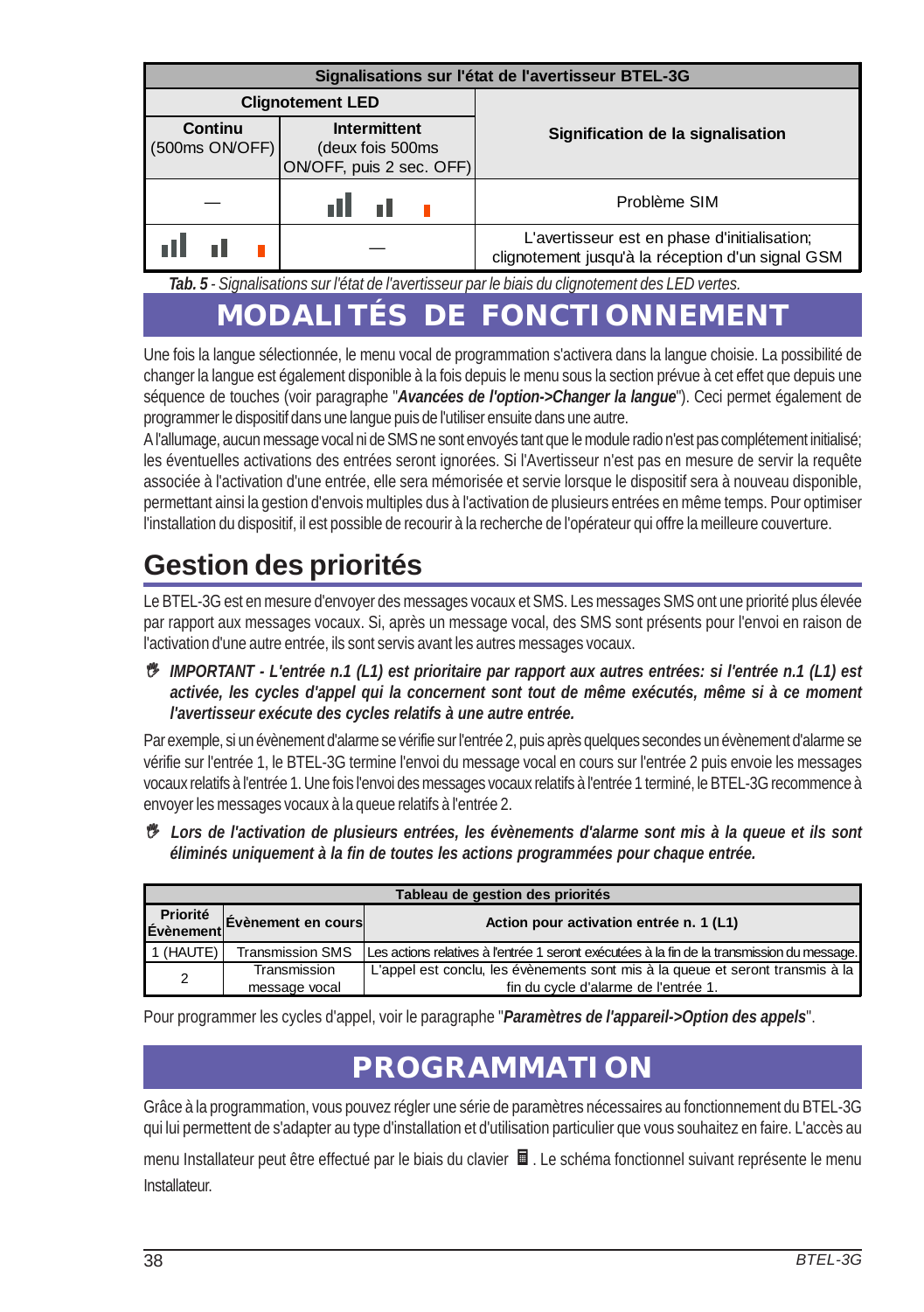| Signalisations sur l'état de l'avertisseur BTEL-3G | | |
|---|---|---|
| Clignotement LED | | Signification de la signalisation |
| Continu (500ms ON/OFF) | Intermittent (deux fois 500ms ON/OFF, puis 2 sec. OFF) | |
| — | ▮▮▮ ▮▮ ▮ | Problème SIM |
| ▮▮▮ ▮▮ ▮ | — | L'avertisseur est en phase d'initialisation; clignotement jusqu'à la réception d'un signal GSM |

***Tab. 5*** *- Signalisations sur l'état de l'avertisseur par le biais du clignotement des LED vertes.*

# MODALITÉS DE FONCTIONNEMENT

Une fois la langue sélectionnée, le menu vocal de programmation s'activera dans la langue choisie. La possibilité de changer la langue est également disponible à la fois depuis le menu sous la section prévue à cet effet que depuis une séquence de touches (voir paragraphe "***Avancées de l'option->Changer la langue***"). Ceci permet également de programmer le dispositif dans une langue puis de l'utiliser ensuite dans une autre.

A l'allumage, aucun message vocal ni de SMS ne sont envoyés tant que le module radio n'est pas complétement initialisé; les éventuelles activations des entrées seront ignorées. Si l'Avertisseur n'est pas en mesure de servir la requête associée à l'activation d'une entrée, elle sera mémorisée et servie lorsque le dispositif sera à nouveau disponible, permettant ainsi la gestion d'envois multiples dus à l'activation de plusieurs entrées en même temps. Pour optimiser l'installation du dispositif, il est possible de recourir à la recherche de l'opérateur qui offre la meilleure couverture.

## Gestion des priorités

Le BTEL-3G est en mesure d'envoyer des messages vocaux et SMS. Les messages SMS ont une priorité plus élevée par rapport aux messages vocaux. Si, après un message vocal, des SMS sont présents pour l'envoi en raison de l'activation d'une autre entrée, ils sont servis avant les autres messages vocaux.

***IMPORTANT - L'entrée n.1 (L1) est prioritaire par rapport aux autres entrées: si l'entrée n.1 (L1) est activée, les cycles d'appel qui la concernent sont tout de même exécutés, même si à ce moment l'avertisseur exécute des cycles relatifs à une autre entrée.***

Par exemple, si un évènement d'alarme se vérifie sur l'entrée 2, puis après quelques secondes un évènement d'alarme se vérifie sur l'entrée 1, le BTEL-3G termine l'envoi du message vocal en cours sur l'entrée 2 puis envoie les messages vocaux relatifs à l'entrée 1. Une fois l'envoi des messages vocaux relatifs à l'entrée 1 terminé, le BTEL-3G recommence à envoyer les messages vocaux à la queue relatifs à l'entrée 2.

***Lors de l'activation de plusieurs entrées, les évènements d'alarme sont mis à la queue et ils sont éliminés uniquement à la fin de toutes les actions programmées pour chaque entrée.***

| Tableau de gestion des priorités | | |
|---|---|---|
| Priorité Évènement | Évènement en cours | Action pour activation entrée n. 1 (L1) |
| 1 (HAUTE) | Transmission SMS | Les actions relatives à l'entrée 1 seront exécutées à la fin de la transmission du message. |
| 2 | Transmission message vocal | L'appel est conclu, les évènements sont mis à la queue et seront transmis à la fin du cycle d'alarme de l'entrée 1. |

Pour programmer les cycles d'appel, voir le paragraphe "***Paramètres de l'appareil->Option des appels***".

# PROGRAMMATION

Grâce à la programmation, vous pouvez régler une série de paramètres nécessaires au fonctionnement du BTEL-3G qui lui permettent de s'adapter au type d'installation et d'utilisation particulier que vous souhaitez en faire. L'accès au menu Installateur peut être effectué par le biais du clavier . Le schéma fonctionnel suivant représente le menu Installateur.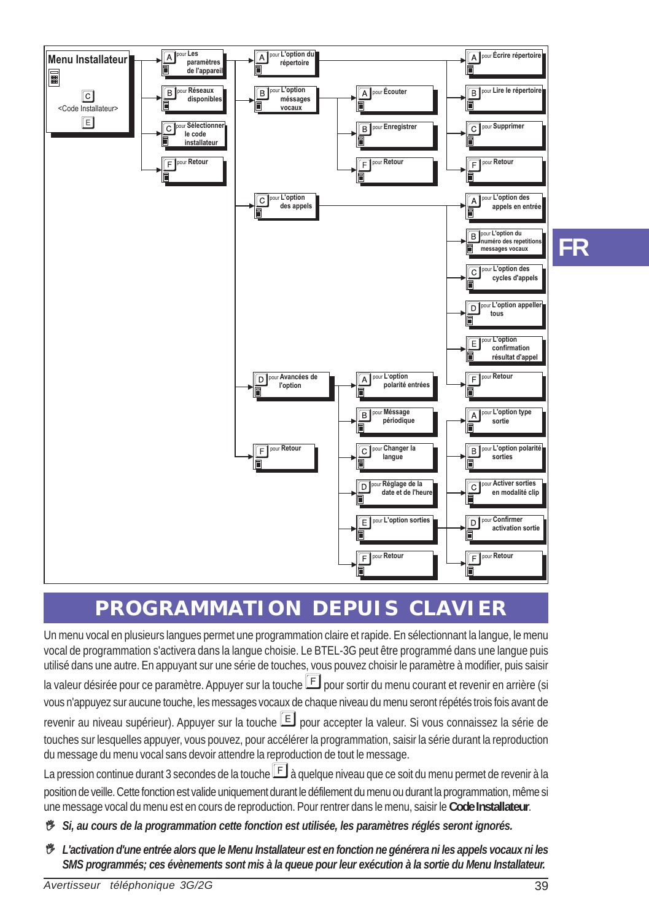**Menu Installateur**

[C] <Code Installateur> [E]

- [A] pour Les paramètres de l'appareil
  - [A] pour L'option du répertoire
    - [A] pour Écrire répertoire
    - [B] pour Lire le répertoire
    - [C] pour Supprimer
    - [F] pour Retour
  - [B] pour L'option méssages vocaux
    - [A] pour Écouter
    - [B] pour Enregistrer
    - [F] pour Retour
  - [C] pour L'option des appels
    - [A] pour L'option des appels en entrée
    - [B] pour L'option du numéro des repetitions messages vocaux
    - [C] pour L'option des cycles d'appels
    - [D] pour L'option appeller tous
    - [E] pour L'option confirmation résultat d'appel
    - [F] pour Retour
  - [D] pour Avancées de l'option
    - [A] pour L'option polarité entrées
    - [B] pour Méssage périodique
    - [C] pour Changer la langue
    - [D] pour Réglage de la date et de l'heure
    - [E] pour L'option sorties
      - [A] pour L'option type sortie
      - [B] pour L'option polarité sorties
      - [C] pour Activer sorties en modalité clip
      - [D] pour Confirmer activation sortie
      - [F] pour Retour
    - [F] pour Retour
  - [F] pour Retour
- [B] pour Réseaux disponibles
- [C] pour Sélectionner le code installateur
- [F] pour Retour

FR

# PROGRAMMATION DEPUIS CLAVIER

Un menu vocal en plusieurs langues permet une programmation claire et rapide. En sélectionnant la langue, le menu vocal de programmation s'activera dans la langue choisie. Le BTEL-3G peut être programmé dans une langue puis utilisé dans une autre. En appuyant sur une série de touches, vous pouvez choisir le paramètre à modifier, puis saisir la valeur désirée pour ce paramètre. Appuyer sur la touche [F] pour sortir du menu courant et revenir en arrière (si vous n'appuyez sur aucune touche, les messages vocaux de chaque niveau du menu seront répétés trois fois avant de revenir au niveau supérieur). Appuyer sur la touche [E] pour accepter la valeur. Si vous connaissez la série de touches sur lesquelles appuyer, vous pouvez, pour accélérer la programmation, saisir la série durant la reproduction du message du menu vocal sans devoir attendre la reproduction de tout le message.

La pression continue durant 3 secondes de la touche [F] à quelque niveau que ce soit du menu permet de revenir à la position de veille. Cette fonction est valide uniquement durant le défilement du menu ou durant la programmation, même si une message vocal du menu est en cours de reproduction. Pour rentrer dans le menu, saisir le **Code Installateur**.

- ***Si, au cours de la programmation cette fonction est utilisée, les paramètres réglés seront ignorés.***
- ***L'activation d'une entrée alors que le Menu Installateur est en fonction ne générera ni les appels vocaux ni les SMS programmés; ces évènements sont mis à la queue pour leur exécution à la sortie du Menu Installateur.***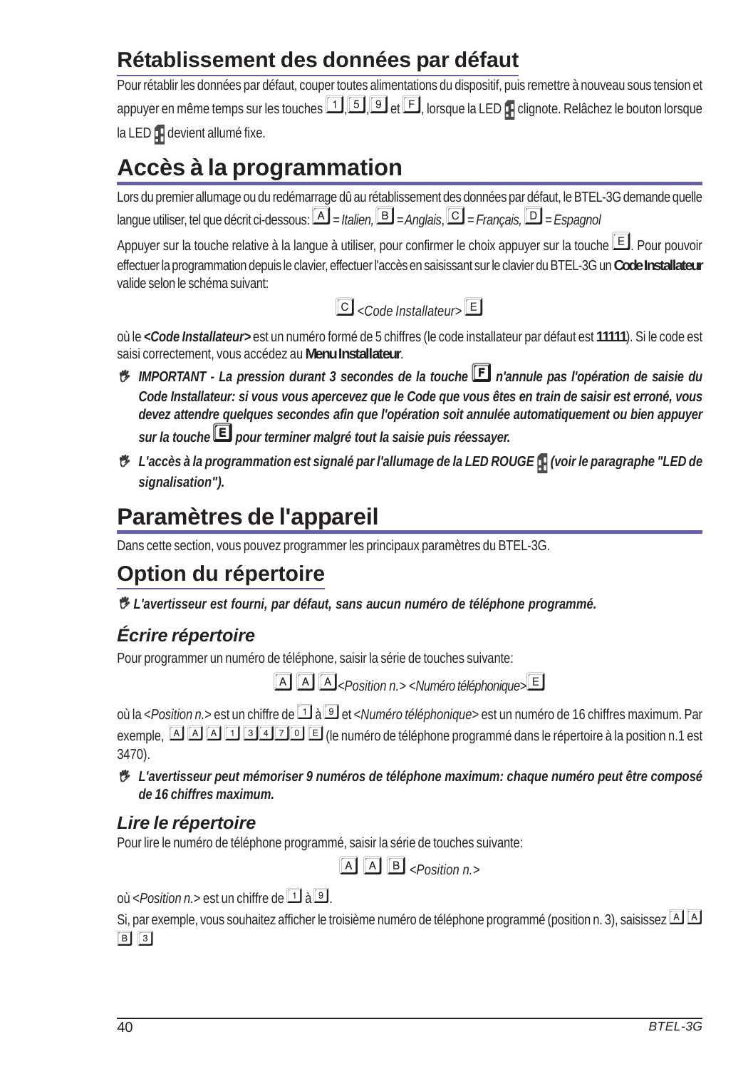## Rétablissement des données par défaut

Pour rétablir les données par défaut, couper toutes alimentations du dispositif, puis remettre à nouveau sous tension et appuyer en même temps sur les touches 1, 5, 9 et F, lorsque la LED clignote. Relâchez le bouton lorsque la LED devient allumé fixe.

## Accès à la programmation

Lors du premier allumage ou du redémarrage dû au rétablissement des données par défaut, le BTEL-3G demande quelle langue utiliser, tel que décrit ci-dessous: A *= Italien,* B *= Anglais*, C *= Français,* D *= Espagnol*

Appuyer sur la touche relative à la langue à utiliser, pour confirmer le choix appuyer sur la touche E. Pour pouvoir effectuer la programmation depuis le clavier, effectuer l'accès en saisissant sur le clavier du BTEL-3G un **Code Installateur** valide selon le schéma suivant:

C *<Code Installateur>* E

où le ***<Code Installateur>*** est un numéro formé de 5 chiffres (le code installateur par défaut est **11111**). Si le code est saisi correctement, vous accédez au **Menu Installateur**.

- ***IMPORTANT - La pression durant 3 secondes de la touche F n'annule pas l'opération de saisie du Code Installateur: si vous vous apercevez que le Code que vous êtes en train de saisir est erroné, vous devez attendre quelques secondes afin que l'opération soit annulée automatiquement ou bien appuyer sur la touche E pour terminer malgré tout la saisie puis réessayer.***
- ***L'accès à la programmation est signalé par l'allumage de la LED ROUGE (voir le paragraphe "LED de signalisation").***

## Paramètres de l'appareil

Dans cette section, vous pouvez programmer les principaux paramètres du BTEL-3G.

## Option du répertoire

***L'avertisseur est fourni, par défaut, sans aucun numéro de téléphone programmé.***

### *Écrire répertoire*

Pour programmer un numéro de téléphone, saisir la série de touches suivante:

A A A *<Position n.> <Numéro téléphonique>* E

où la *<Position n.>* est un chiffre de 1 à 9 et *<Numéro téléphonique>* est un numéro de 16 chiffres maximum. Par exemple, A A A 1 3 4 7 0 E (le numéro de téléphone programmé dans le répertoire à la position n.1 est 3470).

- ***L'avertisseur peut mémoriser 9 numéros de téléphone maximum: chaque numéro peut être composé de 16 chiffres maximum.***

### *Lire le répertoire*

Pour lire le numéro de téléphone programmé, saisir la série de touches suivante:

A A B *<Position n.>*

où *<Position n.>* est un chiffre de 1 à 9.

Si, par exemple, vous souhaitez afficher le troisième numéro de téléphone programmé (position n. 3), saisissez A A B 3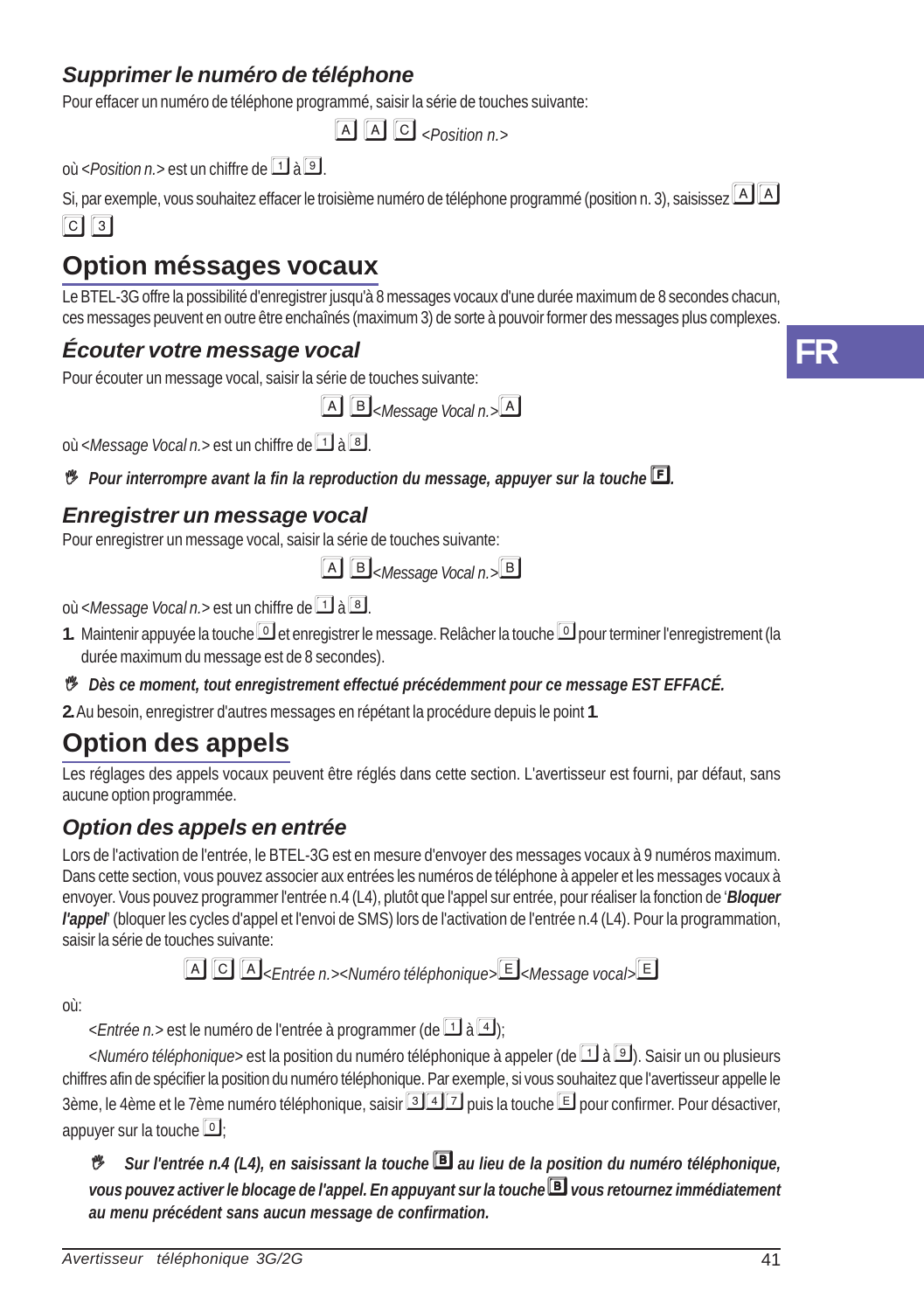### Supprimer le numéro de téléphone

Pour effacer un numéro de téléphone programmé, saisir la série de touches suivante:

A A C *<Position n.>*

où *<Position n.>* est un chiffre de 1 à 9.

Si, par exemple, vous souhaitez effacer le troisième numéro de téléphone programmé (position n. 3), saisissez A A C 3

## Option méssages vocaux

Le BTEL-3G offre la possibilité d'enregistrer jusqu'à 8 messages vocaux d'une durée maximum de 8 secondes chacun, ces messages peuvent en outre être enchaînés (maximum 3) de sorte à pouvoir former des messages plus complexes.

### Écouter votre message vocal

Pour écouter un message vocal, saisir la série de touches suivante:

A B *<Message Vocal n.>* A

où *<Message Vocal n.>* est un chiffre de 1 à 8.

***Pour interrompre avant la fin la reproduction du message, appuyer sur la touche F.***

### Enregistrer un message vocal

Pour enregistrer un message vocal, saisir la série de touches suivante:

A B *<Message Vocal n.>* B

où *<Message Vocal n.>* est un chiffre de 1 à 8.

**1.** Maintenir appuyée la touche 0 et enregistrer le message. Relâcher la touche 0 pour terminer l'enregistrement (la durée maximum du message est de 8 secondes).

***Dès ce moment, tout enregistrement effectué précédemment pour ce message EST EFFACÉ.***

**2.** Au besoin, enregistrer d'autres messages en répétant la procédure depuis le point **1**.

## Option des appels

Les réglages des appels vocaux peuvent être réglés dans cette section. L'avertisseur est fourni, par défaut, sans aucune option programmée.

### Option des appels en entrée

Lors de l'activation de l'entrée, le BTEL-3G est en mesure d'envoyer des messages vocaux à 9 numéros maximum. Dans cette section, vous pouvez associer aux entrées les numéros de téléphone à appeler et les messages vocaux à envoyer. Vous pouvez programmer l'entrée n.4 (L4), plutôt que l'appel sur entrée, pour réaliser la fonction de '***Bloquer l'appel***' (bloquer les cycles d'appel et l'envoi de SMS) lors de l'activation de l'entrée n.4 (L4). Pour la programmation, saisir la série de touches suivante:

A C A *<Entrée n.><Numéro téléphonique>* E *<Message vocal>* E

où:

*<Entrée n.>* est le numéro de l'entrée à programmer (de 1 à 4);

*<Numéro téléphonique>* est la position du numéro téléphonique à appeler (de 1 à 9). Saisir un ou plusieurs chiffres afin de spécifier la position du numéro téléphonique. Par exemple, si vous souhaitez que l'avertisseur appelle le 3ème, le 4ème et le 7ème numéro téléphonique, saisir 3 4 7 puis la touche E pour confirmer. Pour désactiver, appuyer sur la touche 0;

***Sur l'entrée n.4 (L4), en saisissant la touche B au lieu de la position du numéro téléphonique, vous pouvez activer le blocage de l'appel. En appuyant sur la touche B vous retournez immédiatement au menu précédent sans aucun message de confirmation.***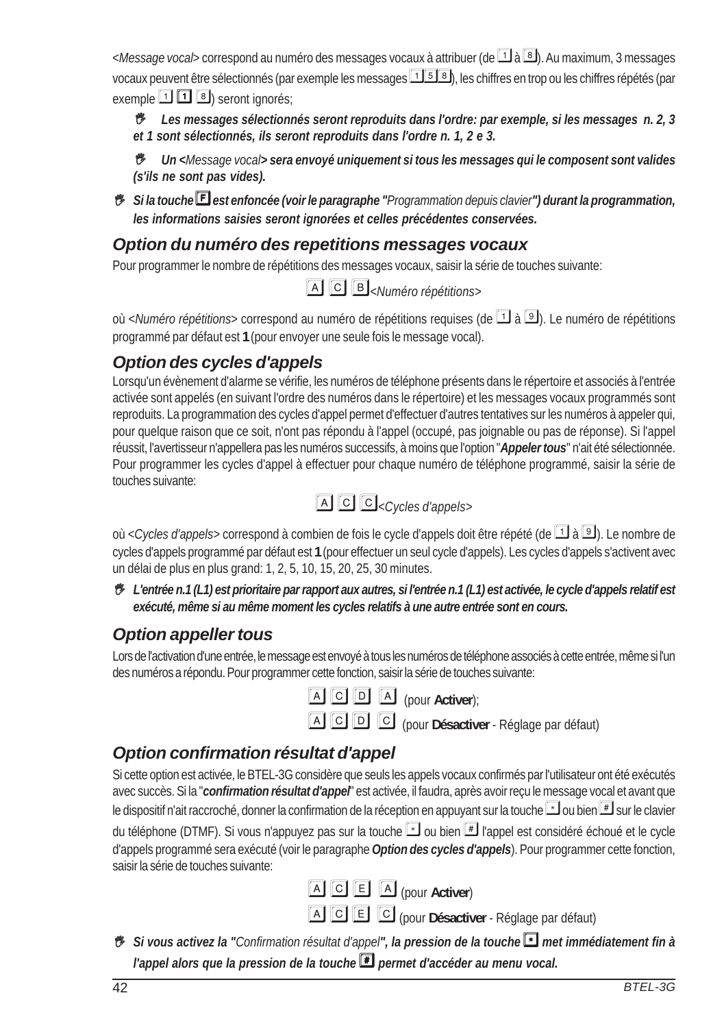<*Message vocal*> correspond au numéro des messages vocaux à attribuer (de 1 à 8). Au maximum, 3 messages vocaux peuvent être sélectionnés (par exemple les messages 1 5 8), les chiffres en trop ou les chiffres répétés (par exemple 1 1 8) seront ignorés;

☞ ***Les messages sélectionnés seront reproduits dans l'ordre: par exemple, si les messages n. 2, 3 et 1 sont sélectionnés, ils seront reproduits dans l'ordre n. 1, 2 e 3.***

☞ ***Un <**Message vocal**> sera envoyé uniquement si tous les messages qui le composent sont valides (s'ils ne sont pas vides).***

☞ ***Si la touche F est enfoncée (voir le paragraphe "**Programmation depuis clavier**") durant la programmation, les informations saisies seront ignorées et celles précédentes conservées.***

## Option du numéro des repetitions messages vocaux

Pour programmer le nombre de répétitions des messages vocaux, saisir la série de touches suivante:

A C B <*Numéro répétitions*>

où <*Numéro répétitions*> correspond au numéro de répétitions requises (de 1 à 9). Le numéro de répétitions programmé par défaut est **1** (pour envoyer une seule fois le message vocal).

## Option des cycles d'appels

Lorsqu'un évènement d'alarme se vérifie, les numéros de téléphone présents dans le répertoire et associés à l'entrée activée sont appelés (en suivant l'ordre des numéros dans le répertoire) et les messages vocaux programmés sont reproduits. La programmation des cycles d'appel permet d'effectuer d'autres tentatives sur les numéros à appeler qui, pour quelque raison que ce soit, n'ont pas répondu à l'appel (occupé, pas joignable ou pas de réponse). Si l'appel réussit, l'avertisseur n'appellera pas les numéros successifs, à moins que l'option "***Appeler tous***" n'ait été sélectionnée. Pour programmer les cycles d'appel à effectuer pour chaque numéro de téléphone programmé, saisir la série de touches suivante:

A C C <*Cycles d'appels*>

où <*Cycles d'appels*> correspond à combien de fois le cycle d'appels doit être répété (de 1 à 9). Le nombre de cycles d'appels programmé par défaut est **1** (pour effectuer un seul cycle d'appels). Les cycles d'appels s'activent avec un délai de plus en plus grand: 1, 2, 5, 10, 15, 20, 25, 30 minutes.

☞ ***L'entrée n.1 (L1) est prioritaire par rapport aux autres, si l'entrée n.1 (L1) est activée, le cycle d'appels relatif est exécuté, même si au même moment les cycles relatifs à une autre entrée sont en cours.***

## Option appeller tous

Lors de l'activation d'une entrée, le message est envoyé à tous les numéros de téléphone associés à cette entrée, même si l'un des numéros a répondu. Pour programmer cette fonction, saisir la série de touches suivante:

A C D A (pour **Activer**);

A C D C (pour **Désactiver** - Réglage par défaut)

## Option confirmation résultat d'appel

Si cette option est activée, le BTEL-3G considère que seuls les appels vocaux confirmés par l'utilisateur ont été exécutés avec succès. Si la "***confirmation résultat d'appel***" est activée, il faudra, après avoir reçu le message vocal et avant que le dispositif n'ait raccroché, donner la confirmation de la réception en appuyant sur la touche * ou bien # sur le clavier du téléphone (DTMF). Si vous n'appuyez pas sur la touche * ou bien # l'appel est considéré échoué et le cycle d'appels programmé sera exécuté (voir le paragraphe ***Option des cycles d'appels***). Pour programmer cette fonction, saisir la série de touches suivante:

A C E A (pour **Activer**)

A C E C (pour **Désactiver** - Réglage par défaut)

☞ ***Si vous activez la "**Confirmation résultat d'appel**", la pression de la touche * met immédiatement fin à l'appel alors que la pression de la touche # permet d'accéder au menu vocal.***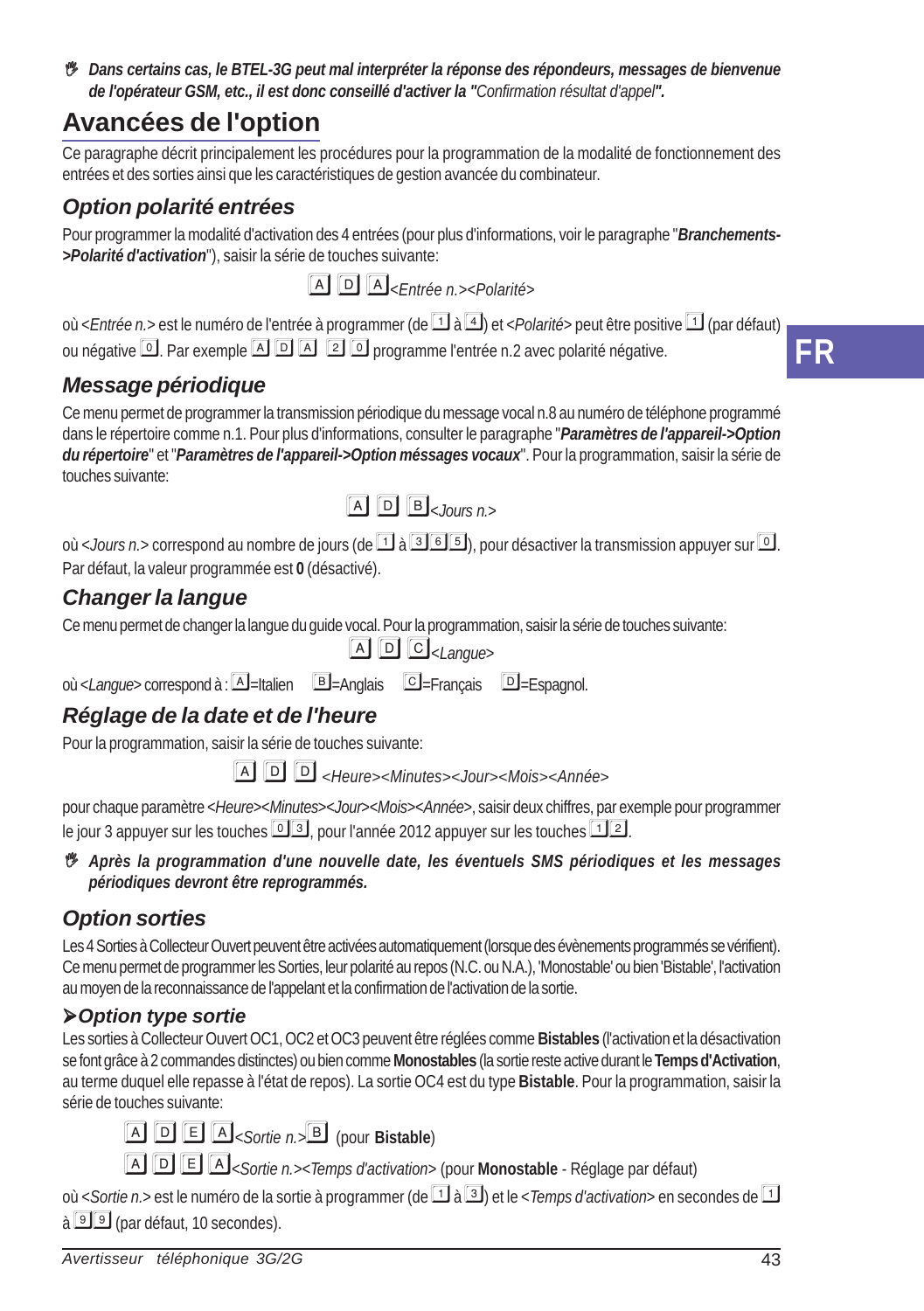☞ ***Dans certains cas, le BTEL-3G peut mal interpréter la réponse des répondeurs, messages de bienvenue de l'opérateur GSM, etc., il est donc conseillé d'activer la "**Confirmation résultat d'appel**".***

# Avancées de l'option

Ce paragraphe décrit principalement les procédures pour la programmation de la modalité de fonctionnement des entrées et des sorties ainsi que les caractéristiques de gestion avancée du combinateur.

## *Option polarité entrées*

Pour programmer la modalité d'activation des 4 entrées (pour plus d'informations, voir le paragraphe "***Branchements->Polarité d'activation***"), saisir la série de touches suivante:

A D A *<Entrée n.><Polarité>*

où <*Entrée n.*> est le numéro de l'entrée à programmer (de 1 à 4) et <*Polarité*> peut être positive 1 (par défaut) ou négative 0. Par exemple A D A 2 0 programme l'entrée n.2 avec polarité négative.

FR

## *Message périodique*

Ce menu permet de programmer la transmission périodique du message vocal n.8 au numéro de téléphone programmé dans le répertoire comme n.1. Pour plus d'informations, consulter le paragraphe "***Paramètres de l'appareil->Option du répertoire***" et "***Paramètres de l'appareil->Option méssages vocaux***". Pour la programmation, saisir la série de touches suivante:

A D B *<Jours n.>*

où <*Jours n.*> correspond au nombre de jours (de 1 à 3 6 5), pour désactiver la transmission appuyer sur 0. Par défaut, la valeur programmée est **0** (désactivé).

## *Changer la langue*

Ce menu permet de changer la langue du guide vocal. Pour la programmation, saisir la série de touches suivante:

A D C *<Langue>*

où <*Langue*> correspond à : A=Italien B=Anglais C=Français D=Espagnol.

## *Réglage de la date et de l'heure*

Pour la programmation, saisir la série de touches suivante:

A D D *<Heure><Minutes><Jour><Mois><Année>*

pour chaque paramètre <*Heure*><*Minutes*><*Jour*><*Mois*><*Année*>, saisir deux chiffres, par exemple pour programmer le jour 3 appuyer sur les touches 0 3, pour l'année 2012 appuyer sur les touches 1 2.

☞ ***Après la programmation d'une nouvelle date, les éventuels SMS périodiques et les messages périodiques devront être reprogrammés.***

## *Option sorties*

Les 4 Sorties à Collecteur Ouvert peuvent être activées automatiquement (lorsque des évènements programmés se vérifient). Ce menu permet de programmer les Sorties, leur polarité au repos (N.C. ou N.A.), 'Monostable' ou bien 'Bistable', l'activation au moyen de la reconnaissance de l'appelant et la confirmation de l'activation de la sortie.

### ➤*Option type sortie*

Les sorties à Collecteur Ouvert OC1, OC2 et OC3 peuvent être réglées comme **Bistables** (l'activation et la désactivation se font grâce à 2 commandes distinctes) ou bien comme **Monostables** (la sortie reste active durant le **Temps d'Activation**, au terme duquel elle repasse à l'état de repos). La sortie OC4 est du type **Bistable**. Pour la programmation, saisir la série de touches suivante:

A D E A *<Sortie n.>* B (pour **Bistable**)

A D E A *<Sortie n.><Temps d'activation>* (pour **Monostable** - Réglage par défaut)

où <*Sortie n.*> est le numéro de la sortie à programmer (de 1 à 3) et le <*Temps d'activation*> en secondes de 1 à 9 9 (par défaut, 10 secondes).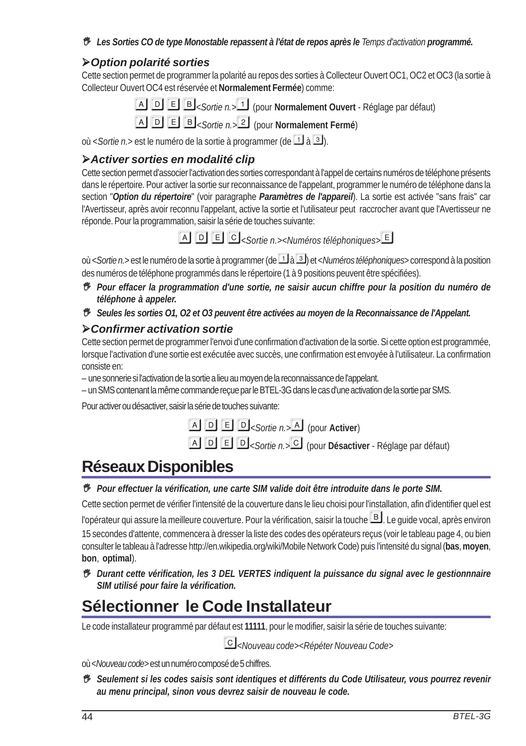☞ ***Les Sorties CO de type Monostable repassent à l'état de repos après le*** *Temps d'activation* ***programmé.***

### ➢*Option polarité sorties*

Cette section permet de programmer la polarité au repos des sorties à Collecteur Ouvert OC1, OC2 et OC3 (la sortie à Collecteur Ouvert OC4 est réservée et **Normalement Fermée**) comme:

A D E B *<Sortie n.>* 1 (pour **Normalement Ouvert** - Réglage par défaut)

A D E B *<Sortie n.>* 2 (pour **Normalement Fermé**)

où *<Sortie n.>* est le numéro de la sortie à programmer (de 1 à 3).

### ➢*Activer sorties en modalité clip*

Cette section permet d'associer l'activation des sorties correspondant à l'appel de certains numéros de téléphone présents dans le répertoire. Pour activer la sortie sur reconnaissance de l'appelant, programmer le numéro de téléphone dans la section "***Option du répertoire***" (voir paragraphe ***Paramètres de l'appareil***). La sortie est activée "sans frais" car l'Avertisseur, après avoir reconnu l'appelant, active la sortie et l'utilisateur peut raccrocher avant que l'Avertisseur ne réponde. Pour la programmation, saisir la série de touches suivante:

A D E C *<Sortie n.><Numéros téléphoniques>* E

où *<Sortie n.>* est le numéro de la sortie à programmer (de 1 à 3) et *<Numéros téléphoniques>* correspond à la position des numéros de téléphone programmés dans le répertoire (1 à 9 positions peuvent être spécifiées).

☞ ***Pour effacer la programmation d'une sortie, ne saisir aucun chiffre pour la position du numéro de téléphone à appeler.***

☞ ***Seules les sorties O1, O2 et O3 peuvent être activées au moyen de la Reconnaissance de l'Appelant.***

### ➢*Confirmer activation sortie*

Cette section permet de programmer l'envoi d'une confirmation d'activation de la sortie. Si cette option est programmée, lorsque l'activation d'une sortie est exécutée avec succès, une confirmation est envoyée à l'utilisateur. La confirmation consiste en:

– une sonnerie si l'activation de la sortie a lieu au moyen de la reconnaissance de l'appelant.

– un SMS contenant la même commande reçue par le BTEL-3G dans le cas d'une activation de la sortie par SMS.

Pour activer ou désactiver, saisir la série de touches suivante:

A D E D *<Sortie n.>* A (pour **Activer**)

A D E D *<Sortie n.>* C (pour **Désactiver** - Réglage par défaut)

## Réseaux Disponibles

☞ ***Pour effectuer la vérification, une carte SIM valide doit être introduite dans le porte SIM.***

Cette section permet de vérifier l'intensité de la couverture dans le lieu choisi pour l'installation, afin d'identifier quel est l'opérateur qui assure la meilleure couverture. Pour la vérification, saisir la touche B. Le guide vocal, après environ 15 secondes d'attente, commencera à dresser la liste des codes des opérateurs reçus (voir le tableau page 4, ou bien consulter le tableau à l'adresse http://en.wikipedia.org/wiki/Mobile Network Code) puis l'intensité du signal (**bas**, **moyen**, **bon**, **optimal**).

☞ ***Durant cette vérification, les 3 DEL VERTES indiquent la puissance du signal avec le gestionnnaire SIM utilisé pour faire la vérification.***

## Sélectionner le Code Installateur

Le code installateur programmé par défaut est **11111**, pour le modifier, saisir la série de touches suivante:

C *<Nouveau code><Répéter Nouveau Code>*

où *<Nouveau code>* est un numéro composé de 5 chiffres.

☞ ***Seulement si les codes saisis sont identiques et différents du Code Utilisateur, vous pourrez revenir au menu principal, sinon vous devrez saisir de nouveau le code.***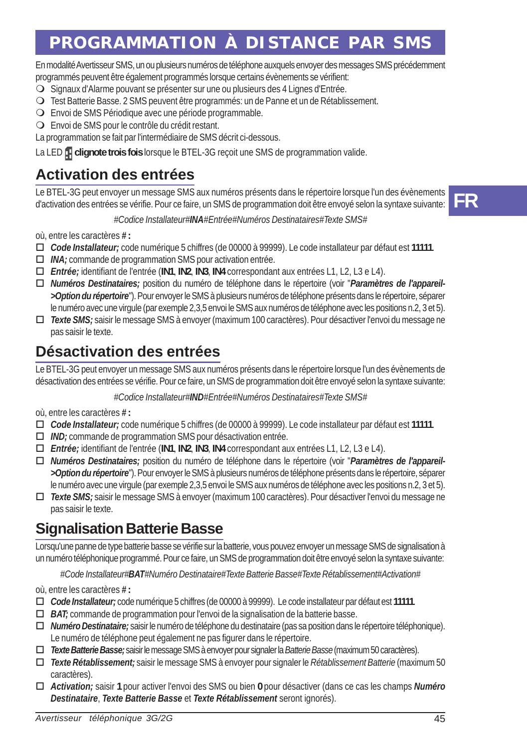# PROGRAMMATION À DISTANCE PAR SMS

En modalité Avertisseur SMS, un ou plusieurs numéros de téléphone auxquels envoyer des messages SMS précédemment programmés peuvent être également programmés lorsque certains évènements se vérifient:

- Signaux d'Alarme pouvant se présenter sur une ou plusieurs des 4 Lignes d'Entrée.
- Test Batterie Basse. 2 SMS peuvent être programmés: un de Panne et un de Rétablissement.
- Envoi de SMS Périodique avec une période programmable.
- Envoi de SMS pour le contrôle du crédit restant.

La programmation se fait par l'intermédiaire de SMS décrit ci-dessous.

La LED **clignote trois fois** lorsque le BTEL-3G reçoit une SMS de programmation valide.

## Activation des entrées

Le BTEL-3G peut envoyer un message SMS aux numéros présents dans le répertoire lorsque l'un des évènements d'activation des entrées se vérifie. Pour ce faire, un SMS de programmation doit être envoyé selon la syntaxe suivante:

*#Codice Installateur#**INA**#Entrée#Numéros Destinataires#Texte SMS#*

où, entre les caractères **#** :

- ***Code Installateur;*** code numérique 5 chiffres (de 00000 à 99999). Le code installateur par défaut est **11111**.
- ***INA;*** commande de programmation SMS pour activation entrée.
- ***Entrée;*** identifiant de l'entrée (**IN1**, **IN2**, **IN3**, **IN4** correspondant aux entrées L1, L2, L3 e L4).
- ***Numéros Destinataires;*** position du numéro de téléphone dans le répertoire (voir "***Paramètres de l'appareil->Option du répertoire***"). Pour envoyer le SMS à plusieurs numéros de téléphone présents dans le répertoire, séparer le numéro avec une virgule (par exemple 2,3,5 envoi le SMS aux numéros de téléphone avec les positions n.2, 3 et 5).
- ***Texte SMS;*** saisir le message SMS à envoyer (maximum 100 caractères). Pour désactiver l'envoi du message ne pas saisir le texte.

## Désactivation des entrées

Le BTEL-3G peut envoyer un message SMS aux numéros présents dans le répertoire lorsque l'un des évènements de désactivation des entrées se vérifie. Pour ce faire, un SMS de programmation doit être envoyé selon la syntaxe suivante:

*#Codice Installateur#**IND**#Entrée#Numéros Destinataires#Texte SMS#*

où, entre les caractères **#** :

- ***Code Installateur;*** code numérique 5 chiffres (de 00000 à 99999). Le code installateur par défaut est **11111**.
- ***IND;*** commande de programmation SMS pour désactivation entrée.
- ***Entrée;*** identifiant de l'entrée (**IN1**, **IN2**, **IN3**, **IN4** correspondant aux entrées L1, L2, L3 e L4).
- ***Numéros Destinataires;*** position du numéro de téléphone dans le répertoire (voir "***Paramètres de l'appareil->Option du répertoire***"). Pour envoyer le SMS à plusieurs numéros de téléphone présents dans le répertoire, séparer le numéro avec une virgule (par exemple 2,3,5 envoi le SMS aux numéros de téléphone avec les positions n.2, 3 et 5).
- ***Texte SMS;*** saisir le message SMS à envoyer (maximum 100 caractères). Pour désactiver l'envoi du message ne pas saisir le texte.

## Signalisation Batterie Basse

Lorsqu'une panne de type batterie basse se vérifie sur la batterie, vous pouvez envoyer un message SMS de signalisation à un numéro téléphonique programmé. Pour ce faire, un SMS de programmation doit être envoyé selon la syntaxe suivante:

*#Code Installateur#**BAT**#Numéro Destinataire#Texte Batterie Basse#Texte Rétablissement#Activation#*

où, entre les caractères **#** :

- ***Code Installateur;*** code numérique 5 chiffres (de 00000 à 99999). Le code installateur par défaut est **11111**.
- ***BAT;*** commande de programmation pour l'envoi de la signalisation de la batterie basse.
- ***Numéro Destinataire;*** saisir le numéro de téléphone du destinataire (pas sa position dans le répertoire téléphonique). Le numéro de téléphone peut également ne pas figurer dans le répertoire.
- ***Texte Batterie Basse;*** saisir le message SMS à envoyer pour signaler la *Batterie Basse* (maximum 50 caractères).
- ***Texte Rétablissement;*** saisir le message SMS à envoyer pour signaler le *Rétablissement Batterie* (maximum 50 caractères).
- ***Activation;*** saisir **1** pour activer l'envoi des SMS ou bien **0** pour désactiver (dans ce cas les champs ***Numéro Destinataire***, ***Texte Batterie Basse*** et ***Texte Rétablissement*** seront ignorés).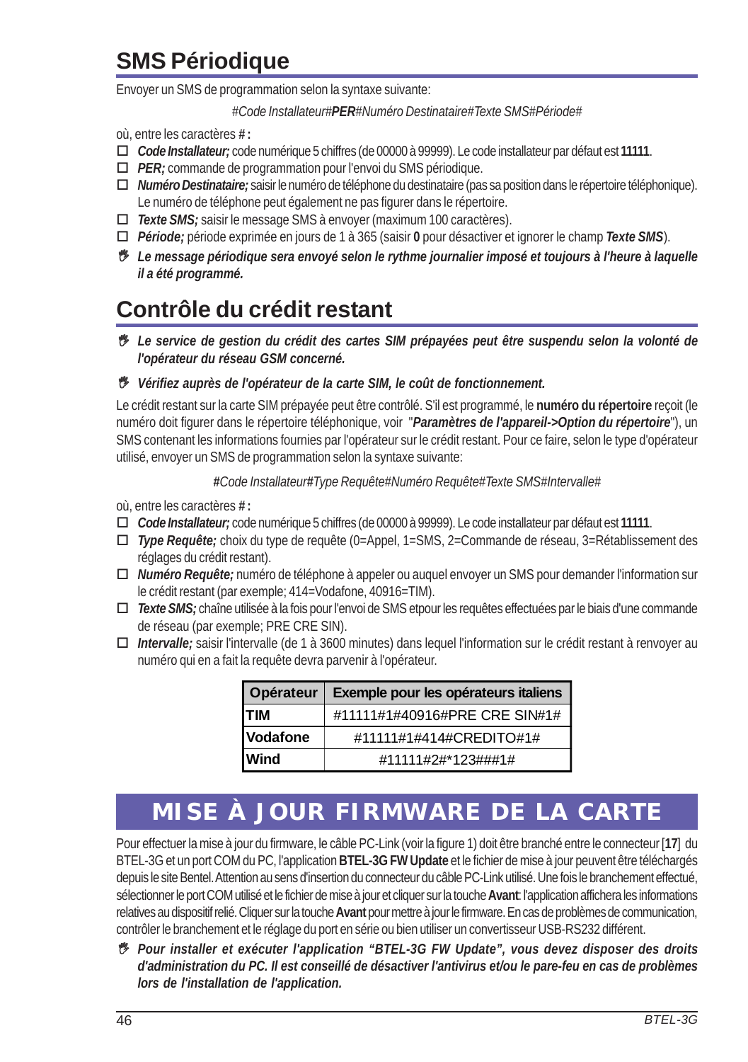## SMS Périodique

Envoyer un SMS de programmation selon la syntaxe suivante:

*#Code Installateur#**PER**#Numéro Destinataire#Texte SMS#Période#*

où, entre les caractères **#** :

- ☐ ***Code Installateur;*** code numérique 5 chiffres (de 00000 à 99999). Le code installateur par défaut est **11111**.
- ☐ ***PER;*** commande de programmation pour l'envoi du SMS périodique.
- ☐ ***Numéro Destinataire;*** saisir le numéro de téléphone du destinataire (pas sa position dans le répertoire téléphonique). Le numéro de téléphone peut également ne pas figurer dans le répertoire.
- ☐ ***Texte SMS;*** saisir le message SMS à envoyer (maximum 100 caractères).
- ☐ ***Période;*** période exprimée en jours de 1 à 365 (saisir **0** pour désactiver et ignorer le champ ***Texte SMS***).

***Le message périodique sera envoyé selon le rythme journalier imposé et toujours à l'heure à laquelle il a été programmé.***

## Contrôle du crédit restant

***Le service de gestion du crédit des cartes SIM prépayées peut être suspendu selon la volonté de l'opérateur du réseau GSM concerné.***

***Vérifiez auprès de l'opérateur de la carte SIM, le coût de fonctionnement.***

Le crédit restant sur la carte SIM prépayée peut être contrôlé. S'il est programmé, le **numéro du répertoire** reçoit (le numéro doit figurer dans le répertoire téléphonique, voir "***Paramètres de l'appareil->Option du répertoire***"), un SMS contenant les informations fournies par l'opérateur sur le crédit restant. Pour ce faire, selon le type d'opérateur utilisé, envoyer un SMS de programmation selon la syntaxe suivante:

***#****Code Installateur****#****Type Requête#Numéro Requête#Texte SMS#Intervalle#*

où, entre les caractères **#** :

- ☐ ***Code Installateur;*** code numérique 5 chiffres (de 00000 à 99999). Le code installateur par défaut est **11111**.
- ☐ ***Type Requête;*** choix du type de requête (0=Appel, 1=SMS, 2=Commande de réseau, 3=Rétablissement des réglages du crédit restant).
- ☐ ***Numéro Requête;*** numéro de téléphone à appeler ou auquel envoyer un SMS pour demander l'information sur le crédit restant (par exemple; 414=Vodafone, 40916=TIM).
- ☐ ***Texte SMS;*** chaîne utilisée à la fois pour l'envoi de SMS etpour les requêtes effectuées par le biais d'une commande de réseau (par exemple; PRE CRE SIN).
- ☐ ***Intervalle;*** saisir l'intervalle (de 1 à 3600 minutes) dans lequel l'information sur le crédit restant à renvoyer au numéro qui en a fait la requête devra parvenir à l'opérateur.

| Opérateur | Exemple pour les opérateurs italiens |
|---|---|
| **TIM** | #11111#1#40916#PRE CRE SIN#1# |
| **Vodafone** | #11111#1#414#CREDITO#1# |
| **Wind** | #11111#2#*123###1# |

# MISE À JOUR FIRMWARE DE LA CARTE

Pour effectuer la mise à jour du firmware, le câble PC-Link (voir la figure 1) doit être branché entre le connecteur [**17**] du BTEL-3G et un port COM du PC, l'application **BTEL-3G FW Update** et le fichier de mise à jour peuvent être téléchargés depuis le site Bentel. Attention au sens d'insertion du connecteur du câble PC-Link utilisé. Une fois le branchement effectué, sélectionner le port COM utilisé et le fichier de mise à jour et cliquer sur la touche **Avant**: l'application affichera les informations relatives au dispositif relié. Cliquer sur la touche **Avant** pour mettre à jour le firmware. En cas de problèmes de communication, contrôler le branchement et le réglage du port en série ou bien utiliser un convertisseur USB-RS232 différent.

***Pour installer et exécuter l'application “BTEL-3G FW Update”, vous devez disposer des droits d'administration du PC. Il est conseillé de désactiver l'antivirus et/ou le pare-feu en cas de problèmes lors de l'installation de l'application.***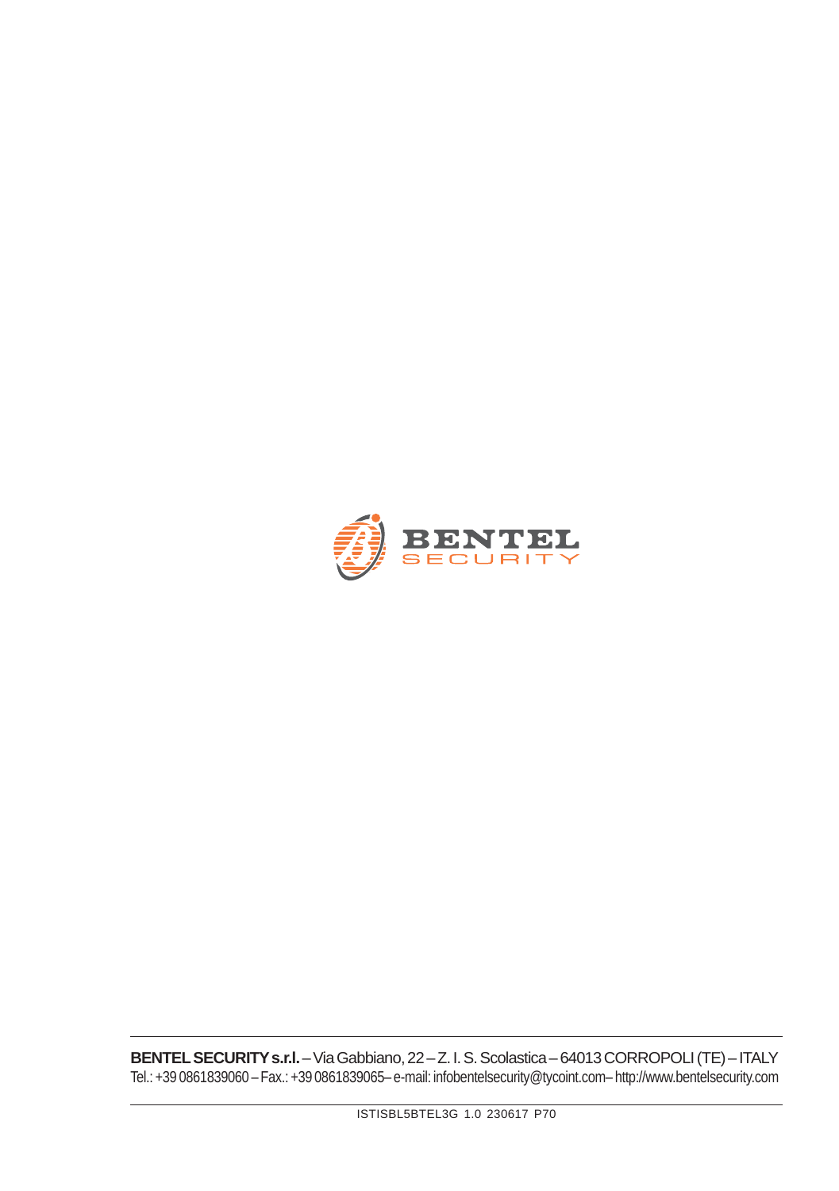BENTEL SECURITY

**BENTEL SECURITY s.r.l.** – Via Gabbiano, 22 – Z. I. S. Scolastica – 64013 CORROPOLI (TE) – ITALY
Tel.: +39 0861839060 – Fax.: +39 0861839065– e-mail: infobentelsecurity@tycoint.com– http://www.bentelsecurity.com

ISTISBL5BTEL3G 1.0 230617 P70